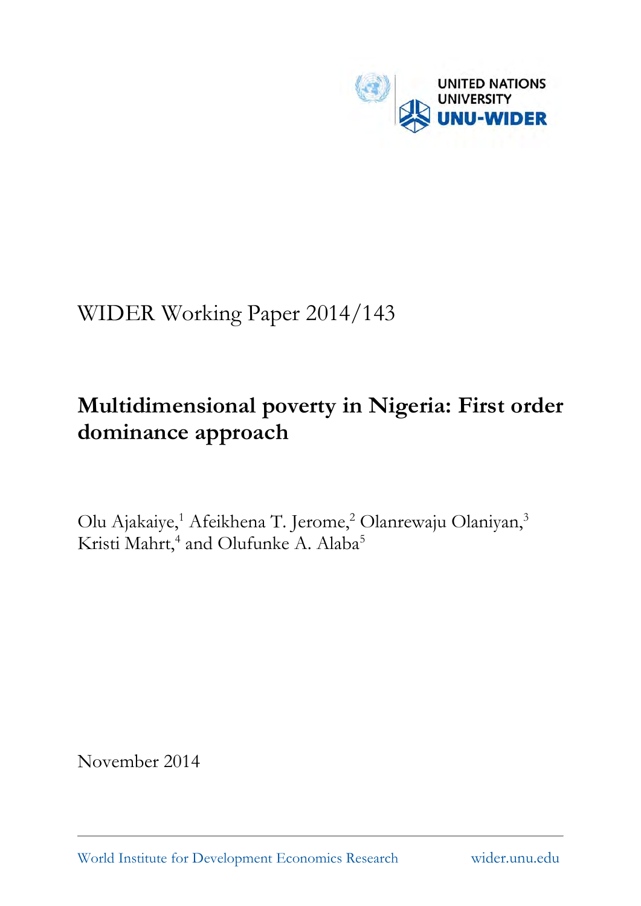UNITED NATIONS UNIVERSITY

UNU-WIDER

WIDER Working Paper 2014/143

# Multidimensional poverty in Nigeria: First order dominance approach

Olu Ajakaiye,[1] Afeikhena T. Jerome,[2] Olanrewaju Olaniyan,[3] Kristi Mahrt,[4] and Olufunke A. Alaba[5]

November 2014

World Institute for Development Economics Research wider.unu.edu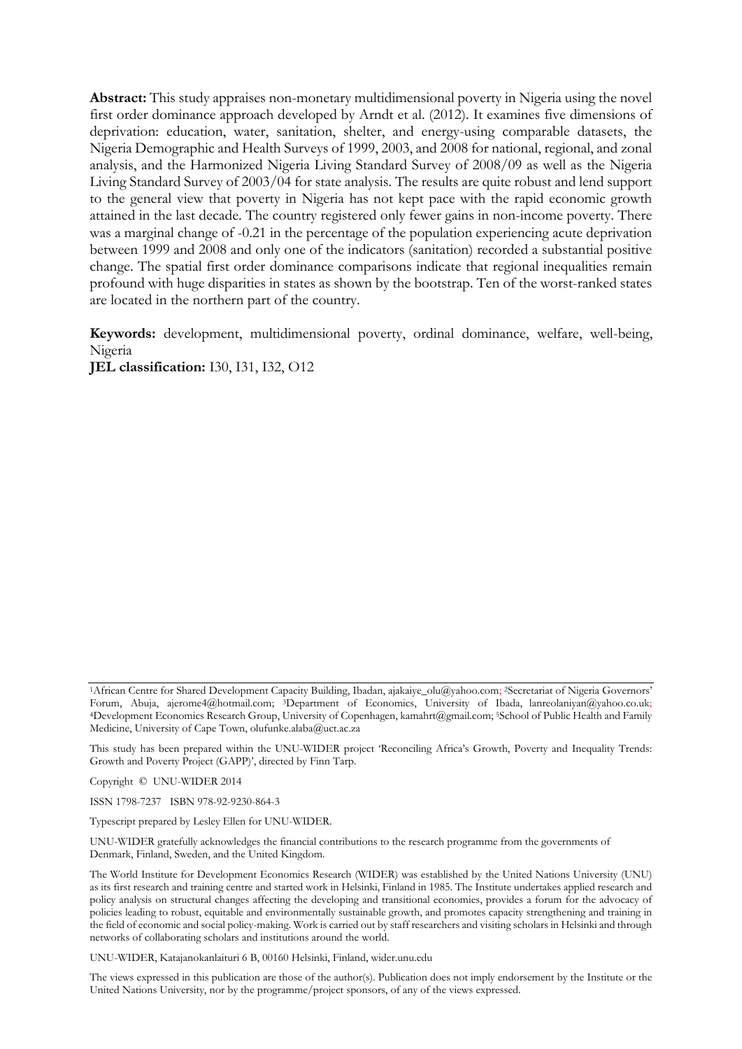**Abstract:** This study appraises non-monetary multidimensional poverty in Nigeria using the novel first order dominance approach developed by Arndt et al. (2012). It examines five dimensions of deprivation: education, water, sanitation, shelter, and energy-using comparable datasets, the Nigeria Demographic and Health Surveys of 1999, 2003, and 2008 for national, regional, and zonal analysis, and the Harmonized Nigeria Living Standard Survey of 2008/09 as well as the Nigeria Living Standard Survey of 2003/04 for state analysis. The results are quite robust and lend support to the general view that poverty in Nigeria has not kept pace with the rapid economic growth attained in the last decade. The country registered only fewer gains in non-income poverty. There was a marginal change of -0.21 in the percentage of the population experiencing acute deprivation between 1999 and 2008 and only one of the indicators (sanitation) recorded a substantial positive change. The spatial first order dominance comparisons indicate that regional inequalities remain profound with huge disparities in states as shown by the bootstrap. Ten of the worst-ranked states are located in the northern part of the country.

**Keywords:** development, multidimensional poverty, ordinal dominance, welfare, well-being, Nigeria

**JEL classification:** I30, I31, I32, O12

---

[1]African Centre for Shared Development Capacity Building, Ibadan, ajakaiye_olu@yahoo.com; [2]Secretariat of Nigeria Governors' Forum, Abuja, ajerome4@hotmail.com; [3]Department of Economics, University of Ibadan, lanreolaniyan@yahoo.co.uk; [4]Development Economics Research Group, University of Copenhagen, kamahrt@gmail.com; [5]School of Public Health and Family Medicine, University of Cape Town, olufunke.alaba@uct.ac.za

This study has been prepared within the UNU-WIDER project 'Reconciling Africa's Growth, Poverty and Inequality Trends: Growth and Poverty Project (GAPP)', directed by Finn Tarp.

Copyright © UNU-WIDER 2014

ISSN 1798-7237 ISBN 978-92-9230-864-3

Typescript prepared by Lesley Ellen for UNU-WIDER.

UNU-WIDER gratefully acknowledges the financial contributions to the research programme from the governments of Denmark, Finland, Sweden, and the United Kingdom.

The World Institute for Development Economics Research (WIDER) was established by the United Nations University (UNU) as its first research and training centre and started work in Helsinki, Finland in 1985. The Institute undertakes applied research and policy analysis on structural changes affecting the developing and transitional economies, provides a forum for the advocacy of policies leading to robust, equitable and environmentally sustainable growth, and promotes capacity strengthening and training in the field of economic and social policy-making. Work is carried out by staff researchers and visiting scholars in Helsinki and through networks of collaborating scholars and institutions around the world.

UNU-WIDER, Katajanokanlaituri 6 B, 00160 Helsinki, Finland, wider.unu.edu

The views expressed in this publication are those of the author(s). Publication does not imply endorsement by the Institute or the United Nations University, nor by the programme/project sponsors, of any of the views expressed.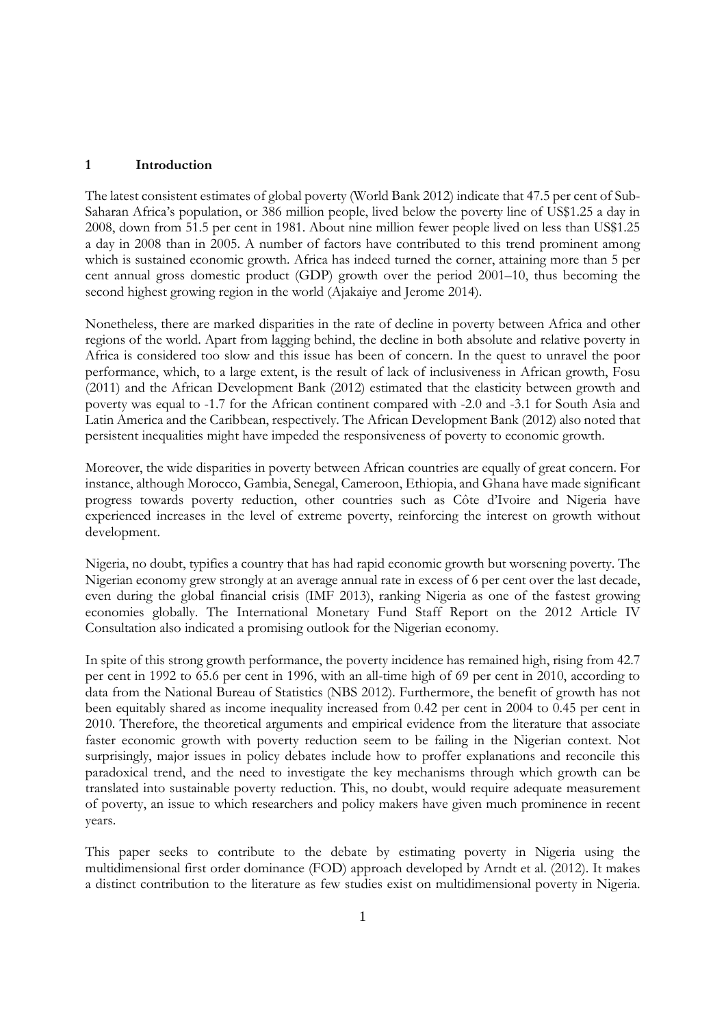# 1 Introduction

The latest consistent estimates of global poverty (World Bank 2012) indicate that 47.5 per cent of Sub-Saharan Africa's population, or 386 million people, lived below the poverty line of US$1.25 a day in 2008, down from 51.5 per cent in 1981. About nine million fewer people lived on less than US$1.25 a day in 2008 than in 2005. A number of factors have contributed to this trend prominent among which is sustained economic growth. Africa has indeed turned the corner, attaining more than 5 per cent annual gross domestic product (GDP) growth over the period 2001–10, thus becoming the second highest growing region in the world (Ajakaiye and Jerome 2014).

Nonetheless, there are marked disparities in the rate of decline in poverty between Africa and other regions of the world. Apart from lagging behind, the decline in both absolute and relative poverty in Africa is considered too slow and this issue has been of concern. In the quest to unravel the poor performance, which, to a large extent, is the result of lack of inclusiveness in African growth, Fosu (2011) and the African Development Bank (2012) estimated that the elasticity between growth and poverty was equal to -1.7 for the African continent compared with -2.0 and -3.1 for South Asia and Latin America and the Caribbean, respectively. The African Development Bank (2012) also noted that persistent inequalities might have impeded the responsiveness of poverty to economic growth.

Moreover, the wide disparities in poverty between African countries are equally of great concern. For instance, although Morocco, Gambia, Senegal, Cameroon, Ethiopia, and Ghana have made significant progress towards poverty reduction, other countries such as Côte d'Ivoire and Nigeria have experienced increases in the level of extreme poverty, reinforcing the interest on growth without development.

Nigeria, no doubt, typifies a country that has had rapid economic growth but worsening poverty. The Nigerian economy grew strongly at an average annual rate in excess of 6 per cent over the last decade, even during the global financial crisis (IMF 2013), ranking Nigeria as one of the fastest growing economies globally. The International Monetary Fund Staff Report on the 2012 Article IV Consultation also indicated a promising outlook for the Nigerian economy.

In spite of this strong growth performance, the poverty incidence has remained high, rising from 42.7 per cent in 1992 to 65.6 per cent in 1996, with an all-time high of 69 per cent in 2010, according to data from the National Bureau of Statistics (NBS 2012). Furthermore, the benefit of growth has not been equitably shared as income inequality increased from 0.42 per cent in 2004 to 0.45 per cent in 2010. Therefore, the theoretical arguments and empirical evidence from the literature that associate faster economic growth with poverty reduction seem to be failing in the Nigerian context. Not surprisingly, major issues in policy debates include how to proffer explanations and reconcile this paradoxical trend, and the need to investigate the key mechanisms through which growth can be translated into sustainable poverty reduction. This, no doubt, would require adequate measurement of poverty, an issue to which researchers and policy makers have given much prominence in recent years.

This paper seeks to contribute to the debate by estimating poverty in Nigeria using the multidimensional first order dominance (FOD) approach developed by Arndt et al. (2012). It makes a distinct contribution to the literature as few studies exist on multidimensional poverty in Nigeria.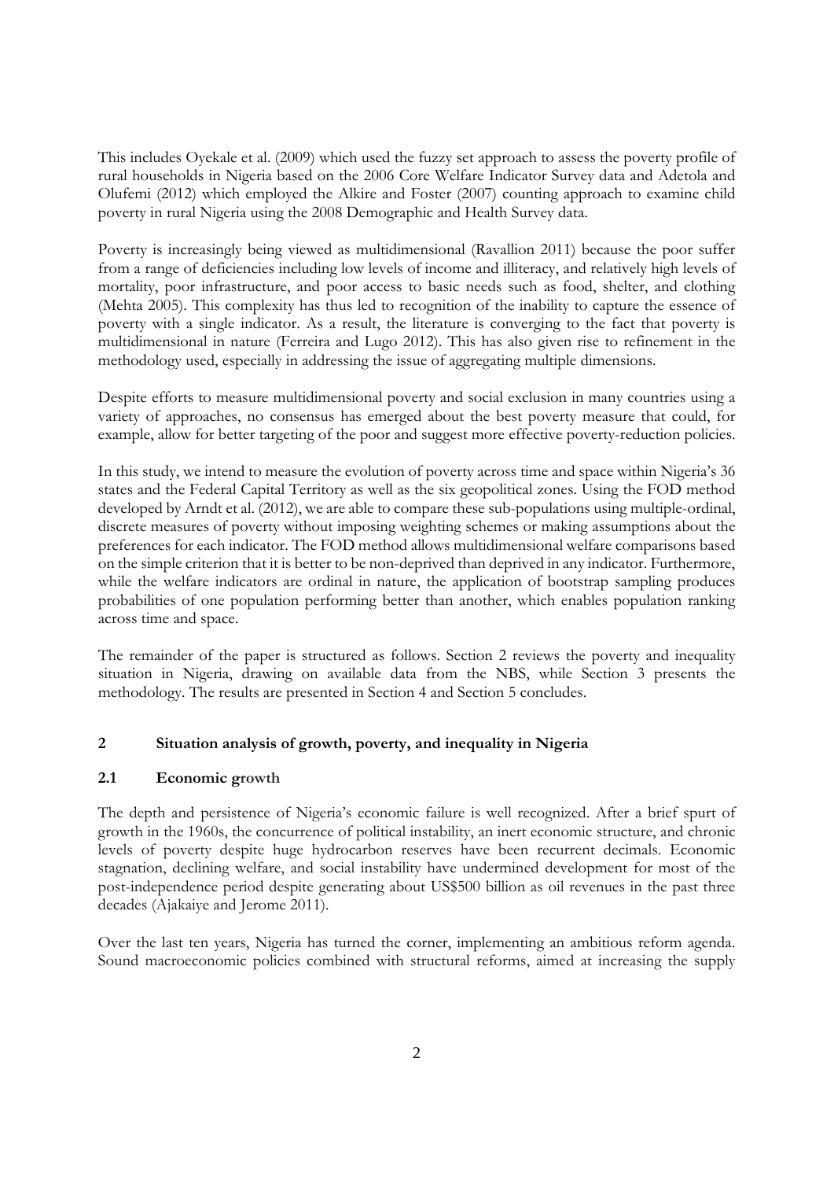This includes Oyekale et al. (2009) which used the fuzzy set approach to assess the poverty profile of rural households in Nigeria based on the 2006 Core Welfare Indicator Survey data and Adetola and Olufemi (2012) which employed the Alkire and Foster (2007) counting approach to examine child poverty in rural Nigeria using the 2008 Demographic and Health Survey data.

Poverty is increasingly being viewed as multidimensional (Ravallion 2011) because the poor suffer from a range of deficiencies including low levels of income and illiteracy, and relatively high levels of mortality, poor infrastructure, and poor access to basic needs such as food, shelter, and clothing (Mehta 2005). This complexity has thus led to recognition of the inability to capture the essence of poverty with a single indicator. As a result, the literature is converging to the fact that poverty is multidimensional in nature (Ferreira and Lugo 2012). This has also given rise to refinement in the methodology used, especially in addressing the issue of aggregating multiple dimensions.

Despite efforts to measure multidimensional poverty and social exclusion in many countries using a variety of approaches, no consensus has emerged about the best poverty measure that could, for example, allow for better targeting of the poor and suggest more effective poverty-reduction policies.

In this study, we intend to measure the evolution of poverty across time and space within Nigeria's 36 states and the Federal Capital Territory as well as the six geopolitical zones. Using the FOD method developed by Arndt et al. (2012), we are able to compare these sub-populations using multiple-ordinal, discrete measures of poverty without imposing weighting schemes or making assumptions about the preferences for each indicator. The FOD method allows multidimensional welfare comparisons based on the simple criterion that it is better to be non-deprived than deprived in any indicator. Furthermore, while the welfare indicators are ordinal in nature, the application of bootstrap sampling produces probabilities of one population performing better than another, which enables population ranking across time and space.

The remainder of the paper is structured as follows. Section 2 reviews the poverty and inequality situation in Nigeria, drawing on available data from the NBS, while Section 3 presents the methodology. The results are presented in Section 4 and Section 5 concludes.

## 2 Situation analysis of growth, poverty, and inequality in Nigeria

### 2.1 Economic growth

The depth and persistence of Nigeria's economic failure is well recognized. After a brief spurt of growth in the 1960s, the concurrence of political instability, an inert economic structure, and chronic levels of poverty despite huge hydrocarbon reserves have been recurrent decimals. Economic stagnation, declining welfare, and social instability have undermined development for most of the post-independence period despite generating about US$500 billion as oil revenues in the past three decades (Ajakaiye and Jerome 2011).

Over the last ten years, Nigeria has turned the corner, implementing an ambitious reform agenda. Sound macroeconomic policies combined with structural reforms, aimed at increasing the supply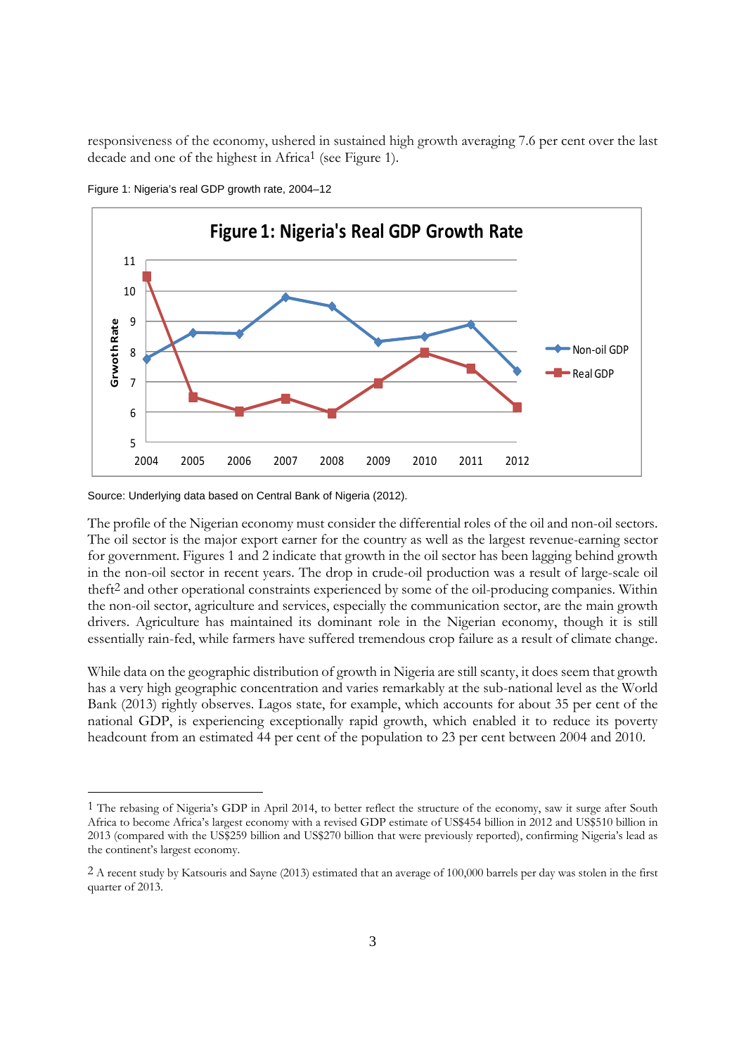responsiveness of the economy, ushered in sustained high growth averaging 7.6 per cent over the last decade and one of the highest in Africa[1] (see Figure 1).

Figure 1: Nigeria's real GDP growth rate, 2004–12

Source: Underlying data based on Central Bank of Nigeria (2012).

The profile of the Nigerian economy must consider the differential roles of the oil and non-oil sectors. The oil sector is the major export earner for the country as well as the largest revenue-earning sector for government. Figures 1 and 2 indicate that growth in the oil sector has been lagging behind growth in the non-oil sector in recent years. The drop in crude-oil production was a result of large-scale oil theft[2] and other operational constraints experienced by some of the oil-producing companies. Within the non-oil sector, agriculture and services, especially the communication sector, are the main growth drivers. Agriculture has maintained its dominant role in the Nigerian economy, though it is still essentially rain-fed, while farmers have suffered tremendous crop failure as a result of climate change.

While data on the geographic distribution of growth in Nigeria are still scanty, it does seem that growth has a very high geographic concentration and varies remarkably at the sub-national level as the World Bank (2013) rightly observes. Lagos state, for example, which accounts for about 35 per cent of the national GDP, is experiencing exceptionally rapid growth, which enabled it to reduce its poverty headcount from an estimated 44 per cent of the population to 23 per cent between 2004 and 2010.

---

[1] The rebasing of Nigeria's GDP in April 2014, to better reflect the structure of the economy, saw it surge after South Africa to become Africa's largest economy with a revised GDP estimate of US$454 billion in 2012 and US$510 billion in 2013 (compared with the US$259 billion and US$270 billion that were previously reported), confirming Nigeria's lead as the continent's largest economy.

[2] A recent study by Katsouris and Sayne (2013) estimated that an average of 100,000 barrels per day was stolen in the first quarter of 2013.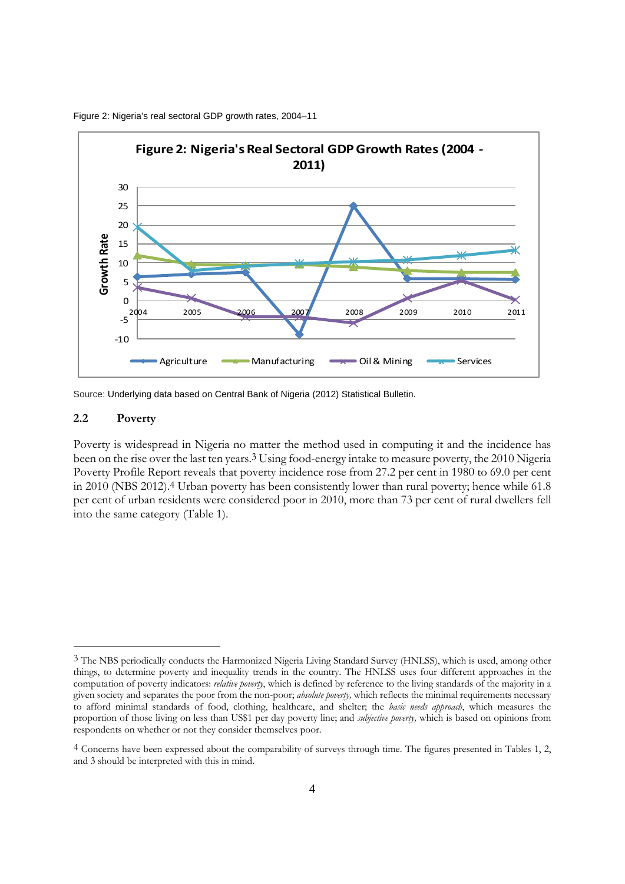Figure 2: Nigeria's real sectoral GDP growth rates, 2004–11

Source: Underlying data based on Central Bank of Nigeria (2012) Statistical Bulletin.

### 2.2 Poverty

Poverty is widespread in Nigeria no matter the method used in computing it and the incidence has been on the rise over the last ten years.[3] Using food-energy intake to measure poverty, the 2010 Nigeria Poverty Profile Report reveals that poverty incidence rose from 27.2 per cent in 1980 to 69.0 per cent in 2010 (NBS 2012).[4] Urban poverty has been consistently lower than rural poverty; hence while 61.8 per cent of urban residents were considered poor in 2010, more than 73 per cent of rural dwellers fell into the same category (Table 1).

---

[3] The NBS periodically conducts the Harmonized Nigeria Living Standard Survey (HNLSS), which is used, among other things, to determine poverty and inequality trends in the country. The HNLSS uses four different approaches in the computation of poverty indicators: *relative poverty*, which is defined by reference to the living standards of the majority in a given society and separates the poor from the non-poor; *absolute poverty,* which reflects the minimal requirements necessary to afford minimal standards of food, clothing, healthcare, and shelter; the *basic needs approach*, which measures the proportion of those living on less than US$1 per day poverty line; and *subjective poverty,* which is based on opinions from respondents on whether or not they consider themselves poor.

[4] Concerns have been expressed about the comparability of surveys through time. The figures presented in Tables 1, 2, and 3 should be interpreted with this in mind.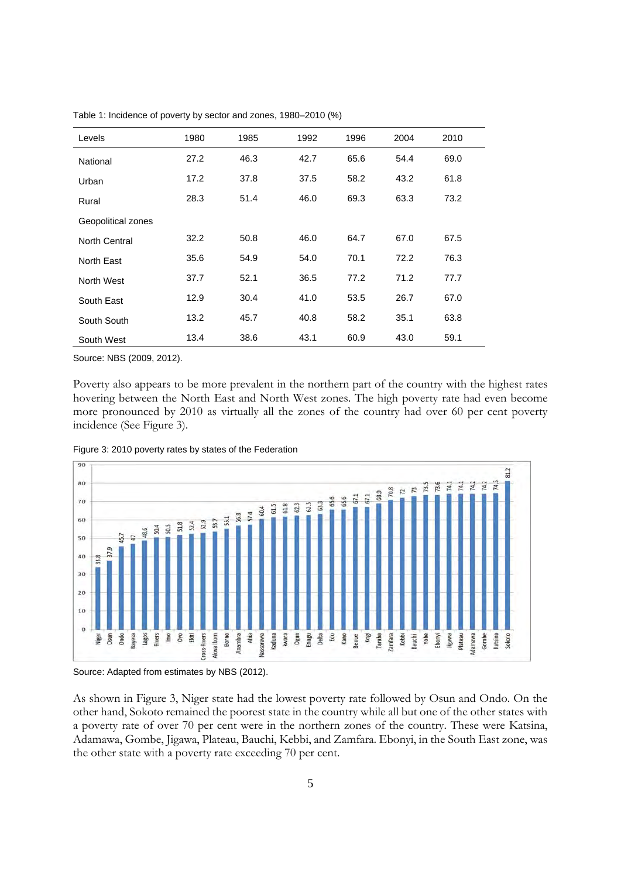Table 1: Incidence of poverty by sector and zones, 1980–2010 (%)

| Levels | 1980 | 1985 | 1992 | 1996 | 2004 | 2010 |
|---|---|---|---|---|---|---|
| National | 27.2 | 46.3 | 42.7 | 65.6 | 54.4 | 69.0 |
| Urban | 17.2 | 37.8 | 37.5 | 58.2 | 43.2 | 61.8 |
| Rural | 28.3 | 51.4 | 46.0 | 69.3 | 63.3 | 73.2 |
| Geopolitical zones | | | | | | |
| North Central | 32.2 | 50.8 | 46.0 | 64.7 | 67.0 | 67.5 |
| North East | 35.6 | 54.9 | 54.0 | 70.1 | 72.2 | 76.3 |
| North West | 37.7 | 52.1 | 36.5 | 77.2 | 71.2 | 77.7 |
| South East | 12.9 | 30.4 | 41.0 | 53.5 | 26.7 | 67.0 |
| South South | 13.2 | 45.7 | 40.8 | 58.2 | 35.1 | 63.8 |
| South West | 13.4 | 38.6 | 43.1 | 60.9 | 43.0 | 59.1 |

Source: NBS (2009, 2012).

Poverty also appears to be more prevalent in the northern part of the country with the highest rates hovering between the North East and North West zones. The high poverty rate had even become more pronounced by 2010 as virtually all the zones of the country had over 60 per cent poverty incidence (See Figure 3).

Figure 3: 2010 poverty rates by states of the Federation

Source: Adapted from estimates by NBS (2012).

As shown in Figure 3, Niger state had the lowest poverty rate followed by Osun and Ondo. On the other hand, Sokoto remained the poorest state in the country while all but one of the other states with a poverty rate of over 70 per cent were in the northern zones of the country. These were Katsina, Adamawa, Gombe, Jigawa, Plateau, Bauchi, Kebbi, and Zamfara. Ebonyi, in the South East zone, was the other state with a poverty rate exceeding 70 per cent.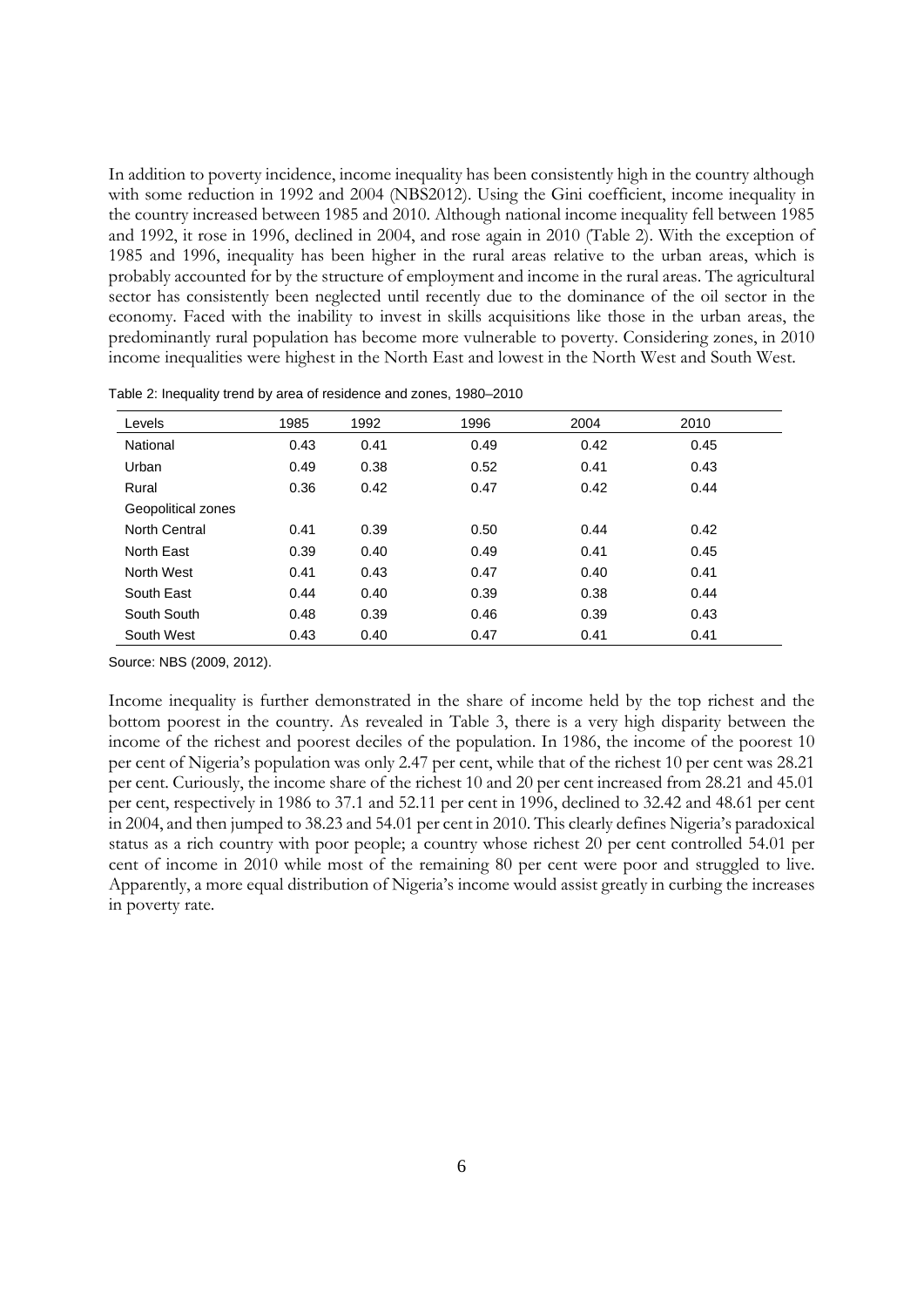In addition to poverty incidence, income inequality has been consistently high in the country although with some reduction in 1992 and 2004 (NBS2012). Using the Gini coefficient, income inequality in the country increased between 1985 and 2010. Although national income inequality fell between 1985 and 1992, it rose in 1996, declined in 2004, and rose again in 2010 (Table 2). With the exception of 1985 and 1996, inequality has been higher in the rural areas relative to the urban areas, which is probably accounted for by the structure of employment and income in the rural areas. The agricultural sector has consistently been neglected until recently due to the dominance of the oil sector in the economy. Faced with the inability to invest in skills acquisitions like those in the urban areas, the predominantly rural population has become more vulnerable to poverty. Considering zones, in 2010 income inequalities were highest in the North East and lowest in the North West and South West.

Table 2: Inequality trend by area of residence and zones, 1980–2010

| Levels | 1985 | 1992 | 1996 | 2004 | 2010 |
|---|---|---|---|---|---|
| National | 0.43 | 0.41 | 0.49 | 0.42 | 0.45 |
| Urban | 0.49 | 0.38 | 0.52 | 0.41 | 0.43 |
| Rural | 0.36 | 0.42 | 0.47 | 0.42 | 0.44 |
| Geopolitical zones | | | | | |
| North Central | 0.41 | 0.39 | 0.50 | 0.44 | 0.42 |
| North East | 0.39 | 0.40 | 0.49 | 0.41 | 0.45 |
| North West | 0.41 | 0.43 | 0.47 | 0.40 | 0.41 |
| South East | 0.44 | 0.40 | 0.39 | 0.38 | 0.44 |
| South South | 0.48 | 0.39 | 0.46 | 0.39 | 0.43 |
| South West | 0.43 | 0.40 | 0.47 | 0.41 | 0.41 |

Source: NBS (2009, 2012).

Income inequality is further demonstrated in the share of income held by the top richest and the bottom poorest in the country. As revealed in Table 3, there is a very high disparity between the income of the richest and poorest deciles of the population. In 1986, the income of the poorest 10 per cent of Nigeria's population was only 2.47 per cent, while that of the richest 10 per cent was 28.21 per cent. Curiously, the income share of the richest 10 and 20 per cent increased from 28.21 and 45.01 per cent, respectively in 1986 to 37.1 and 52.11 per cent in 1996, declined to 32.42 and 48.61 per cent in 2004, and then jumped to 38.23 and 54.01 per cent in 2010. This clearly defines Nigeria's paradoxical status as a rich country with poor people; a country whose richest 20 per cent controlled 54.01 per cent of income in 2010 while most of the remaining 80 per cent were poor and struggled to live. Apparently, a more equal distribution of Nigeria's income would assist greatly in curbing the increases in poverty rate.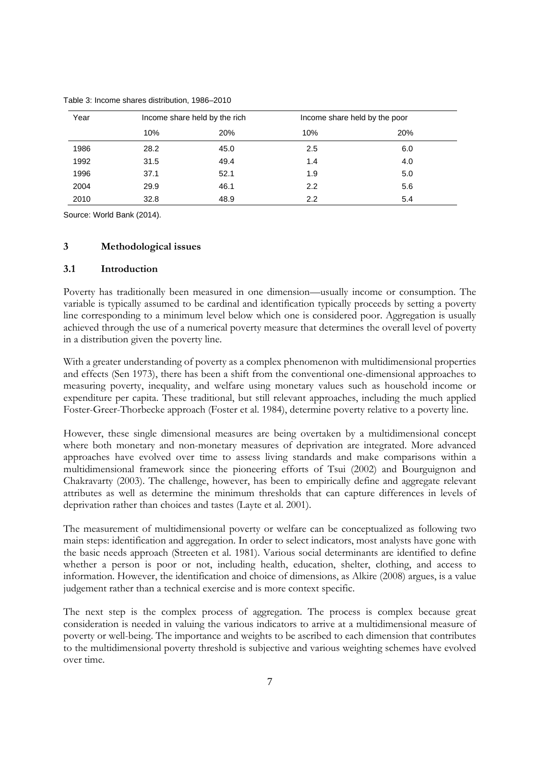Table 3: Income shares distribution, 1986–2010

| Year | Income share held by the rich | | Income share held by the poor | |
|---|---|---|---|---|
| | 10% | 20% | 10% | 20% |
| 1986 | 28.2 | 45.0 | 2.5 | 6.0 |
| 1992 | 31.5 | 49.4 | 1.4 | 4.0 |
| 1996 | 37.1 | 52.1 | 1.9 | 5.0 |
| 2004 | 29.9 | 46.1 | 2.2 | 5.6 |
| 2010 | 32.8 | 48.9 | 2.2 | 5.4 |

Source: World Bank (2014).

## 3 Methodological issues

### 3.1 Introduction

Poverty has traditionally been measured in one dimension—usually income or consumption. The variable is typically assumed to be cardinal and identification typically proceeds by setting a poverty line corresponding to a minimum level below which one is considered poor. Aggregation is usually achieved through the use of a numerical poverty measure that determines the overall level of poverty in a distribution given the poverty line.

With a greater understanding of poverty as a complex phenomenon with multidimensional properties and effects (Sen 1973), there has been a shift from the conventional one-dimensional approaches to measuring poverty, inequality, and welfare using monetary values such as household income or expenditure per capita. These traditional, but still relevant approaches, including the much applied Foster-Greer-Thorbecke approach (Foster et al. 1984), determine poverty relative to a poverty line.

However, these single dimensional measures are being overtaken by a multidimensional concept where both monetary and non-monetary measures of deprivation are integrated. More advanced approaches have evolved over time to assess living standards and make comparisons within a multidimensional framework since the pioneering efforts of Tsui (2002) and Bourguignon and Chakravarty (2003). The challenge, however, has been to empirically define and aggregate relevant attributes as well as determine the minimum thresholds that can capture differences in levels of deprivation rather than choices and tastes (Layte et al. 2001).

The measurement of multidimensional poverty or welfare can be conceptualized as following two main steps: identification and aggregation. In order to select indicators, most analysts have gone with the basic needs approach (Streeten et al. 1981). Various social determinants are identified to define whether a person is poor or not, including health, education, shelter, clothing, and access to information. However, the identification and choice of dimensions, as Alkire (2008) argues, is a value judgement rather than a technical exercise and is more context specific.

The next step is the complex process of aggregation. The process is complex because great consideration is needed in valuing the various indicators to arrive at a multidimensional measure of poverty or well-being. The importance and weights to be ascribed to each dimension that contributes to the multidimensional poverty threshold is subjective and various weighting schemes have evolved over time.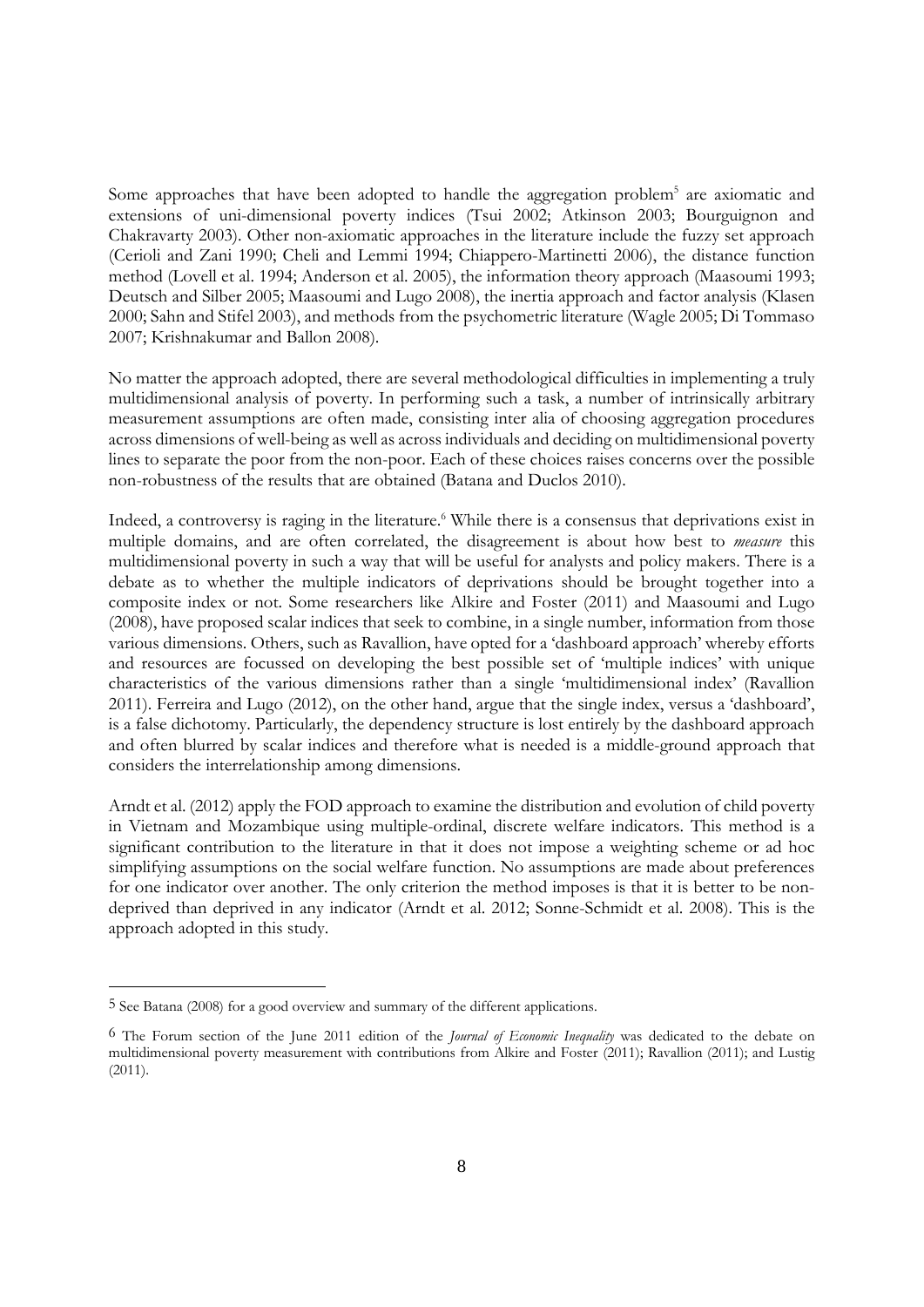Some approaches that have been adopted to handle the aggregation problem[5] are axiomatic and extensions of uni-dimensional poverty indices (Tsui 2002; Atkinson 2003; Bourguignon and Chakravarty 2003). Other non-axiomatic approaches in the literature include the fuzzy set approach (Cerioli and Zani 1990; Cheli and Lemmi 1994; Chiappero-Martinetti 2006), the distance function method (Lovell et al. 1994; Anderson et al. 2005), the information theory approach (Maasoumi 1993; Deutsch and Silber 2005; Maasoumi and Lugo 2008), the inertia approach and factor analysis (Klasen 2000; Sahn and Stifel 2003), and methods from the psychometric literature (Wagle 2005; Di Tommaso 2007; Krishnakumar and Ballon 2008).

No matter the approach adopted, there are several methodological difficulties in implementing a truly multidimensional analysis of poverty. In performing such a task, a number of intrinsically arbitrary measurement assumptions are often made, consisting inter alia of choosing aggregation procedures across dimensions of well-being as well as across individuals and deciding on multidimensional poverty lines to separate the poor from the non-poor. Each of these choices raises concerns over the possible non-robustness of the results that are obtained (Batana and Duclos 2010).

Indeed, a controversy is raging in the literature.[6] While there is a consensus that deprivations exist in multiple domains, and are often correlated, the disagreement is about how best to *measure* this multidimensional poverty in such a way that will be useful for analysts and policy makers. There is a debate as to whether the multiple indicators of deprivations should be brought together into a composite index or not. Some researchers like Alkire and Foster (2011) and Maasoumi and Lugo (2008), have proposed scalar indices that seek to combine, in a single number, information from those various dimensions. Others, such as Ravallion, have opted for a 'dashboard approach' whereby efforts and resources are focussed on developing the best possible set of 'multiple indices' with unique characteristics of the various dimensions rather than a single 'multidimensional index' (Ravallion 2011). Ferreira and Lugo (2012), on the other hand, argue that the single index, versus a 'dashboard', is a false dichotomy. Particularly, the dependency structure is lost entirely by the dashboard approach and often blurred by scalar indices and therefore what is needed is a middle-ground approach that considers the interrelationship among dimensions.

Arndt et al. (2012) apply the FOD approach to examine the distribution and evolution of child poverty in Vietnam and Mozambique using multiple-ordinal, discrete welfare indicators. This method is a significant contribution to the literature in that it does not impose a weighting scheme or ad hoc simplifying assumptions on the social welfare function. No assumptions are made about preferences for one indicator over another. The only criterion the method imposes is that it is better to be non-deprived than deprived in any indicator (Arndt et al. 2012; Sonne-Schmidt et al. 2008). This is the approach adopted in this study.

---

[5] See Batana (2008) for a good overview and summary of the different applications.

[6] The Forum section of the June 2011 edition of the *Journal of Economic Inequality* was dedicated to the debate on multidimensional poverty measurement with contributions from Alkire and Foster (2011); Ravallion (2011); and Lustig (2011).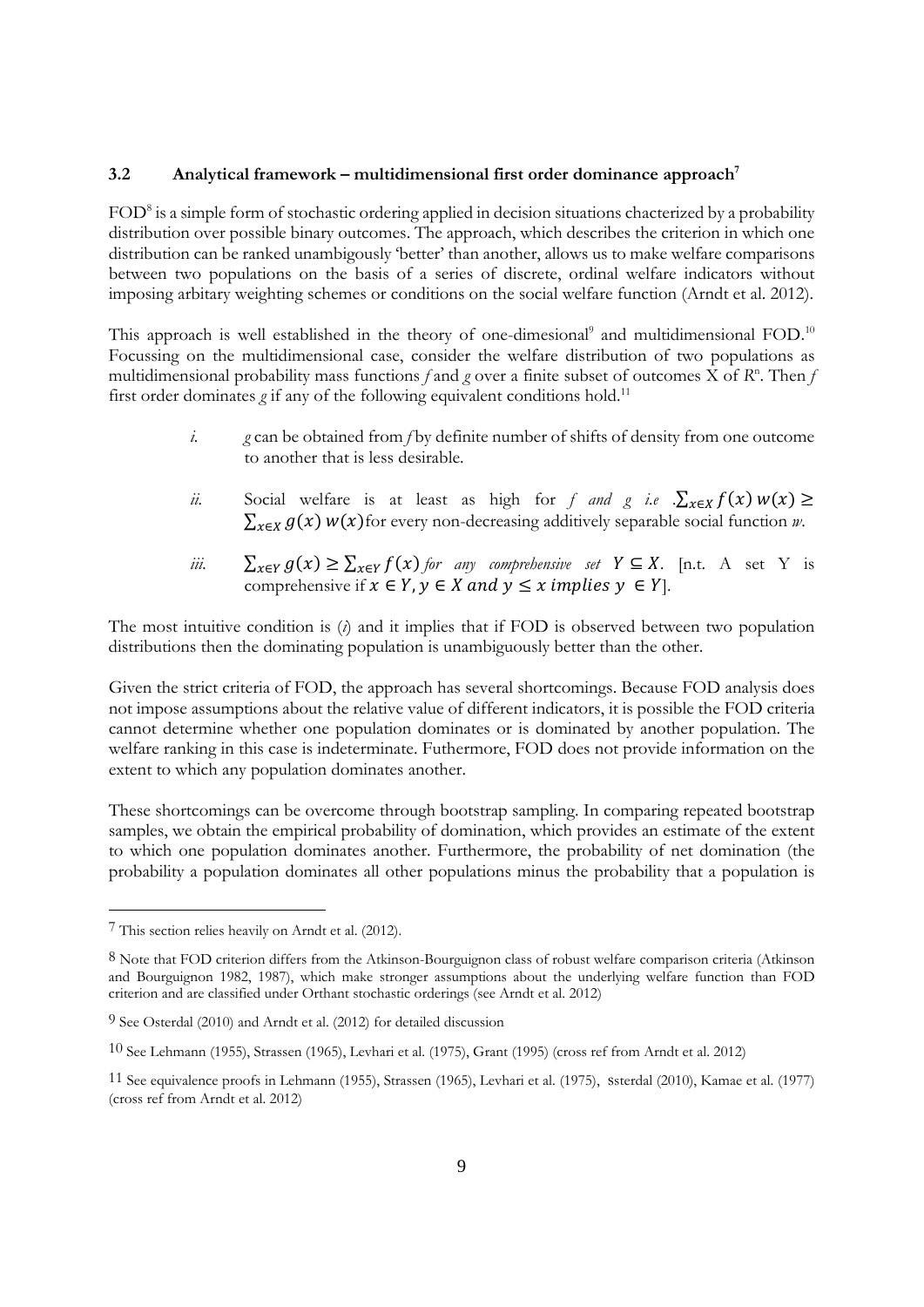### 3.2 Analytical framework – multidimensional first order dominance approach[7]

FOD[8] is a simple form of stochastic ordering applied in decision situations chacterized by a probability distribution over possible binary outcomes. The approach, which describes the criterion in which one distribution can be ranked unambigously 'better' than another, allows us to make welfare comparisons between two populations on the basis of a series of discrete, ordinal welfare indicators without imposing arbitary weighting schemes or conditions on the social welfare function (Arndt et al. 2012).

This approach is well established in the theory of one-dimesional[9] and multidimensional FOD.[10] Focussing on the multidimensional case, consider the welfare distribution of two populations as multidimensional probability mass functions *f* and *g* over a finite subset of outcomes X of $R^n$. Then *f* first order dominates *g* if any of the following equivalent conditions hold.[11]

*i.* *g* can be obtained from *f* by definite number of shifts of density from one outcome to another that is less desirable.

*ii.* Social welfare is at least as high for *f and g i.e* .$\sum_{x\in X} f(x)\, w(x) \geq \sum_{x\in X} g(x)\, w(x)$ for every non-decreasing additively separable social function *w*.

*iii.* $\sum_{x\in Y} g(x) \geq \sum_{x\in Y} f(x)$ *for any comprehensive set* $Y \subseteq X$. [n.t. A set Y is comprehensive if $x \in Y, y \in X \text{ and } y \leq x \text{ implies } y \in Y$].

The most intuitive condition is (*i*) and it implies that if FOD is observed between two population distributions then the dominating population is unambiguously better than the other.

Given the strict criteria of FOD, the approach has several shortcomings. Because FOD analysis does not impose assumptions about the relative value of different indicators, it is possible the FOD criteria cannot determine whether one population dominates or is dominated by another population. The welfare ranking in this case is indeterminate. Futhermore, FOD does not provide information on the extent to which any population dominates another.

These shortcomings can be overcome through bootstrap sampling. In comparing repeated bootstrap samples, we obtain the empirical probability of domination, which provides an estimate of the extent to which one population dominates another. Furthermore, the probability of net domination (the probability a population dominates all other populations minus the probability that a population is

---

[7] This section relies heavily on Arndt et al. (2012).

[8] Note that FOD criterion differs from the Atkinson-Bourguignon class of robust welfare comparison criteria (Atkinson and Bourguignon 1982, 1987), which make stronger assumptions about the underlying welfare function than FOD criterion and are classified under Orthant stochastic orderings (see Arndt et al. 2012)

[9] See Osterdal (2010) and Arndt et al. (2012) for detailed discussion

[10] See Lehmann (1955), Strassen (1965), Levhari et al. (1975), Grant (1995) (cross ref from Arndt et al. 2012)

[11] See equivalence proofs in Lehmann (1955), Strassen (1965), Levhari et al. (1975), Østerdal (2010), Kamae et al. (1977) (cross ref from Arndt et al. 2012)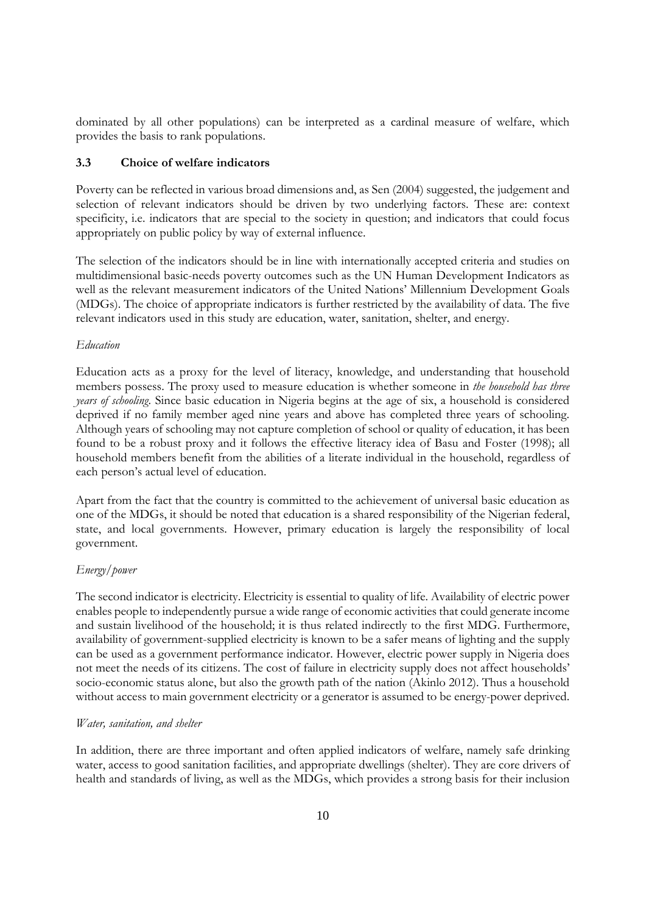dominated by all other populations) can be interpreted as a cardinal measure of welfare, which provides the basis to rank populations.

### 3.3 Choice of welfare indicators

Poverty can be reflected in various broad dimensions and, as Sen (2004) suggested, the judgement and selection of relevant indicators should be driven by two underlying factors. These are: context specificity, i.e. indicators that are special to the society in question; and indicators that could focus appropriately on public policy by way of external influence.

The selection of the indicators should be in line with internationally accepted criteria and studies on multidimensional basic-needs poverty outcomes such as the UN Human Development Indicators as well as the relevant measurement indicators of the United Nations' Millennium Development Goals (MDGs). The choice of appropriate indicators is further restricted by the availability of data. The five relevant indicators used in this study are education, water, sanitation, shelter, and energy.

*Education*

Education acts as a proxy for the level of literacy, knowledge, and understanding that household members possess. The proxy used to measure education is whether someone in *the household has three years of schooling*. Since basic education in Nigeria begins at the age of six, a household is considered deprived if no family member aged nine years and above has completed three years of schooling. Although years of schooling may not capture completion of school or quality of education, it has been found to be a robust proxy and it follows the effective literacy idea of Basu and Foster (1998); all household members benefit from the abilities of a literate individual in the household, regardless of each person's actual level of education.

Apart from the fact that the country is committed to the achievement of universal basic education as one of the MDGs, it should be noted that education is a shared responsibility of the Nigerian federal, state, and local governments. However, primary education is largely the responsibility of local government.

*Energy/power*

The second indicator is electricity. Electricity is essential to quality of life. Availability of electric power enables people to independently pursue a wide range of economic activities that could generate income and sustain livelihood of the household; it is thus related indirectly to the first MDG. Furthermore, availability of government-supplied electricity is known to be a safer means of lighting and the supply can be used as a government performance indicator. However, electric power supply in Nigeria does not meet the needs of its citizens. The cost of failure in electricity supply does not affect households' socio-economic status alone, but also the growth path of the nation (Akinlo 2012). Thus a household without access to main government electricity or a generator is assumed to be energy-power deprived.

*Water, sanitation, and shelter*

In addition, there are three important and often applied indicators of welfare, namely safe drinking water, access to good sanitation facilities, and appropriate dwellings (shelter). They are core drivers of health and standards of living, as well as the MDGs, which provides a strong basis for their inclusion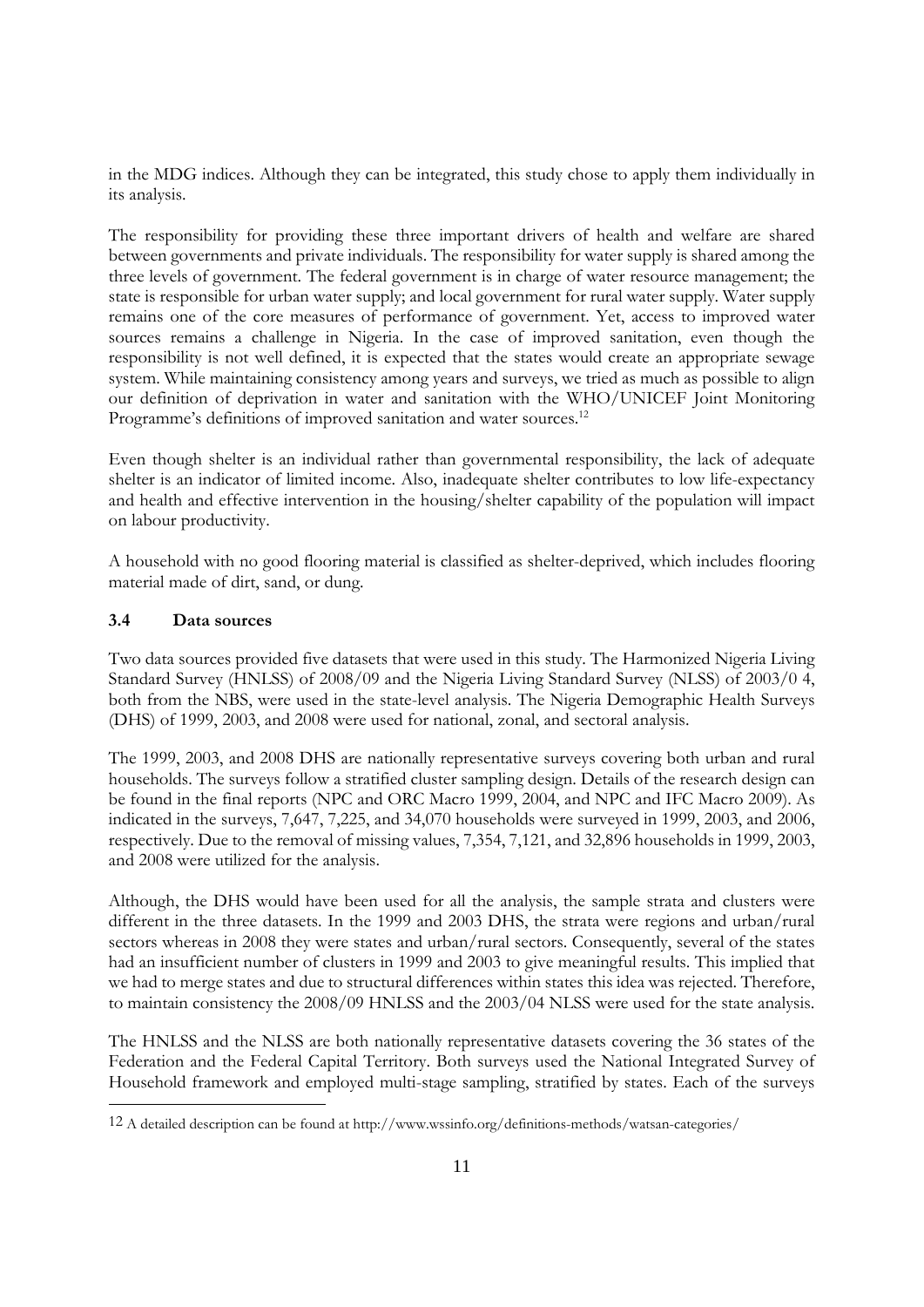in the MDG indices. Although they can be integrated, this study chose to apply them individually in its analysis.

The responsibility for providing these three important drivers of health and welfare are shared between governments and private individuals. The responsibility for water supply is shared among the three levels of government. The federal government is in charge of water resource management; the state is responsible for urban water supply; and local government for rural water supply. Water supply remains one of the core measures of performance of government. Yet, access to improved water sources remains a challenge in Nigeria. In the case of improved sanitation, even though the responsibility is not well defined, it is expected that the states would create an appropriate sewage system. While maintaining consistency among years and surveys, we tried as much as possible to align our definition of deprivation in water and sanitation with the WHO/UNICEF Joint Monitoring Programme's definitions of improved sanitation and water sources.[12]

Even though shelter is an individual rather than governmental responsibility, the lack of adequate shelter is an indicator of limited income. Also, inadequate shelter contributes to low life-expectancy and health and effective intervention in the housing/shelter capability of the population will impact on labour productivity.

A household with no good flooring material is classified as shelter-deprived, which includes flooring material made of dirt, sand, or dung.

### 3.4 Data sources

Two data sources provided five datasets that were used in this study. The Harmonized Nigeria Living Standard Survey (HNLSS) of 2008/09 and the Nigeria Living Standard Survey (NLSS) of 2003/0 4, both from the NBS, were used in the state-level analysis. The Nigeria Demographic Health Surveys (DHS) of 1999, 2003, and 2008 were used for national, zonal, and sectoral analysis.

The 1999, 2003, and 2008 DHS are nationally representative surveys covering both urban and rural households. The surveys follow a stratified cluster sampling design. Details of the research design can be found in the final reports (NPC and ORC Macro 1999, 2004, and NPC and IFC Macro 2009). As indicated in the surveys, 7,647, 7,225, and 34,070 households were surveyed in 1999, 2003, and 2006, respectively. Due to the removal of missing values, 7,354, 7,121, and 32,896 households in 1999, 2003, and 2008 were utilized for the analysis.

Although, the DHS would have been used for all the analysis, the sample strata and clusters were different in the three datasets. In the 1999 and 2003 DHS, the strata were regions and urban/rural sectors whereas in 2008 they were states and urban/rural sectors. Consequently, several of the states had an insufficient number of clusters in 1999 and 2003 to give meaningful results. This implied that we had to merge states and due to structural differences within states this idea was rejected. Therefore, to maintain consistency the 2008/09 HNLSS and the 2003/04 NLSS were used for the state analysis.

The HNLSS and the NLSS are both nationally representative datasets covering the 36 states of the Federation and the Federal Capital Territory. Both surveys used the National Integrated Survey of Household framework and employed multi-stage sampling, stratified by states. Each of the surveys

---

[12] A detailed description can be found at http://www.wssinfo.org/definitions-methods/watsan-categories/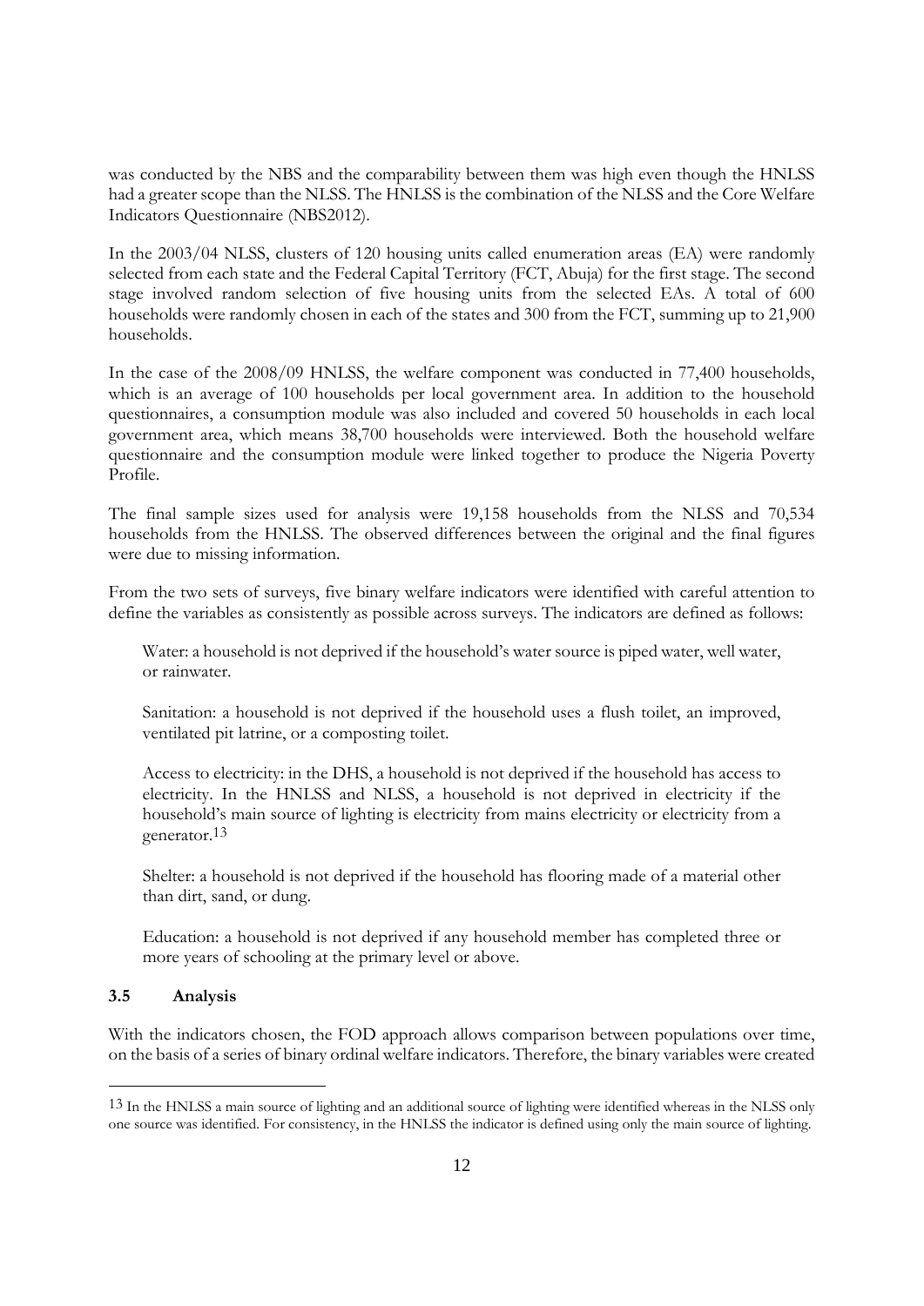was conducted by the NBS and the comparability between them was high even though the HNLSS had a greater scope than the NLSS. The HNLSS is the combination of the NLSS and the Core Welfare Indicators Questionnaire (NBS2012).

In the 2003/04 NLSS, clusters of 120 housing units called enumeration areas (EA) were randomly selected from each state and the Federal Capital Territory (FCT, Abuja) for the first stage. The second stage involved random selection of five housing units from the selected EAs. A total of 600 households were randomly chosen in each of the states and 300 from the FCT, summing up to 21,900 households.

In the case of the 2008/09 HNLSS, the welfare component was conducted in 77,400 households, which is an average of 100 households per local government area. In addition to the household questionnaires, a consumption module was also included and covered 50 households in each local government area, which means 38,700 households were interviewed. Both the household welfare questionnaire and the consumption module were linked together to produce the Nigeria Poverty Profile.

The final sample sizes used for analysis were 19,158 households from the NLSS and 70,534 households from the HNLSS. The observed differences between the original and the final figures were due to missing information.

From the two sets of surveys, five binary welfare indicators were identified with careful attention to define the variables as consistently as possible across surveys. The indicators are defined as follows:

Water: a household is not deprived if the household's water source is piped water, well water, or rainwater.

Sanitation: a household is not deprived if the household uses a flush toilet, an improved, ventilated pit latrine, or a composting toilet.

Access to electricity: in the DHS, a household is not deprived if the household has access to electricity. In the HNLSS and NLSS, a household is not deprived in electricity if the household's main source of lighting is electricity from mains electricity or electricity from a generator.[13]

Shelter: a household is not deprived if the household has flooring made of a material other than dirt, sand, or dung.

Education: a household is not deprived if any household member has completed three or more years of schooling at the primary level or above.

### 3.5 Analysis

With the indicators chosen, the FOD approach allows comparison between populations over time, on the basis of a series of binary ordinal welfare indicators. Therefore, the binary variables were created

---

[13] In the HNLSS a main source of lighting and an additional source of lighting were identified whereas in the NLSS only one source was identified. For consistency, in the HNLSS the indicator is defined using only the main source of lighting.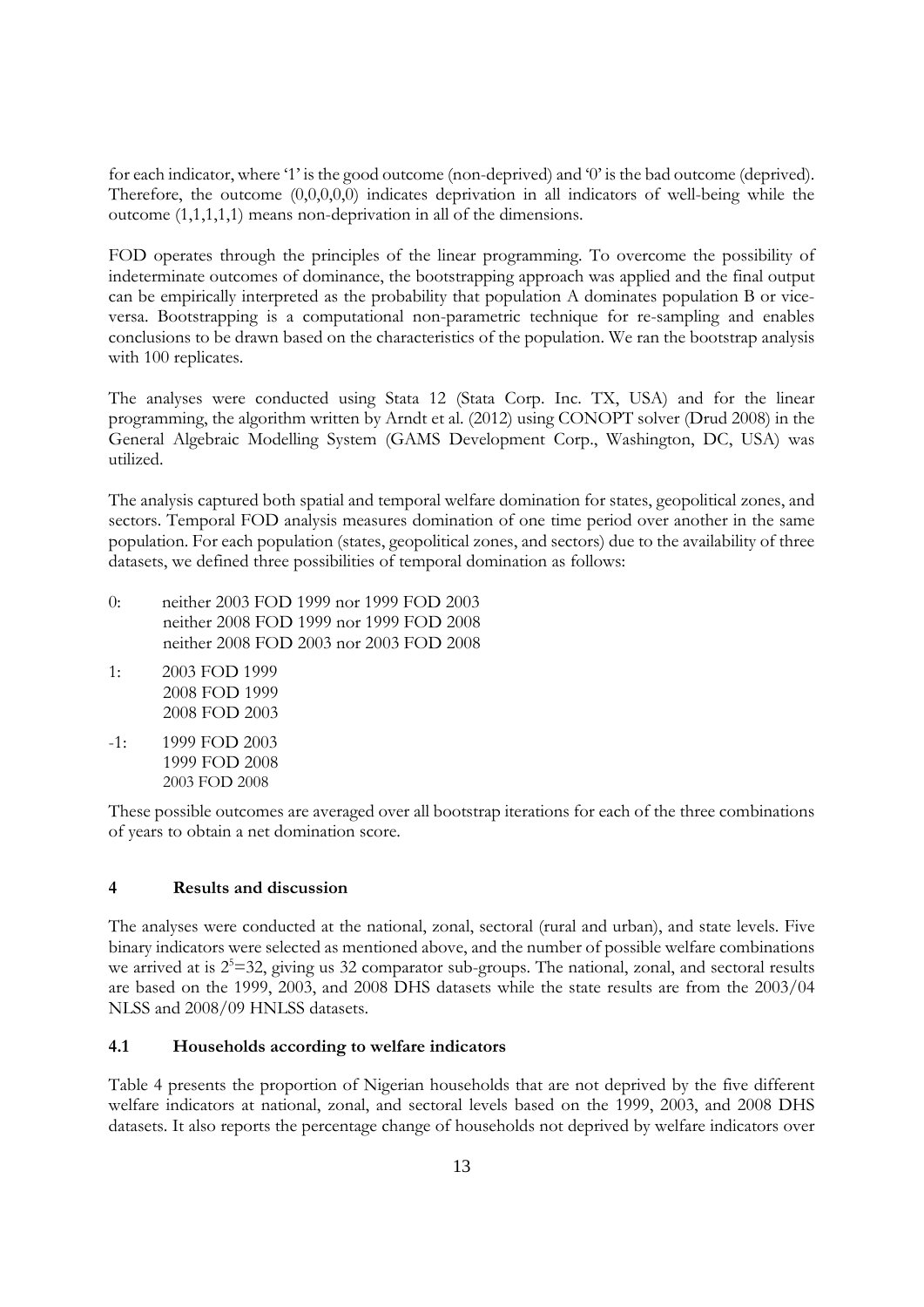for each indicator, where '1' is the good outcome (non-deprived) and '0' is the bad outcome (deprived). Therefore, the outcome (0,0,0,0,0) indicates deprivation in all indicators of well-being while the outcome (1,1,1,1,1) means non-deprivation in all of the dimensions.

FOD operates through the principles of the linear programming. To overcome the possibility of indeterminate outcomes of dominance, the bootstrapping approach was applied and the final output can be empirically interpreted as the probability that population A dominates population B or vice-versa. Bootstrapping is a computational non-parametric technique for re-sampling and enables conclusions to be drawn based on the characteristics of the population. We ran the bootstrap analysis with 100 replicates.

The analyses were conducted using Stata 12 (Stata Corp. Inc. TX, USA) and for the linear programming, the algorithm written by Arndt et al. (2012) using CONOPT solver (Drud 2008) in the General Algebraic Modelling System (GAMS Development Corp., Washington, DC, USA) was utilized.

The analysis captured both spatial and temporal welfare domination for states, geopolitical zones, and sectors. Temporal FOD analysis measures domination of one time period over another in the same population. For each population (states, geopolitical zones, and sectors) due to the availability of three datasets, we defined three possibilities of temporal domination as follows:

0: neither 2003 FOD 1999 nor 1999 FOD 2003
   neither 2008 FOD 1999 nor 1999 FOD 2008
   neither 2008 FOD 2003 nor 2003 FOD 2008

1: 2003 FOD 1999
   2008 FOD 1999
   2008 FOD 2003

-1: 1999 FOD 2003
   1999 FOD 2008
   2003 FOD 2008

These possible outcomes are averaged over all bootstrap iterations for each of the three combinations of years to obtain a net domination score.

## 4 Results and discussion

The analyses were conducted at the national, zonal, sectoral (rural and urban), and state levels. Five binary indicators were selected as mentioned above, and the number of possible welfare combinations we arrived at is $2^5=32$, giving us 32 comparator sub-groups. The national, zonal, and sectoral results are based on the 1999, 2003, and 2008 DHS datasets while the state results are from the 2003/04 NLSS and 2008/09 HNLSS datasets.

### 4.1 Households according to welfare indicators

Table 4 presents the proportion of Nigerian households that are not deprived by the five different welfare indicators at national, zonal, and sectoral levels based on the 1999, 2003, and 2008 DHS datasets. It also reports the percentage change of households not deprived by welfare indicators over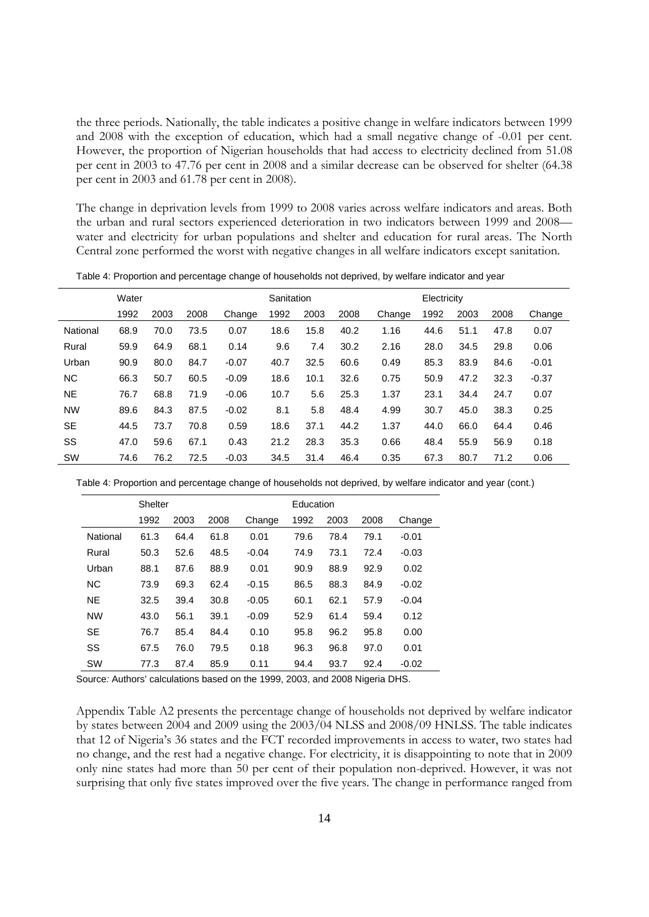the three periods. Nationally, the table indicates a positive change in welfare indicators between 1999 and 2008 with the exception of education, which had a small negative change of -0.01 per cent. However, the proportion of Nigerian households that had access to electricity declined from 51.08 per cent in 2003 to 47.76 per cent in 2008 and a similar decrease can be observed for shelter (64.38 per cent in 2003 and 61.78 per cent in 2008).

The change in deprivation levels from 1999 to 2008 varies across welfare indicators and areas. Both the urban and rural sectors experienced deterioration in two indicators between 1999 and 2008—water and electricity for urban populations and shelter and education for rural areas. The North Central zone performed the worst with negative changes in all welfare indicators except sanitation.

Table 4: Proportion and percentage change of households not deprived, by welfare indicator and year

| | Water | | | | Sanitation | | | | Electricity | | | |
|---|---|---|---|---|---|---|---|---|---|---|---|---|
| | 1992 | 2003 | 2008 | Change | 1992 | 2003 | 2008 | Change | 1992 | 2003 | 2008 | Change |
| National | 68.9 | 70.0 | 73.5 | 0.07 | 18.6 | 15.8 | 40.2 | 1.16 | 44.6 | 51.1 | 47.8 | 0.07 |
| Rural | 59.9 | 64.9 | 68.1 | 0.14 | 9.6 | 7.4 | 30.2 | 2.16 | 28.0 | 34.5 | 29.8 | 0.06 |
| Urban | 90.9 | 80.0 | 84.7 | -0.07 | 40.7 | 32.5 | 60.6 | 0.49 | 85.3 | 83.9 | 84.6 | -0.01 |
| NC | 66.3 | 50.7 | 60.5 | -0.09 | 18.6 | 10.1 | 32.6 | 0.75 | 50.9 | 47.2 | 32.3 | -0.37 |
| NE | 76.7 | 68.8 | 71.9 | -0.06 | 10.7 | 5.6 | 25.3 | 1.37 | 23.1 | 34.4 | 24.7 | 0.07 |
| NW | 89.6 | 84.3 | 87.5 | -0.02 | 8.1 | 5.8 | 48.4 | 4.99 | 30.7 | 45.0 | 38.3 | 0.25 |
| SE | 44.5 | 73.7 | 70.8 | 0.59 | 18.6 | 37.1 | 44.2 | 1.37 | 44.0 | 66.0 | 64.4 | 0.46 |
| SS | 47.0 | 59.6 | 67.1 | 0.43 | 21.2 | 28.3 | 35.3 | 0.66 | 48.4 | 55.9 | 56.9 | 0.18 |
| SW | 74.6 | 76.2 | 72.5 | -0.03 | 34.5 | 31.4 | 46.4 | 0.35 | 67.3 | 80.7 | 71.2 | 0.06 |

Table 4: Proportion and percentage change of households not deprived, by welfare indicator and year (cont.)

| | Shelter | | | | Education | | | |
|---|---|---|---|---|---|---|---|---|
| | 1992 | 2003 | 2008 | Change | 1992 | 2003 | 2008 | Change |
| National | 61.3 | 64.4 | 61.8 | 0.01 | 79.6 | 78.4 | 79.1 | -0.01 |
| Rural | 50.3 | 52.6 | 48.5 | -0.04 | 74.9 | 73.1 | 72.4 | -0.03 |
| Urban | 88.1 | 87.6 | 88.9 | 0.01 | 90.9 | 88.9 | 92.9 | 0.02 |
| NC | 73.9 | 69.3 | 62.4 | -0.15 | 86.5 | 88.3 | 84.9 | -0.02 |
| NE | 32.5 | 39.4 | 30.8 | -0.05 | 60.1 | 62.1 | 57.9 | -0.04 |
| NW | 43.0 | 56.1 | 39.1 | -0.09 | 52.9 | 61.4 | 59.4 | 0.12 |
| SE | 76.7 | 85.4 | 84.4 | 0.10 | 95.8 | 96.2 | 95.8 | 0.00 |
| SS | 67.5 | 76.0 | 79.5 | 0.18 | 96.3 | 96.8 | 97.0 | 0.01 |
| SW | 77.3 | 87.4 | 85.9 | 0.11 | 94.4 | 93.7 | 92.4 | -0.02 |

Source*:* Authors' calculations based on the 1999, 2003, and 2008 Nigeria DHS.

Appendix Table A2 presents the percentage change of households not deprived by welfare indicator by states between 2004 and 2009 using the 2003/04 NLSS and 2008/09 HNLSS. The table indicates that 12 of Nigeria's 36 states and the FCT recorded improvements in access to water, two states had no change, and the rest had a negative change. For electricity, it is disappointing to note that in 2009 only nine states had more than 50 per cent of their population non-deprived. However, it was not surprising that only five states improved over the five years. The change in performance ranged from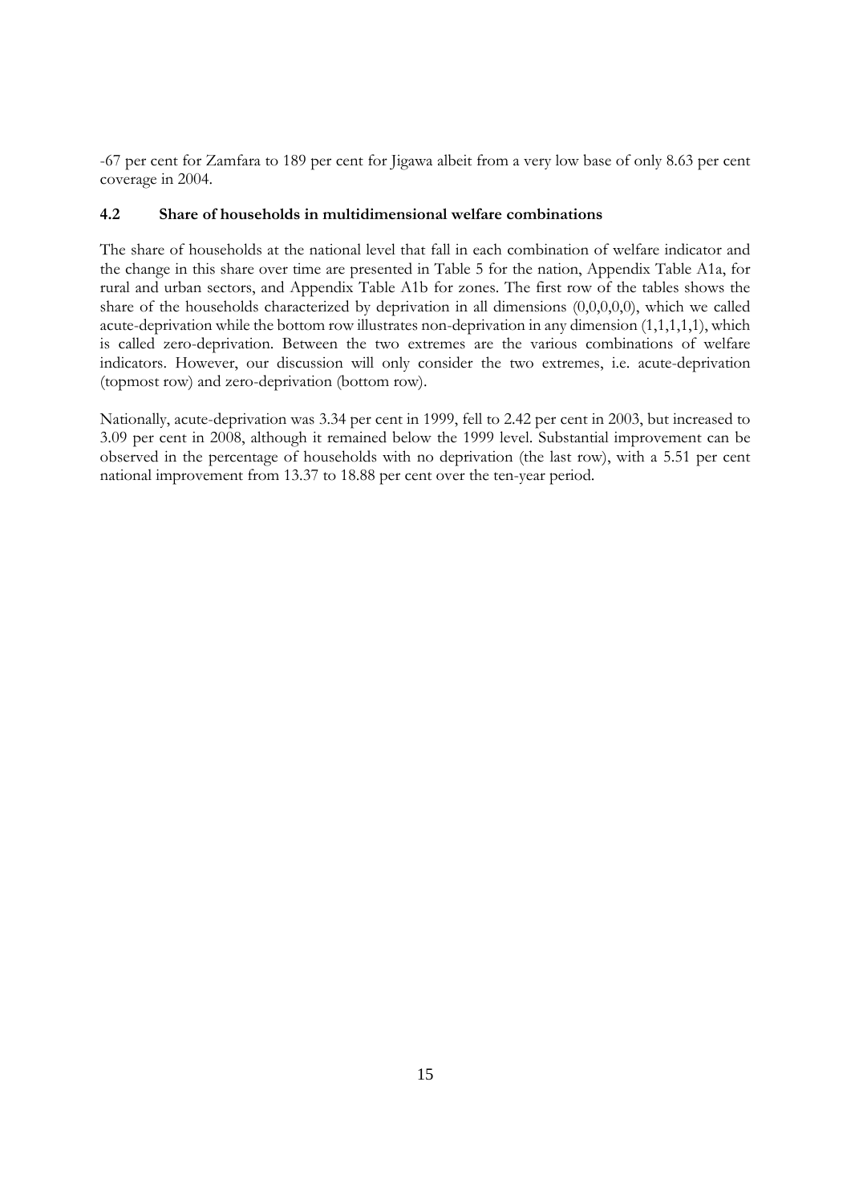-67 per cent for Zamfara to 189 per cent for Jigawa albeit from a very low base of only 8.63 per cent coverage in 2004.

### 4.2 Share of households in multidimensional welfare combinations

The share of households at the national level that fall in each combination of welfare indicator and the change in this share over time are presented in Table 5 for the nation, Appendix Table A1a, for rural and urban sectors, and Appendix Table A1b for zones. The first row of the tables shows the share of the households characterized by deprivation in all dimensions (0,0,0,0,0), which we called acute-deprivation while the bottom row illustrates non-deprivation in any dimension (1,1,1,1,1), which is called zero-deprivation. Between the two extremes are the various combinations of welfare indicators. However, our discussion will only consider the two extremes, i.e. acute-deprivation (topmost row) and zero-deprivation (bottom row).

Nationally, acute-deprivation was 3.34 per cent in 1999, fell to 2.42 per cent in 2003, but increased to 3.09 per cent in 2008, although it remained below the 1999 level. Substantial improvement can be observed in the percentage of households with no deprivation (the last row), with a 5.51 per cent national improvement from 13.37 to 18.88 per cent over the ten-year period.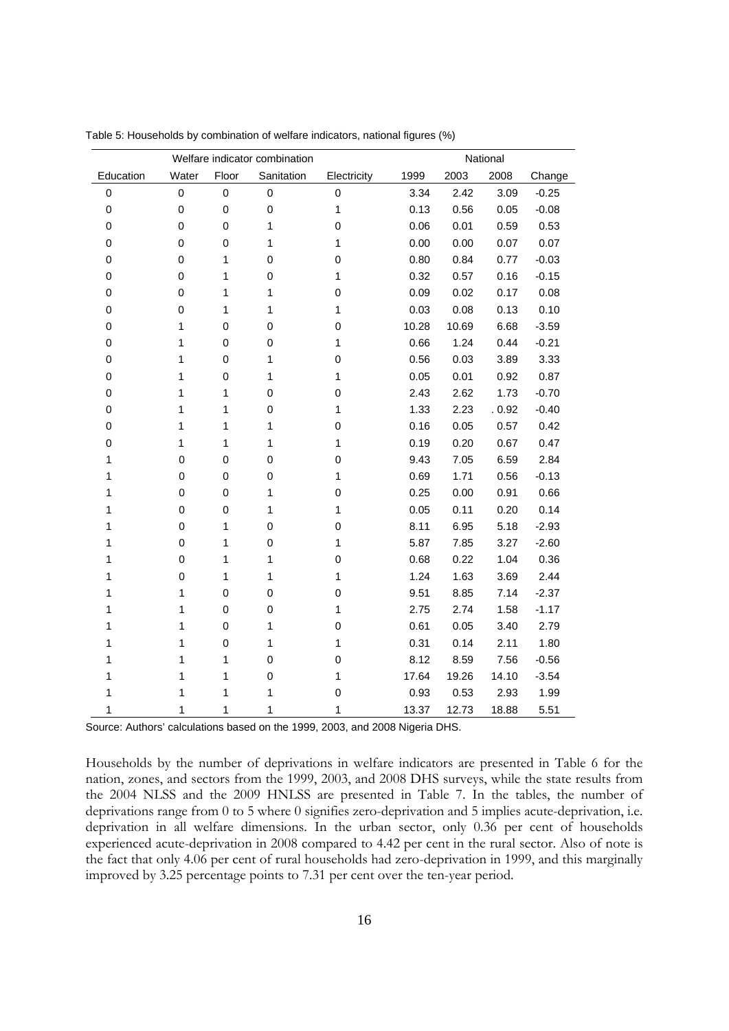Table 5: Households by combination of welfare indicators, national figures (%)

| Welfare indicator combination | | | | | National | | | |
|---|---|---|---|---|---|---|---|---|
| Education | Water | Floor | Sanitation | Electricity | 1999 | 2003 | 2008 | Change |
| 0 | 0 | 0 | 0 | 0 | 3.34 | 2.42 | 3.09 | -0.25 |
| 0 | 0 | 0 | 0 | 1 | 0.13 | 0.56 | 0.05 | -0.08 |
| 0 | 0 | 0 | 1 | 0 | 0.06 | 0.01 | 0.59 | 0.53 |
| 0 | 0 | 0 | 1 | 1 | 0.00 | 0.00 | 0.07 | 0.07 |
| 0 | 0 | 1 | 0 | 0 | 0.80 | 0.84 | 0.77 | -0.03 |
| 0 | 0 | 1 | 0 | 1 | 0.32 | 0.57 | 0.16 | -0.15 |
| 0 | 0 | 1 | 1 | 0 | 0.09 | 0.02 | 0.17 | 0.08 |
| 0 | 0 | 1 | 1 | 1 | 0.03 | 0.08 | 0.13 | 0.10 |
| 0 | 1 | 0 | 0 | 0 | 10.28 | 10.69 | 6.68 | -3.59 |
| 0 | 1 | 0 | 0 | 1 | 0.66 | 1.24 | 0.44 | -0.21 |
| 0 | 1 | 0 | 1 | 0 | 0.56 | 0.03 | 3.89 | 3.33 |
| 0 | 1 | 0 | 1 | 1 | 0.05 | 0.01 | 0.92 | 0.87 |
| 0 | 1 | 1 | 0 | 0 | 2.43 | 2.62 | 1.73 | -0.70 |
| 0 | 1 | 1 | 0 | 1 | 1.33 | 2.23 | . 0.92 | -0.40 |
| 0 | 1 | 1 | 1 | 0 | 0.16 | 0.05 | 0.57 | 0.42 |
| 0 | 1 | 1 | 1 | 1 | 0.19 | 0.20 | 0.67 | 0.47 |
| 1 | 0 | 0 | 0 | 0 | 9.43 | 7.05 | 6.59 | 2.84 |
| 1 | 0 | 0 | 0 | 1 | 0.69 | 1.71 | 0.56 | -0.13 |
| 1 | 0 | 0 | 1 | 0 | 0.25 | 0.00 | 0.91 | 0.66 |
| 1 | 0 | 0 | 1 | 1 | 0.05 | 0.11 | 0.20 | 0.14 |
| 1 | 0 | 1 | 0 | 0 | 8.11 | 6.95 | 5.18 | -2.93 |
| 1 | 0 | 1 | 0 | 1 | 5.87 | 7.85 | 3.27 | -2.60 |
| 1 | 0 | 1 | 1 | 0 | 0.68 | 0.22 | 1.04 | 0.36 |
| 1 | 0 | 1 | 1 | 1 | 1.24 | 1.63 | 3.69 | 2.44 |
| 1 | 1 | 0 | 0 | 0 | 9.51 | 8.85 | 7.14 | -2.37 |
| 1 | 1 | 0 | 0 | 1 | 2.75 | 2.74 | 1.58 | -1.17 |
| 1 | 1 | 0 | 1 | 0 | 0.61 | 0.05 | 3.40 | 2.79 |
| 1 | 1 | 0 | 1 | 1 | 0.31 | 0.14 | 2.11 | 1.80 |
| 1 | 1 | 1 | 0 | 0 | 8.12 | 8.59 | 7.56 | -0.56 |
| 1 | 1 | 1 | 0 | 1 | 17.64 | 19.26 | 14.10 | -3.54 |
| 1 | 1 | 1 | 1 | 0 | 0.93 | 0.53 | 2.93 | 1.99 |
| 1 | 1 | 1 | 1 | 1 | 13.37 | 12.73 | 18.88 | 5.51 |

Source: Authors' calculations based on the 1999, 2003, and 2008 Nigeria DHS.

Households by the number of deprivations in welfare indicators are presented in Table 6 for the nation, zones, and sectors from the 1999, 2003, and 2008 DHS surveys, while the state results from the 2004 NLSS and the 2009 HNLSS are presented in Table 7. In the tables, the number of deprivations range from 0 to 5 where 0 signifies zero-deprivation and 5 implies acute-deprivation, i.e. deprivation in all welfare dimensions. In the urban sector, only 0.36 per cent of households experienced acute-deprivation in 2008 compared to 4.42 per cent in the rural sector. Also of note is the fact that only 4.06 per cent of rural households had zero-deprivation in 1999, and this marginally improved by 3.25 percentage points to 7.31 per cent over the ten-year period.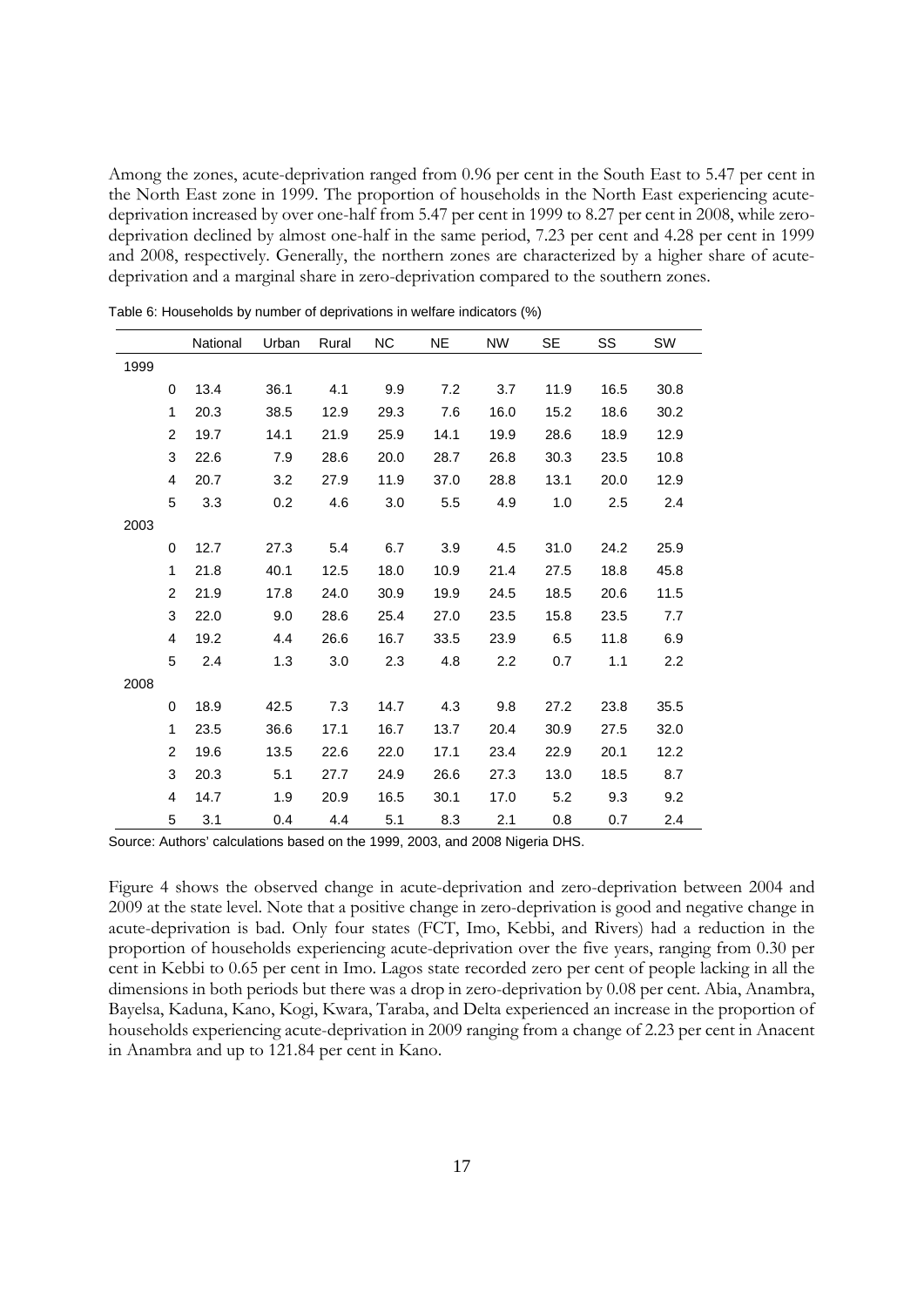Among the zones, acute-deprivation ranged from 0.96 per cent in the South East to 5.47 per cent in the North East zone in 1999. The proportion of households in the North East experiencing acute-deprivation increased by over one-half from 5.47 per cent in 1999 to 8.27 per cent in 2008, while zero-deprivation declined by almost one-half in the same period, 7.23 per cent and 4.28 per cent in 1999 and 2008, respectively. Generally, the northern zones are characterized by a higher share of acute-deprivation and a marginal share in zero-deprivation compared to the southern zones.

Table 6: Households by number of deprivations in welfare indicators (%)

| | | National | Urban | Rural | NC | NE | NW | SE | SS | SW |
|---|---|---|---|---|---|---|---|---|---|---|
| 1999 | | | | | | | | | | |
| | 0 | 13.4 | 36.1 | 4.1 | 9.9 | 7.2 | 3.7 | 11.9 | 16.5 | 30.8 |
| | 1 | 20.3 | 38.5 | 12.9 | 29.3 | 7.6 | 16.0 | 15.2 | 18.6 | 30.2 |
| | 2 | 19.7 | 14.1 | 21.9 | 25.9 | 14.1 | 19.9 | 28.6 | 18.9 | 12.9 |
| | 3 | 22.6 | 7.9 | 28.6 | 20.0 | 28.7 | 26.8 | 30.3 | 23.5 | 10.8 |
| | 4 | 20.7 | 3.2 | 27.9 | 11.9 | 37.0 | 28.8 | 13.1 | 20.0 | 12.9 |
| | 5 | 3.3 | 0.2 | 4.6 | 3.0 | 5.5 | 4.9 | 1.0 | 2.5 | 2.4 |
| 2003 | | | | | | | | | | |
| | 0 | 12.7 | 27.3 | 5.4 | 6.7 | 3.9 | 4.5 | 31.0 | 24.2 | 25.9 |
| | 1 | 21.8 | 40.1 | 12.5 | 18.0 | 10.9 | 21.4 | 27.5 | 18.8 | 45.8 |
| | 2 | 21.9 | 17.8 | 24.0 | 30.9 | 19.9 | 24.5 | 18.5 | 20.6 | 11.5 |
| | 3 | 22.0 | 9.0 | 28.6 | 25.4 | 27.0 | 23.5 | 15.8 | 23.5 | 7.7 |
| | 4 | 19.2 | 4.4 | 26.6 | 16.7 | 33.5 | 23.9 | 6.5 | 11.8 | 6.9 |
| | 5 | 2.4 | 1.3 | 3.0 | 2.3 | 4.8 | 2.2 | 0.7 | 1.1 | 2.2 |
| 2008 | | | | | | | | | | |
| | 0 | 18.9 | 42.5 | 7.3 | 14.7 | 4.3 | 9.8 | 27.2 | 23.8 | 35.5 |
| | 1 | 23.5 | 36.6 | 17.1 | 16.7 | 13.7 | 20.4 | 30.9 | 27.5 | 32.0 |
| | 2 | 19.6 | 13.5 | 22.6 | 22.0 | 17.1 | 23.4 | 22.9 | 20.1 | 12.2 |
| | 3 | 20.3 | 5.1 | 27.7 | 24.9 | 26.6 | 27.3 | 13.0 | 18.5 | 8.7 |
| | 4 | 14.7 | 1.9 | 20.9 | 16.5 | 30.1 | 17.0 | 5.2 | 9.3 | 9.2 |
| | 5 | 3.1 | 0.4 | 4.4 | 5.1 | 8.3 | 2.1 | 0.8 | 0.7 | 2.4 |

Source: Authors' calculations based on the 1999, 2003, and 2008 Nigeria DHS.

Figure 4 shows the observed change in acute-deprivation and zero-deprivation between 2004 and 2009 at the state level. Note that a positive change in zero-deprivation is good and negative change in acute-deprivation is bad. Only four states (FCT, Imo, Kebbi, and Rivers) had a reduction in the proportion of households experiencing acute-deprivation over the five years, ranging from 0.30 per cent in Kebbi to 0.65 per cent in Imo. Lagos state recorded zero per cent of people lacking in all the dimensions in both periods but there was a drop in zero-deprivation by 0.08 per cent. Abia, Anambra, Bayelsa, Kaduna, Kano, Kogi, Kwara, Taraba, and Delta experienced an increase in the proportion of households experiencing acute-deprivation in 2009 ranging from a change of 2.23 per cent in Anacent in Anambra and up to 121.84 per cent in Kano.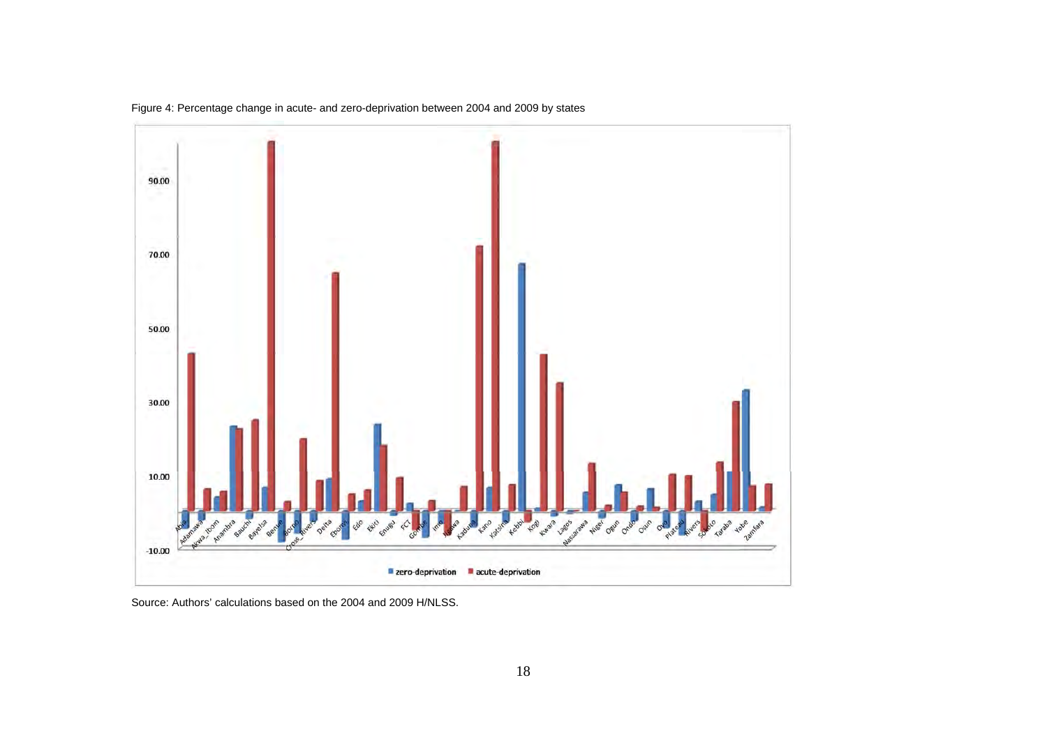Figure 4: Percentage change in acute- and zero-deprivation between 2004 and 2009 by states

Source: Authors' calculations based on the 2004 and 2009 H/NLSS.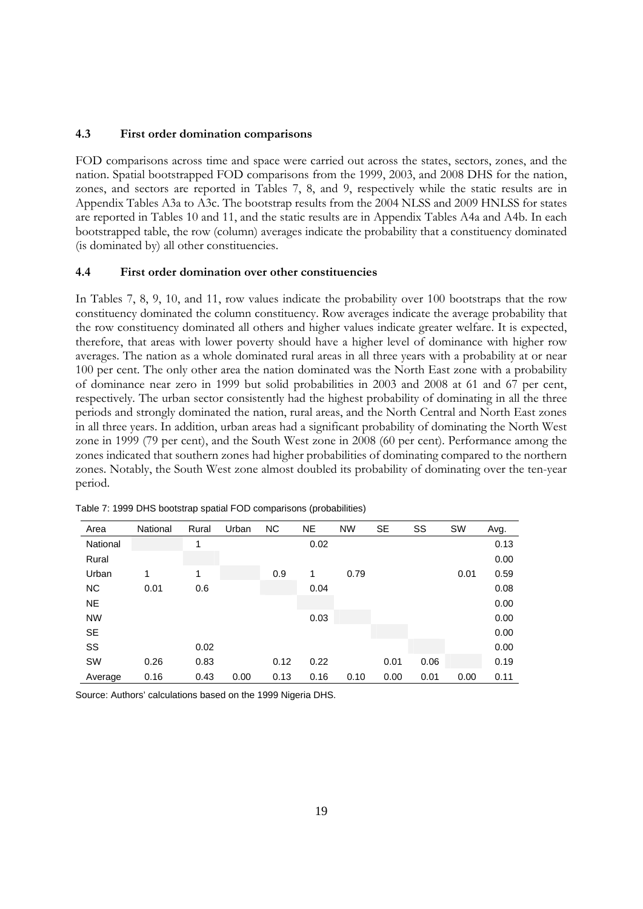### 4.3 First order domination comparisons

FOD comparisons across time and space were carried out across the states, sectors, zones, and the nation. Spatial bootstrapped FOD comparisons from the 1999, 2003, and 2008 DHS for the nation, zones, and sectors are reported in Tables 7, 8, and 9, respectively while the static results are in Appendix Tables A3a to A3c. The bootstrap results from the 2004 NLSS and 2009 HNLSS for states are reported in Tables 10 and 11, and the static results are in Appendix Tables A4a and A4b. In each bootstrapped table, the row (column) averages indicate the probability that a constituency dominated (is dominated by) all other constituencies.

### 4.4 First order domination over other constituencies

In Tables 7, 8, 9, 10, and 11, row values indicate the probability over 100 bootstraps that the row constituency dominated the column constituency. Row averages indicate the average probability that the row constituency dominated all others and higher values indicate greater welfare. It is expected, therefore, that areas with lower poverty should have a higher level of dominance with higher row averages. The nation as a whole dominated rural areas in all three years with a probability at or near 100 per cent. The only other area the nation dominated was the North East zone with a probability of dominance near zero in 1999 but solid probabilities in 2003 and 2008 at 61 and 67 per cent, respectively. The urban sector consistently had the highest probability of dominating in all the three periods and strongly dominated the nation, rural areas, and the North Central and North East zones in all three years. In addition, urban areas had a significant probability of dominating the North West zone in 1999 (79 per cent), and the South West zone in 2008 (60 per cent). Performance among the zones indicated that southern zones had higher probabilities of dominating compared to the northern zones. Notably, the South West zone almost doubled its probability of dominating over the ten-year period.

Table 7: 1999 DHS bootstrap spatial FOD comparisons (probabilities)

| Area | National | Rural | Urban | NC | NE | NW | SE | SS | SW | Avg. |
|---|---|---|---|---|---|---|---|---|---|---|
| National | | 1 | | | 0.02 | | | | | 0.13 |
| Rural | | | | | | | | | | 0.00 |
| Urban | 1 | 1 | | 0.9 | 1 | 0.79 | | | 0.01 | 0.59 |
| NC | 0.01 | 0.6 | | | 0.04 | | | | | 0.08 |
| NE | | | | | | | | | | 0.00 |
| NW | | | | | 0.03 | | | | | 0.00 |
| SE | | | | | | | | | | 0.00 |
| SS | | 0.02 | | | | | | | | 0.00 |
| SW | 0.26 | 0.83 | | 0.12 | 0.22 | | 0.01 | 0.06 | | 0.19 |
| Average | 0.16 | 0.43 | 0.00 | 0.13 | 0.16 | 0.10 | 0.00 | 0.01 | 0.00 | 0.11 |

Source: Authors' calculations based on the 1999 Nigeria DHS.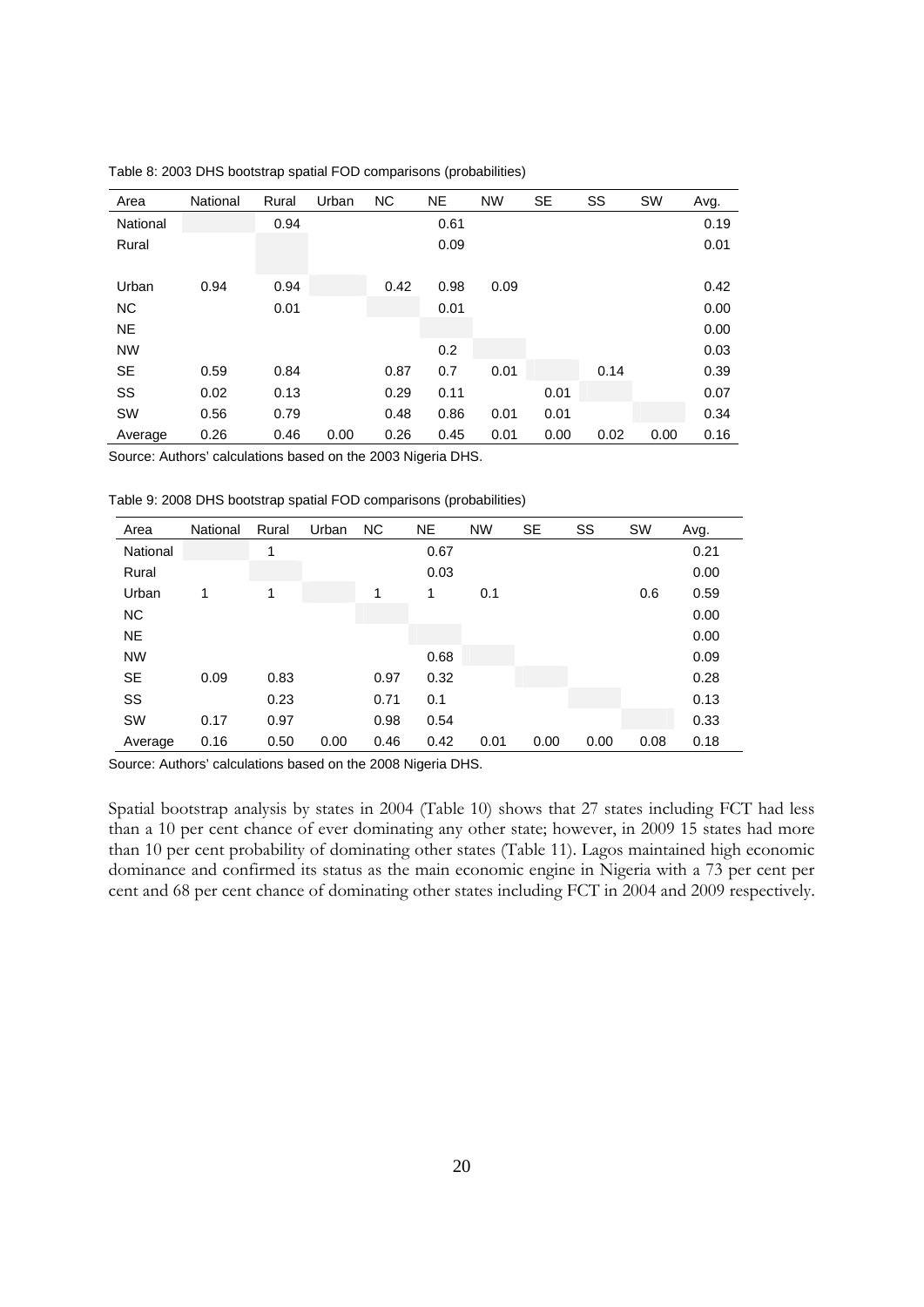Table 8: 2003 DHS bootstrap spatial FOD comparisons (probabilities)

| Area | National | Rural | Urban | NC | NE | NW | SE | SS | SW | Avg. |
|---|---|---|---|---|---|---|---|---|---|---|
| National | | 0.94 | | | 0.61 | | | | | 0.19 |
| Rural | | | | | 0.09 | | | | | 0.01 |
| Urban | 0.94 | 0.94 | | 0.42 | 0.98 | 0.09 | | | | 0.42 |
| NC | | 0.01 | | | 0.01 | | | | | 0.00 |
| NE | | | | | | | | | | 0.00 |
| NW | | | | | 0.2 | | | | | 0.03 |
| SE | 0.59 | 0.84 | | 0.87 | 0.7 | 0.01 | | 0.14 | | 0.39 |
| SS | 0.02 | 0.13 | | 0.29 | 0.11 | | 0.01 | | | 0.07 |
| SW | 0.56 | 0.79 | | 0.48 | 0.86 | 0.01 | 0.01 | | | 0.34 |
| Average | 0.26 | 0.46 | 0.00 | 0.26 | 0.45 | 0.01 | 0.00 | 0.02 | 0.00 | 0.16 |

Source: Authors' calculations based on the 2003 Nigeria DHS.

Table 9: 2008 DHS bootstrap spatial FOD comparisons (probabilities)

| Area | National | Rural | Urban | NC | NE | NW | SE | SS | SW | Avg. |
|---|---|---|---|---|---|---|---|---|---|---|
| National | | 1 | | | 0.67 | | | | | 0.21 |
| Rural | | | | | 0.03 | | | | | 0.00 |
| Urban | 1 | 1 | | 1 | 1 | 0.1 | | | 0.6 | 0.59 |
| NC | | | | | | | | | | 0.00 |
| NE | | | | | | | | | | 0.00 |
| NW | | | | | 0.68 | | | | | 0.09 |
| SE | 0.09 | 0.83 | | 0.97 | 0.32 | | | | | 0.28 |
| SS | | 0.23 | | 0.71 | 0.1 | | | | | 0.13 |
| SW | 0.17 | 0.97 | | 0.98 | 0.54 | | | | | 0.33 |
| Average | 0.16 | 0.50 | 0.00 | 0.46 | 0.42 | 0.01 | 0.00 | 0.00 | 0.08 | 0.18 |

Source: Authors' calculations based on the 2008 Nigeria DHS.

Spatial bootstrap analysis by states in 2004 (Table 10) shows that 27 states including FCT had less than a 10 per cent chance of ever dominating any other state; however, in 2009 15 states had more than 10 per cent probability of dominating other states (Table 11). Lagos maintained high economic dominance and confirmed its status as the main economic engine in Nigeria with a 73 per cent per cent and 68 per cent chance of dominating other states including FCT in 2004 and 2009 respectively.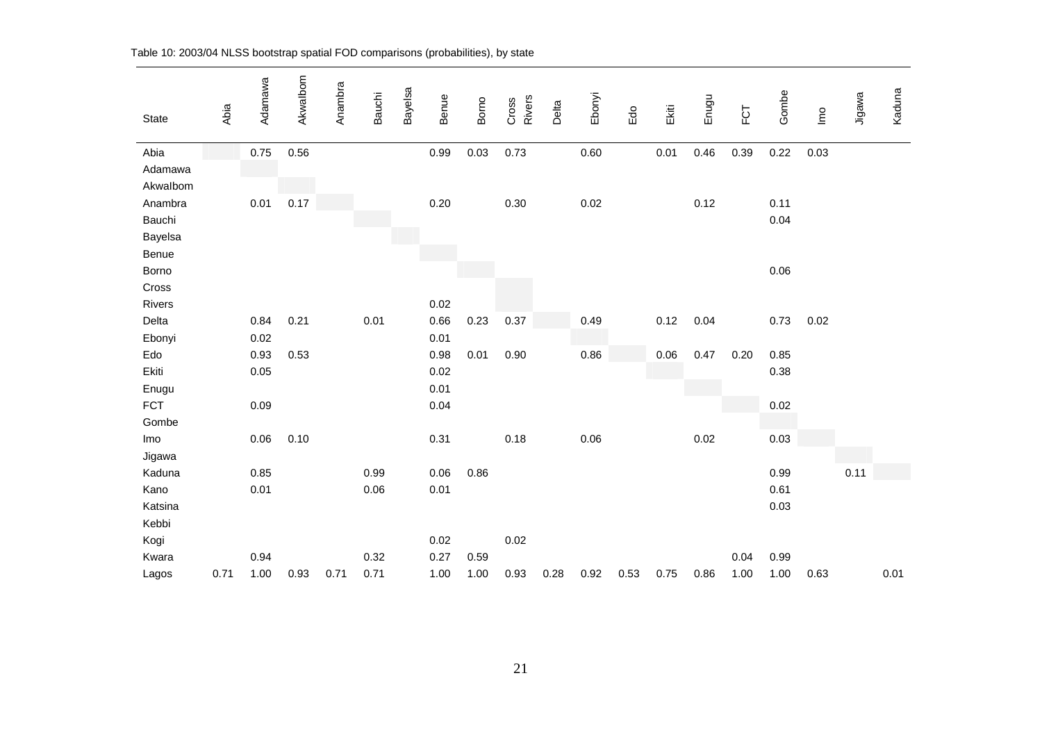Table 10: 2003/04 NLSS bootstrap spatial FOD comparisons (probabilities), by state

| State | Abia | Adamawa | AkwaIbom | Anambra | Bauchi | Bayelsa | Benue | Borno | Cross Rivers | Delta | Ebonyi | Edo | Ekiti | Enugu | FCT | Gombe | Imo | Jigawa | Kaduna |
|---|---|---|---|---|---|---|---|---|---|---|---|---|---|---|---|---|---|---|---|
| Abia | | 0.75 | 0.56 | | | | 0.99 | 0.03 | 0.73 | | 0.60 | | 0.01 | 0.46 | 0.39 | 0.22 | 0.03 | | |
| Adamawa | | | | | | | | | | | | | | | | | | | |
| AkwaIbom | | | | | | | | | | | | | | | | | | | |
| Anambra | | 0.01 | 0.17 | | | | 0.20 | | 0.30 | | 0.02 | | | 0.12 | | 0.11 | | | |
| Bauchi | | | | | | | | | | | | | | | | 0.04 | | | |
| Bayelsa | | | | | | | | | | | | | | | | | | | |
| Benue | | | | | | | | | | | | | | | | | | | |
| Borno | | | | | | | | | | | | | | | | 0.06 | | | |
| Cross Rivers | | | | | | | 0.02 | | | | | | | | | | | | |
| Delta | | 0.84 | 0.21 | | 0.01 | | 0.66 | 0.23 | 0.37 | | 0.49 | | 0.12 | 0.04 | | 0.73 | 0.02 | | |
| Ebonyi | | 0.02 | | | | | 0.01 | | | | | | | | | | | | |
| Edo | | 0.93 | 0.53 | | | | 0.98 | 0.01 | 0.90 | | 0.86 | | 0.06 | 0.47 | 0.20 | 0.85 | | | |
| Ekiti | | 0.05 | | | | | 0.02 | | | | | | | | | 0.38 | | | |
| Enugu | | | | | | | 0.01 | | | | | | | | | | | | |
| FCT | | 0.09 | | | | | 0.04 | | | | | | | | | 0.02 | | | |
| Gombe | | | | | | | | | | | | | | | | | | | |
| Imo | | 0.06 | 0.10 | | | | 0.31 | | 0.18 | | 0.06 | | | 0.02 | | 0.03 | | | |
| Jigawa | | | | | | | | | | | | | | | | | | | |
| Kaduna | | 0.85 | | | 0.99 | | 0.06 | 0.86 | | | | | | | | 0.99 | | 0.11 | |
| Kano | | 0.01 | | | 0.06 | | 0.01 | | | | | | | | | 0.61 | | | |
| Katsina | | | | | | | | | | | | | | | | 0.03 | | | |
| Kebbi | | | | | | | | | | | | | | | | | | | |
| Kogi | | | | | | | 0.02 | | 0.02 | | | | | | | | | | |
| Kwara | | 0.94 | | | 0.32 | | 0.27 | 0.59 | | | | | | | 0.04 | 0.99 | | | |
| Lagos | 0.71 | 1.00 | 0.93 | 0.71 | 0.71 | | 1.00 | 1.00 | 0.93 | 0.28 | 0.92 | 0.53 | 0.75 | 0.86 | 1.00 | 1.00 | 0.63 | | 0.01 |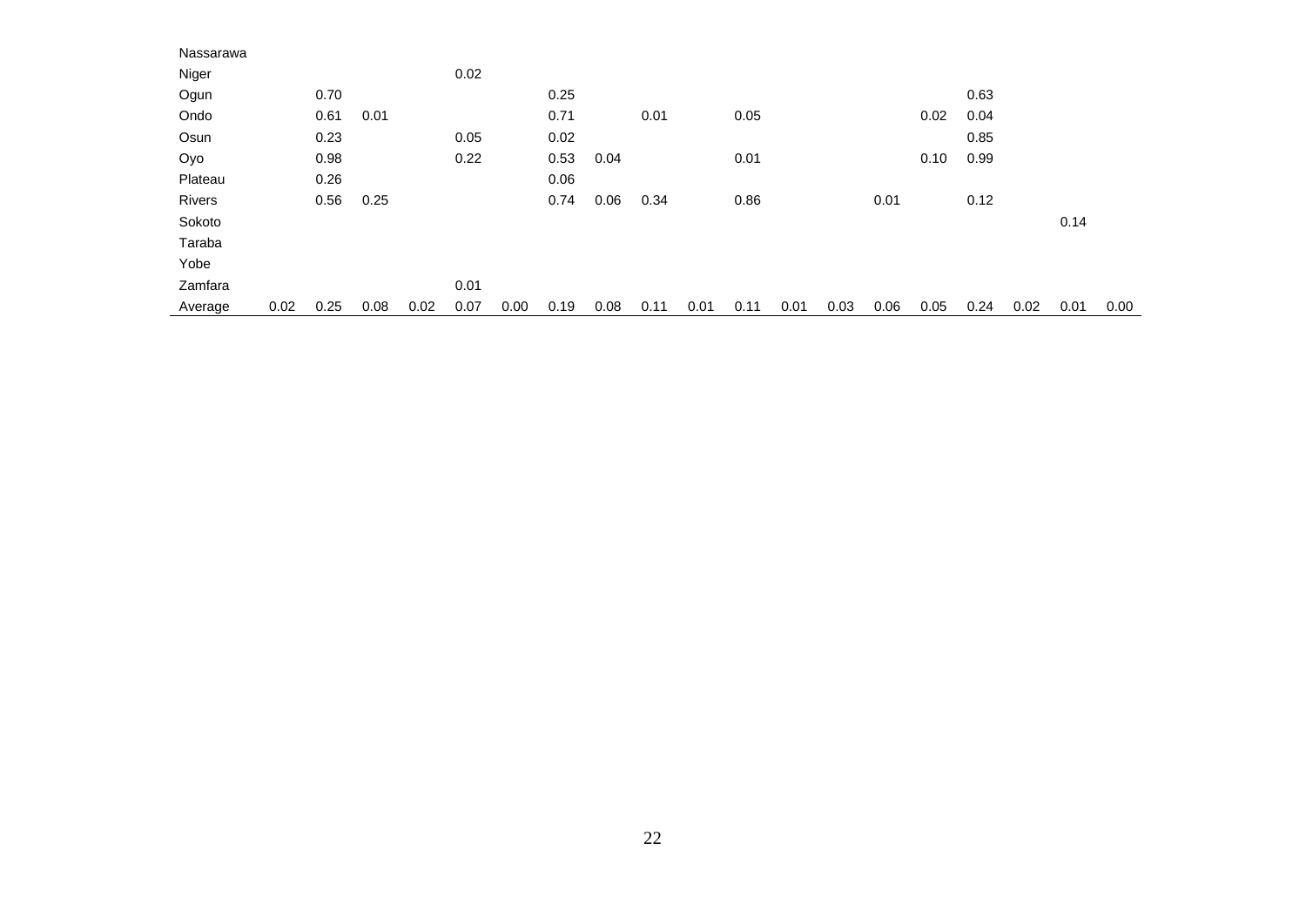| | | | | | | | | | | | | | | | | | | | |
|---|---|---|---|---|---|---|---|---|---|---|---|---|---|---|---|---|---|---|---|
| Nassarawa | | | | | | | | | | | | | | | | | | | |
| Niger | | | | | 0.02 | | | | | | | | | | | | | | |
| Ogun | | 0.70 | | | | | 0.25 | | | | | | | | | 0.63 | | | |
| Ondo | | 0.61 | 0.01 | | | | 0.71 | | 0.01 | | 0.05 | | | | 0.02 | 0.04 | | | |
| Osun | | 0.23 | | | 0.05 | | 0.02 | | | | | | | | | 0.85 | | | |
| Oyo | | 0.98 | | | 0.22 | | 0.53 | 0.04 | | | 0.01 | | | | 0.10 | 0.99 | | | |
| Plateau | | 0.26 | | | | | 0.06 | | | | | | | | | | | | |
| Rivers | | 0.56 | 0.25 | | | | 0.74 | 0.06 | 0.34 | | 0.86 | | | 0.01 | | 0.12 | | | |
| Sokoto | | | | | | | | | | | | | | | | | | 0.14 | |
| Taraba | | | | | | | | | | | | | | | | | | | |
| Yobe | | | | | | | | | | | | | | | | | | | |
| Zamfara | | | | | 0.01 | | | | | | | | | | | | | | |
| Average | 0.02 | 0.25 | 0.08 | 0.02 | 0.07 | 0.00 | 0.19 | 0.08 | 0.11 | 0.01 | 0.11 | 0.01 | 0.03 | 0.06 | 0.05 | 0.24 | 0.02 | 0.01 | 0.00 |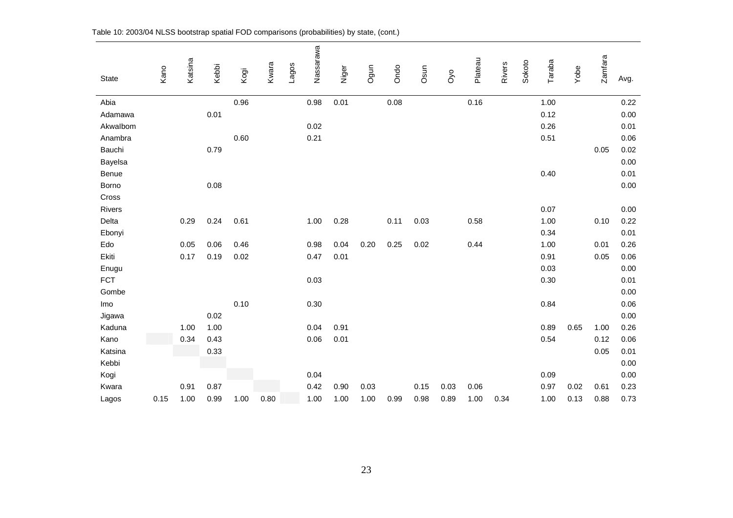Table 10: 2003/04 NLSS bootstrap spatial FOD comparisons (probabilities) by state, (cont.)

| State | Kano | Katsina | Kebbi | Kogi | Kwara | Lagos | Nassarawa | Niger | Ogun | Ondo | Osun | Oyo | Plateau | Rivers | Sokoto | Taraba | Yobe | Zamfara | Avg. |
|---|---|---|---|---|---|---|---|---|---|---|---|---|---|---|---|---|---|---|---|
| Abia | | | | 0.96 | | | 0.98 | 0.01 | | 0.08 | | | 0.16 | | | 1.00 | | | 0.22 |
| Adamawa | | | 0.01 | | | | | | | | | | | | | 0.12 | | | 0.00 |
| AkwaIbom | | | | | | | 0.02 | | | | | | | | | 0.26 | | | 0.01 |
| Anambra | | | | 0.60 | | | 0.21 | | | | | | | | | 0.51 | | | 0.06 |
| Bauchi | | | 0.79 | | | | | | | | | | | | | | | 0.05 | 0.02 |
| Bayelsa | | | | | | | | | | | | | | | | | | | 0.00 |
| Benue | | | | | | | | | | | | | | | | 0.40 | | | 0.01 |
| Borno | | | 0.08 | | | | | | | | | | | | | | | | 0.00 |
| Cross Rivers | | | | | | | | | | | | | | | | 0.07 | | | 0.00 |
| Delta | | 0.29 | 0.24 | 0.61 | | | 1.00 | 0.28 | | 0.11 | 0.03 | | 0.58 | | | 1.00 | | 0.10 | 0.22 |
| Ebonyi | | | | | | | | | | | | | | | | 0.34 | | | 0.01 |
| Edo | | 0.05 | 0.06 | 0.46 | | | 0.98 | 0.04 | 0.20 | 0.25 | 0.02 | | 0.44 | | | 1.00 | | 0.01 | 0.26 |
| Ekiti | | 0.17 | 0.19 | 0.02 | | | 0.47 | 0.01 | | | | | | | | 0.91 | | 0.05 | 0.06 |
| Enugu | | | | | | | | | | | | | | | | 0.03 | | | 0.00 |
| FCT | | | | | | | 0.03 | | | | | | | | | 0.30 | | | 0.01 |
| Gombe | | | | | | | | | | | | | | | | | | | 0.00 |
| Imo | | | | 0.10 | | | 0.30 | | | | | | | | | 0.84 | | | 0.06 |
| Jigawa | | | 0.02 | | | | | | | | | | | | | | | | 0.00 |
| Kaduna | | 1.00 | 1.00 | | | | 0.04 | 0.91 | | | | | | | | 0.89 | 0.65 | 1.00 | 0.26 |
| Kano | | 0.34 | 0.43 | | | | 0.06 | 0.01 | | | | | | | | 0.54 | | 0.12 | 0.06 |
| Katsina | | | 0.33 | | | | | | | | | | | | | | | 0.05 | 0.01 |
| Kebbi | | | | | | | | | | | | | | | | | | | 0.00 |
| Kogi | | | | | | | 0.04 | | | | | | | | | 0.09 | | | 0.00 |
| Kwara | | 0.91 | 0.87 | | | | 0.42 | 0.90 | 0.03 | | 0.15 | 0.03 | 0.06 | | | 0.97 | 0.02 | 0.61 | 0.23 |
| Lagos | 0.15 | 1.00 | 0.99 | 1.00 | 0.80 | | 1.00 | 1.00 | 1.00 | 0.99 | 0.98 | 0.89 | 1.00 | 0.34 | | 1.00 | 0.13 | 0.88 | 0.73 |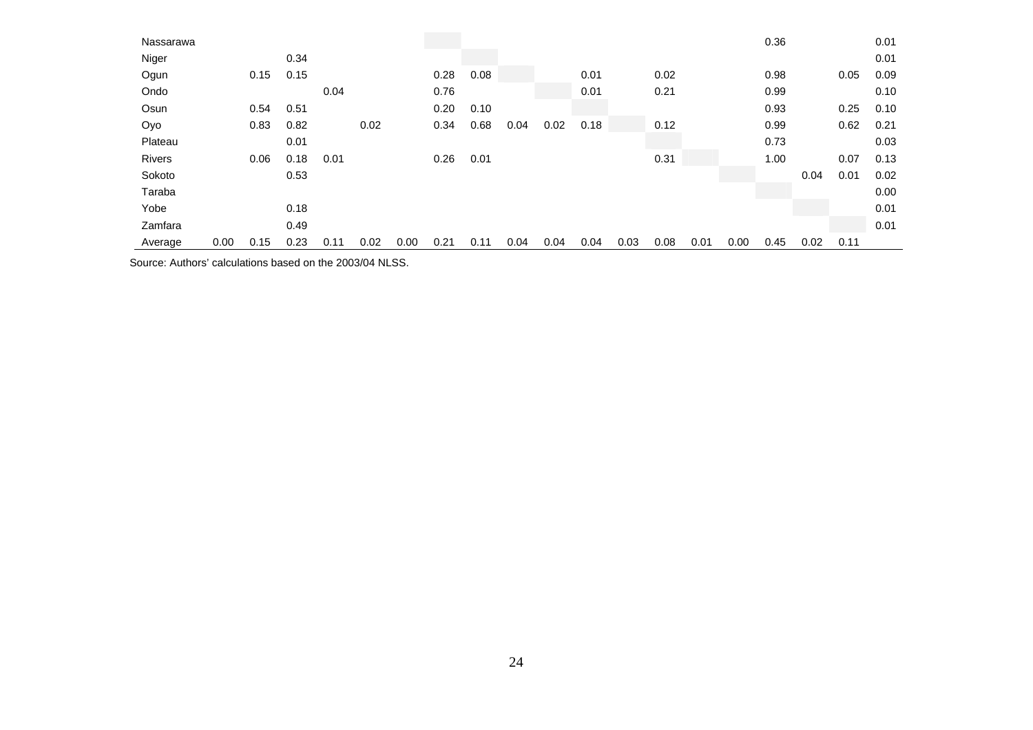| | | | | | | | | | | | | | | | | | | | |
|---|---|---|---|---|---|---|---|---|---|---|---|---|---|---|---|---|---|---|---|
| Nassarawa | | | | | | | | | | | | | | | | 0.36 | | | 0.01 |
| Niger | | | 0.34 | | | | | | | | | | | | | | | | 0.01 |
| Ogun | | 0.15 | 0.15 | | | | 0.28 | 0.08 | | | 0.01 | | 0.02 | | | 0.98 | | 0.05 | 0.09 |
| Ondo | | | | 0.04 | | | 0.76 | | | | 0.01 | | 0.21 | | | 0.99 | | | 0.10 |
| Osun | | 0.54 | 0.51 | | | | 0.20 | 0.10 | | | | | | | | 0.93 | | 0.25 | 0.10 |
| Oyo | | 0.83 | 0.82 | | 0.02 | | 0.34 | 0.68 | 0.04 | 0.02 | 0.18 | | 0.12 | | | 0.99 | | 0.62 | 0.21 |
| Plateau | | | 0.01 | | | | | | | | | | | | | 0.73 | | | 0.03 |
| Rivers | | 0.06 | 0.18 | 0.01 | | | 0.26 | 0.01 | | | | | 0.31 | | | 1.00 | | 0.07 | 0.13 |
| Sokoto | | | 0.53 | | | | | | | | | | | | | | 0.04 | 0.01 | 0.02 |
| Taraba | | | | | | | | | | | | | | | | | | | 0.00 |
| Yobe | | | 0.18 | | | | | | | | | | | | | | | | 0.01 |
| Zamfara | | | 0.49 | | | | | | | | | | | | | | | | 0.01 |
| Average | 0.00 | 0.15 | 0.23 | 0.11 | 0.02 | 0.00 | 0.21 | 0.11 | 0.04 | 0.04 | 0.04 | 0.03 | 0.08 | 0.01 | 0.00 | 0.45 | 0.02 | 0.11 | |

Source: Authors' calculations based on the 2003/04 NLSS.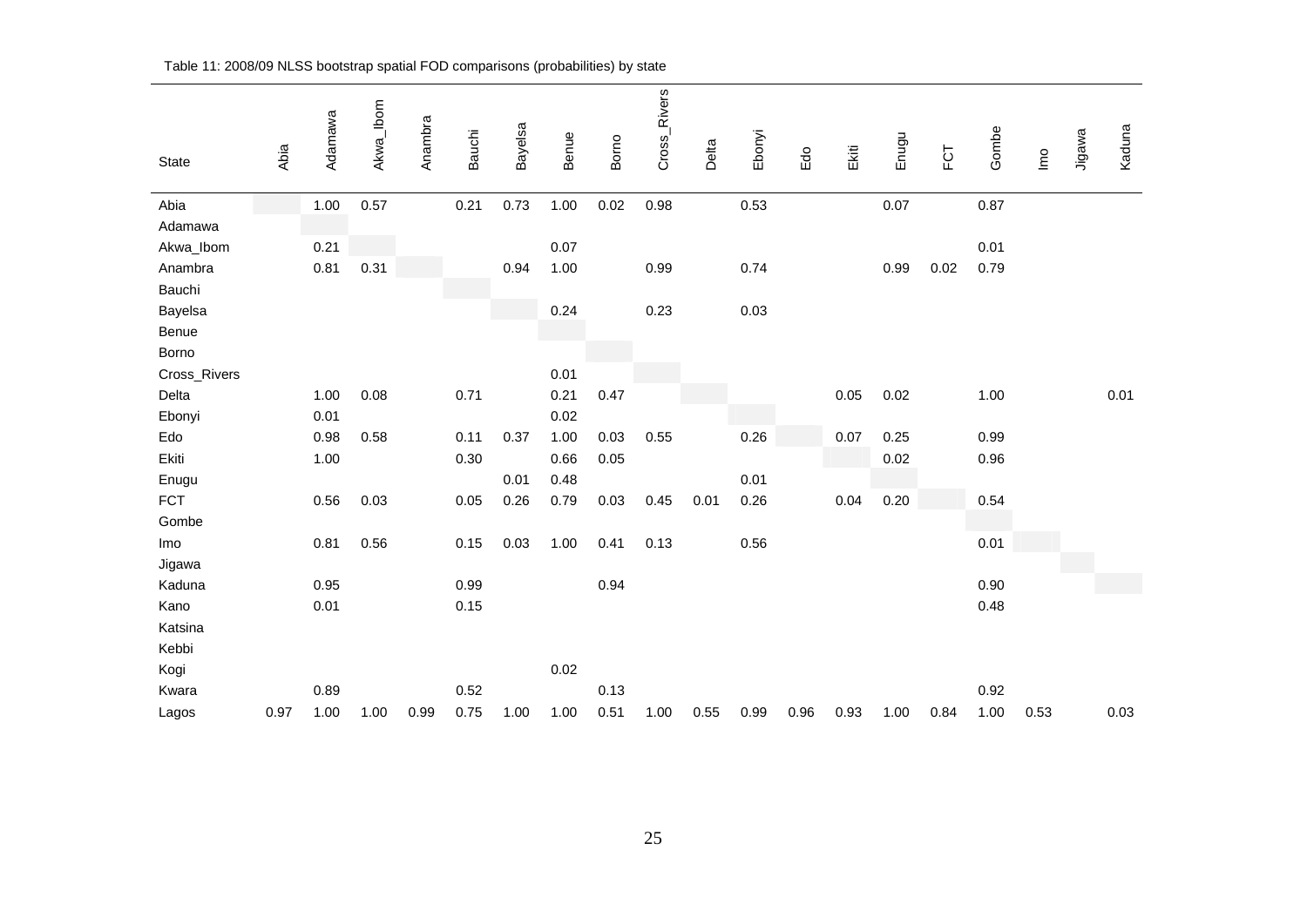Table 11: 2008/09 NLSS bootstrap spatial FOD comparisons (probabilities) by state

| State | Abia | Adamawa | Akwa_Ibom | Anambra | Bauchi | Bayelsa | Benue | Borno | Cross_Rivers | Delta | Ebonyi | Edo | Ekiti | Enugu | FCT | Gombe | Imo | Jigawa | Kaduna |
|---|---|---|---|---|---|---|---|---|---|---|---|---|---|---|---|---|---|---|---|
| Abia | | 1.00 | 0.57 | | 0.21 | 0.73 | 1.00 | 0.02 | 0.98 | | 0.53 | | | 0.07 | | 0.87 | | | |
| Adamawa | | | | | | | | | | | | | | | | | | | |
| Akwa_Ibom | | 0.21 | | | | | 0.07 | | | | | | | | | 0.01 | | | |
| Anambra | | 0.81 | 0.31 | | | 0.94 | 1.00 | | 0.99 | | 0.74 | | | 0.99 | 0.02 | 0.79 | | | |
| Bauchi | | | | | | | | | | | | | | | | | | | |
| Bayelsa | | | | | | | 0.24 | | 0.23 | | 0.03 | | | | | | | | |
| Benue | | | | | | | | | | | | | | | | | | | |
| Borno | | | | | | | | | | | | | | | | | | | |
| Cross_Rivers | | | | | | | 0.01 | | | | | | | | | | | | |
| Delta | | 1.00 | 0.08 | | 0.71 | | 0.21 | 0.47 | | | | | 0.05 | 0.02 | | 1.00 | | | 0.01 |
| Ebonyi | | 0.01 | | | | | 0.02 | | | | | | | | | | | | |
| Edo | | 0.98 | 0.58 | | 0.11 | 0.37 | 1.00 | 0.03 | 0.55 | | 0.26 | | 0.07 | 0.25 | | 0.99 | | | |
| Ekiti | | 1.00 | | | 0.30 | | 0.66 | 0.05 | | | | | | 0.02 | | 0.96 | | | |
| Enugu | | | | | | 0.01 | 0.48 | | | | 0.01 | | | | | | | | |
| FCT | | 0.56 | 0.03 | | 0.05 | 0.26 | 0.79 | 0.03 | 0.45 | 0.01 | 0.26 | | 0.04 | 0.20 | | 0.54 | | | |
| Gombe | | | | | | | | | | | | | | | | | | | |
| Imo | | 0.81 | 0.56 | | 0.15 | 0.03 | 1.00 | 0.41 | 0.13 | | 0.56 | | | | | 0.01 | | | |
| Jigawa | | | | | | | | | | | | | | | | | | | |
| Kaduna | | 0.95 | | | 0.99 | | | 0.94 | | | | | | | | 0.90 | | | |
| Kano | | 0.01 | | | 0.15 | | | | | | | | | | | 0.48 | | | |
| Katsina | | | | | | | | | | | | | | | | | | | |
| Kebbi | | | | | | | | | | | | | | | | | | | |
| Kogi | | | | | | | 0.02 | | | | | | | | | | | | |
| Kwara | | 0.89 | | | 0.52 | | | 0.13 | | | | | | | | 0.92 | | | |
| Lagos | 0.97 | 1.00 | 1.00 | 0.99 | 0.75 | 1.00 | 1.00 | 0.51 | 1.00 | 0.55 | 0.99 | 0.96 | 0.93 | 1.00 | 0.84 | 1.00 | 0.53 | | 0.03 |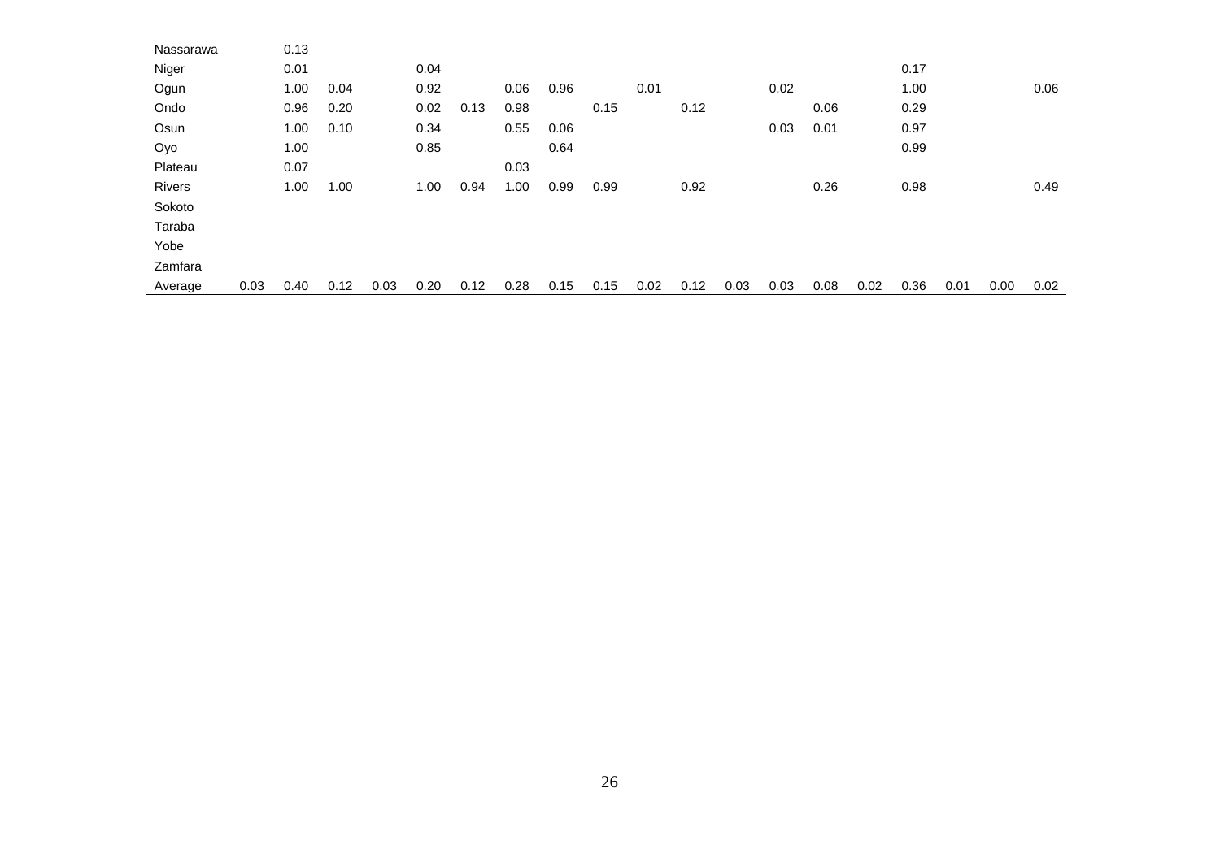| | | | | | | | | | | | | | | | | | | | |
|---|---|---|---|---|---|---|---|---|---|---|---|---|---|---|---|---|---|---|---|
| Nassarawa | | 0.13 | | | | | | | | | | | | | | | | | |
| Niger | | 0.01 | | | 0.04 | | | | | | | | | | | 0.17 | | | |
| Ogun | | 1.00 | 0.04 | | 0.92 | | 0.06 | 0.96 | | 0.01 | | | 0.02 | | | 1.00 | | | 0.06 |
| Ondo | | 0.96 | 0.20 | | 0.02 | 0.13 | 0.98 | | 0.15 | | 0.12 | | | 0.06 | | 0.29 | | | |
| Osun | | 1.00 | 0.10 | | 0.34 | | 0.55 | 0.06 | | | | | 0.03 | 0.01 | | 0.97 | | | |
| Oyo | | 1.00 | | | 0.85 | | | 0.64 | | | | | | | | 0.99 | | | |
| Plateau | | 0.07 | | | | | 0.03 | | | | | | | | | | | | |
| Rivers | | 1.00 | 1.00 | | 1.00 | 0.94 | 1.00 | 0.99 | 0.99 | | 0.92 | | | 0.26 | | 0.98 | | | 0.49 |
| Sokoto | | | | | | | | | | | | | | | | | | | |
| Taraba | | | | | | | | | | | | | | | | | | | |
| Yobe | | | | | | | | | | | | | | | | | | | |
| Zamfara | | | | | | | | | | | | | | | | | | | |
| Average | 0.03 | 0.40 | 0.12 | 0.03 | 0.20 | 0.12 | 0.28 | 0.15 | 0.15 | 0.02 | 0.12 | 0.03 | 0.03 | 0.08 | 0.02 | 0.36 | 0.01 | 0.00 | 0.02 |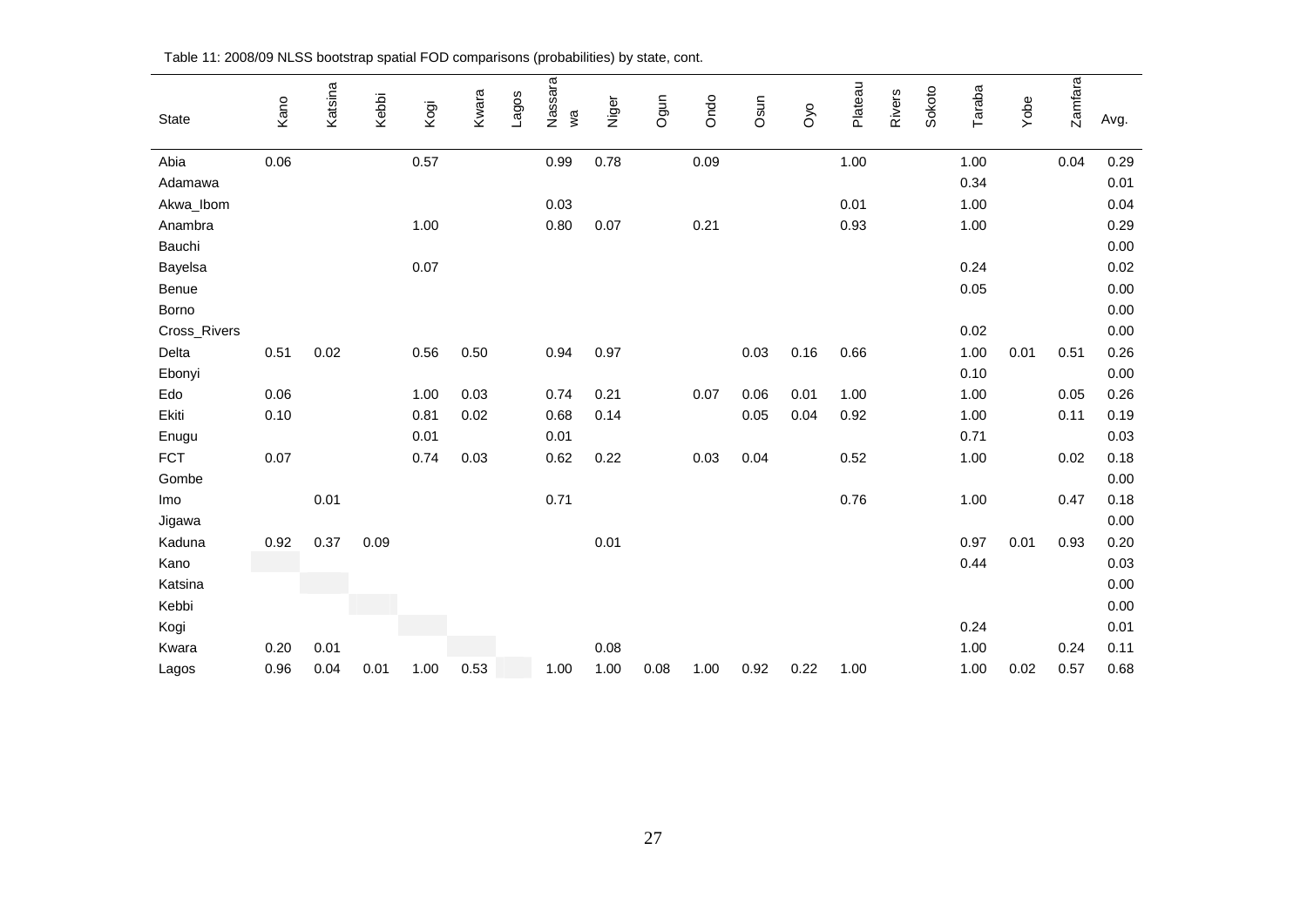Table 11: 2008/09 NLSS bootstrap spatial FOD comparisons (probabilities) by state, cont.

| State | Kano | Katsina | Kebbi | Kogi | Kwara | Lagos | Nassarawa | Niger | Ogun | Ondo | Osun | Oyo | Plateau | Rivers | Sokoto | Taraba | Yobe | Zamfara | Avg. |
|---|---|---|---|---|---|---|---|---|---|---|---|---|---|---|---|---|---|---|---|
| Abia | 0.06 | | | 0.57 | | | 0.99 | 0.78 | | 0.09 | | | 1.00 | | | 1.00 | | 0.04 | 0.29 |
| Adamawa | | | | | | | | | | | | | | | | 0.34 | | | 0.01 |
| Akwa_Ibom | | | | | | | 0.03 | | | | | | 0.01 | | | 1.00 | | | 0.04 |
| Anambra | | | | 1.00 | | | 0.80 | 0.07 | | 0.21 | | | 0.93 | | | 1.00 | | | 0.29 |
| Bauchi | | | | | | | | | | | | | | | | | | | 0.00 |
| Bayelsa | | | | 0.07 | | | | | | | | | | | | 0.24 | | | 0.02 |
| Benue | | | | | | | | | | | | | | | | 0.05 | | | 0.00 |
| Borno | | | | | | | | | | | | | | | | | | | 0.00 |
| Cross_Rivers | | | | | | | | | | | | | | | | 0.02 | | | 0.00 |
| Delta | 0.51 | 0.02 | | 0.56 | 0.50 | | 0.94 | 0.97 | | | 0.03 | 0.16 | 0.66 | | | 1.00 | 0.01 | 0.51 | 0.26 |
| Ebonyi | | | | | | | | | | | | | | | | 0.10 | | | 0.00 |
| Edo | 0.06 | | | 1.00 | 0.03 | | 0.74 | 0.21 | | 0.07 | 0.06 | 0.01 | 1.00 | | | 1.00 | | 0.05 | 0.26 |
| Ekiti | 0.10 | | | 0.81 | 0.02 | | 0.68 | 0.14 | | | 0.05 | 0.04 | 0.92 | | | 1.00 | | 0.11 | 0.19 |
| Enugu | | | | 0.01 | | | 0.01 | | | | | | | | | 0.71 | | | 0.03 |
| FCT | 0.07 | | | 0.74 | 0.03 | | 0.62 | 0.22 | | 0.03 | 0.04 | | 0.52 | | | 1.00 | | 0.02 | 0.18 |
| Gombe | | | | | | | | | | | | | | | | | | | 0.00 |
| Imo | | 0.01 | | | | | 0.71 | | | | | | 0.76 | | | 1.00 | | 0.47 | 0.18 |
| Jigawa | | | | | | | | | | | | | | | | | | | 0.00 |
| Kaduna | 0.92 | 0.37 | 0.09 | | | | | 0.01 | | | | | | | | 0.97 | 0.01 | 0.93 | 0.20 |
| Kano | | | | | | | | | | | | | | | | 0.44 | | | 0.03 |
| Katsina | | | | | | | | | | | | | | | | | | | 0.00 |
| Kebbi | | | | | | | | | | | | | | | | | | | 0.00 |
| Kogi | | | | | | | | | | | | | | | | 0.24 | | | 0.01 |
| Kwara | 0.20 | 0.01 | | | | | | 0.08 | | | | | | | | 1.00 | | 0.24 | 0.11 |
| Lagos | 0.96 | 0.04 | 0.01 | 1.00 | 0.53 | | 1.00 | 1.00 | 0.08 | 1.00 | 0.92 | 0.22 | 1.00 | | | 1.00 | 0.02 | 0.57 | 0.68 |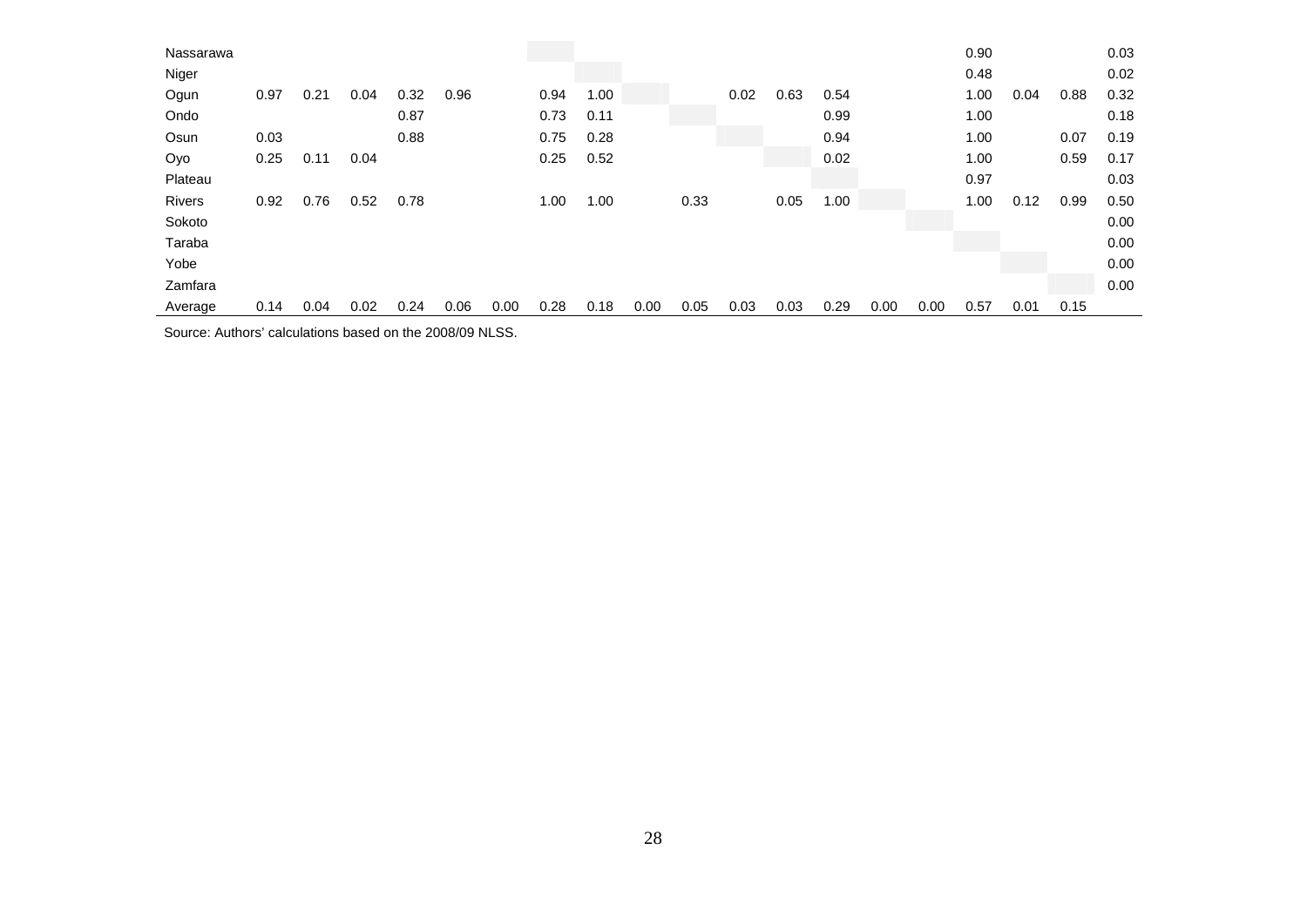| | | | | | | | | | | | | | | | | | | | |
|---|---|---|---|---|---|---|---|---|---|---|---|---|---|---|---|---|---|---|---|
| Nassarawa | | | | | | | | | | | | | | | | 0.90 | | | 0.03 |
| Niger | | | | | | | | | | | | | | | | 0.48 | | | 0.02 |
| Ogun | 0.97 | 0.21 | 0.04 | 0.32 | 0.96 | | 0.94 | 1.00 | | | 0.02 | 0.63 | 0.54 | | | 1.00 | 0.04 | 0.88 | 0.32 |
| Ondo | | | | 0.87 | | | 0.73 | 0.11 | | | | | 0.99 | | | 1.00 | | | 0.18 |
| Osun | 0.03 | | | 0.88 | | | 0.75 | 0.28 | | | | | 0.94 | | | 1.00 | | 0.07 | 0.19 |
| Oyo | 0.25 | 0.11 | 0.04 | | | | 0.25 | 0.52 | | | | | 0.02 | | | 1.00 | | 0.59 | 0.17 |
| Plateau | | | | | | | | | | | | | | | | 0.97 | | | 0.03 |
| Rivers | 0.92 | 0.76 | 0.52 | 0.78 | | | 1.00 | 1.00 | | 0.33 | | 0.05 | 1.00 | | | 1.00 | 0.12 | 0.99 | 0.50 |
| Sokoto | | | | | | | | | | | | | | | | | | | 0.00 |
| Taraba | | | | | | | | | | | | | | | | | | | 0.00 |
| Yobe | | | | | | | | | | | | | | | | | | | 0.00 |
| Zamfara | | | | | | | | | | | | | | | | | | | 0.00 |
| Average | 0.14 | 0.04 | 0.02 | 0.24 | 0.06 | 0.00 | 0.28 | 0.18 | 0.00 | 0.05 | 0.03 | 0.03 | 0.29 | 0.00 | 0.00 | 0.57 | 0.01 | 0.15 | |

Source: Authors' calculations based on the 2008/09 NLSS.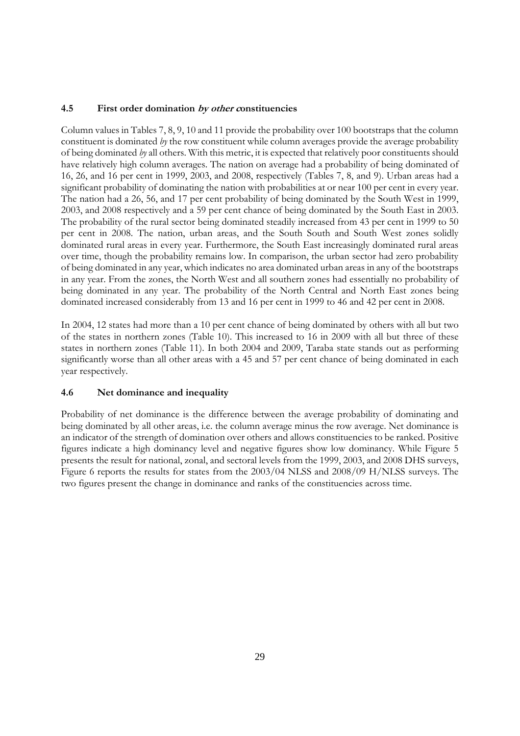### 4.5 First order domination *by other c*onstituencies

Column values in Tables 7, 8, 9, 10 and 11 provide the probability over 100 bootstraps that the column constituent is dominated *by* the row constituent while column averages provide the average probability of being dominated *by* all others. With this metric, it is expected that relatively poor constituents should have relatively high column averages. The nation on average had a probability of being dominated of 16, 26, and 16 per cent in 1999, 2003, and 2008, respectively (Tables 7, 8, and 9). Urban areas had a significant probability of dominating the nation with probabilities at or near 100 per cent in every year. The nation had a 26, 56, and 17 per cent probability of being dominated by the South West in 1999, 2003, and 2008 respectively and a 59 per cent chance of being dominated by the South East in 2003. The probability of the rural sector being dominated steadily increased from 43 per cent in 1999 to 50 per cent in 2008. The nation, urban areas, and the South South and South West zones solidly dominated rural areas in every year. Furthermore, the South East increasingly dominated rural areas over time, though the probability remains low. In comparison, the urban sector had zero probability of being dominated in any year, which indicates no area dominated urban areas in any of the bootstraps in any year. From the zones, the North West and all southern zones had essentially no probability of being dominated in any year. The probability of the North Central and North East zones being dominated increased considerably from 13 and 16 per cent in 1999 to 46 and 42 per cent in 2008.

In 2004, 12 states had more than a 10 per cent chance of being dominated by others with all but two of the states in northern zones (Table 10). This increased to 16 in 2009 with all but three of these states in northern zones (Table 11). In both 2004 and 2009, Taraba state stands out as performing significantly worse than all other areas with a 45 and 57 per cent chance of being dominated in each year respectively.

### 4.6 Net dominance and inequality

Probability of net dominance is the difference between the average probability of dominating and being dominated by all other areas, i.e. the column average minus the row average. Net dominance is an indicator of the strength of domination over others and allows constituencies to be ranked. Positive figures indicate a high dominancy level and negative figures show low dominancy. While Figure 5 presents the result for national, zonal, and sectoral levels from the 1999, 2003, and 2008 DHS surveys, Figure 6 reports the results for states from the 2003/04 NLSS and 2008/09 H/NLSS surveys. The two figures present the change in dominance and ranks of the constituencies across time.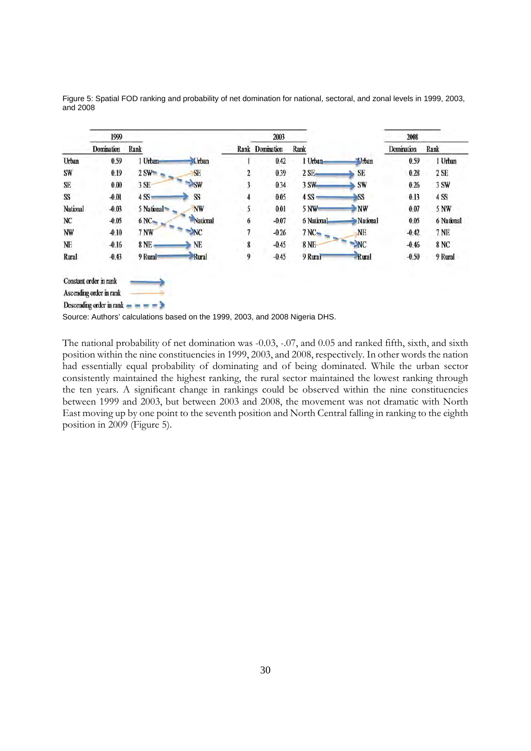Figure 5: Spatial FOD ranking and probability of net domination for national, sectoral, and zonal levels in 1999, 2003, and 2008

| | 1999 | | | 2003 | | | | 2008 | |
|---|---|---|---|---|---|---|---|---|---|
| | Domination | Rank | | Rank | Domination | Rank | | Domination | Rank |
| Urban | 0.59 | 1 Urban | Urban | 1 | 0.42 | 1 Urban | Urban | 0.59 | 1 Urban |
| SW | 0.19 | 2 SW | SE | 2 | 0.39 | 2 SE | SE | 0.28 | 2 SE |
| SE | 0.00 | 3 SE | SW | 3 | 0.34 | 3 SW | SW | 0.26 | 3 SW |
| SS | -0.01 | 4 SS | SS | 4 | 0.05 | 4 SS | SS | 0.13 | 4 SS |
| National | -0.03 | 5 National | NW | 5 | 0.01 | 5 NW | NW | 0.07 | 5 NW |
| NC | -0.05 | 6 NC | National | 6 | -0.07 | 6 National | National | 0.05 | 6 National |
| NW | -0.10 | 7 NW | NC | 7 | -0.26 | 7 NC | NE | -0.42 | 7 NE |
| NE | -0.16 | 8 NE | NE | 8 | -0.45 | 8 NE | NC | -0.46 | 8 NC |
| Rural | -0.43 | 9 Rural | Rural | 9 | -0.45 | 9 Rural | Rural | -0.50 | 9 Rural |

Constant order in rank

Ascending order in rank

Descending order in rank

Source: Authors' calculations based on the 1999, 2003, and 2008 Nigeria DHS.

The national probability of net domination was -0.03, -.07, and 0.05 and ranked fifth, sixth, and sixth position within the nine constituencies in 1999, 2003, and 2008, respectively. In other words the nation had essentially equal probability of dominating and of being dominated. While the urban sector consistently maintained the highest ranking, the rural sector maintained the lowest ranking through the ten years. A significant change in rankings could be observed within the nine constituencies between 1999 and 2003, but between 2003 and 2008, the movement was not dramatic with North East moving up by one point to the seventh position and North Central falling in ranking to the eighth position in 2009 (Figure 5).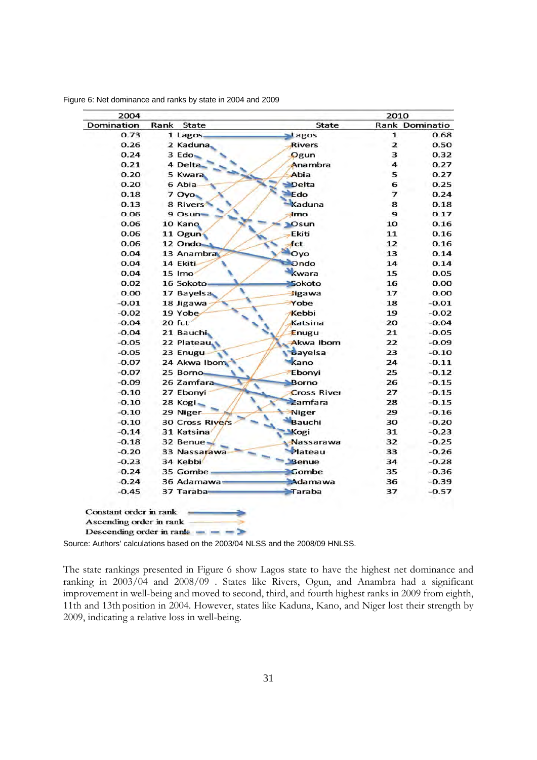Figure 6: Net dominance and ranks by state in 2004 and 2009

| 2004 | | | | 2010 | |
|---|---|---|---|---|---|
| Domination | Rank | State | State | Rank | Dominatio |
| 0.73 | 1 | Lagos | Lagos | 1 | 0.68 |
| 0.26 | 2 | Kaduna | Rivers | 2 | 0.50 |
| 0.24 | 3 | Edo | Ogun | 3 | 0.32 |
| 0.21 | 4 | Delta | Anambra | 4 | 0.27 |
| 0.20 | 5 | Kwara | Abia | 5 | 0.27 |
| 0.20 | 6 | Abia | Delta | 6 | 0.25 |
| 0.18 | 7 | Oyo | Edo | 7 | 0.24 |
| 0.13 | 8 | Rivers | Kaduna | 8 | 0.18 |
| 0.06 | 9 | Osun | Imo | 9 | 0.17 |
| 0.06 | 10 | Kano | Osun | 10 | 0.16 |
| 0.06 | 11 | Ogun | Ekiti | 11 | 0.16 |
| 0.06 | 12 | Ondo | fct | 12 | 0.16 |
| 0.04 | 13 | Anambra | Oyo | 13 | 0.14 |
| 0.04 | 14 | Ekiti | Ondo | 14 | 0.14 |
| 0.04 | 15 | Imo | Kwara | 15 | 0.05 |
| 0.02 | 16 | Sokoto | Sokoto | 16 | 0.00 |
| 0.00 | 17 | Bayelsa | Jigawa | 17 | 0.00 |
| -0.01 | 18 | Jigawa | Yobe | 18 | -0.01 |
| -0.02 | 19 | Yobe | Kebbi | 19 | -0.02 |
| -0.04 | 20 | fct | Katsina | 20 | -0.04 |
| -0.04 | 21 | Bauchi | Enugu | 21 | -0.05 |
| -0.05 | 22 | Plateau | Akwa Ibom | 22 | -0.09 |
| -0.05 | 23 | Enugu | Bayelsa | 23 | -0.10 |
| -0.07 | 24 | Akwa Ibom | Kano | 24 | -0.11 |
| -0.07 | 25 | Borno | Ebonyi | 25 | -0.12 |
| -0.09 | 26 | Zamfara | Borno | 26 | -0.15 |
| -0.10 | 27 | Ebonyi | Cross River | 27 | -0.15 |
| -0.10 | 28 | Kogi | Zamfara | 28 | -0.15 |
| -0.10 | 29 | Niger | Niger | 29 | -0.16 |
| -0.10 | 30 | Cross Rivers | Bauchi | 30 | -0.20 |
| -0.14 | 31 | Katsina | Kogi | 31 | -0.23 |
| -0.18 | 32 | Benue | Nassarawa | 32 | -0.25 |
| -0.20 | 33 | Nassarawa | Plateau | 33 | -0.26 |
| -0.23 | 34 | Kebbi | Benue | 34 | -0.28 |
| -0.24 | 35 | Gombe | Gombe | 35 | -0.36 |
| -0.24 | 36 | Adamawa | Adamawa | 36 | -0.39 |
| -0.45 | 37 | Taraba | Taraba | 37 | -0.57 |

Constant order in rank
Ascending order in rank
Descending order in rank

Source: Authors' calculations based on the 2003/04 NLSS and the 2008/09 HNLSS.

The state rankings presented in Figure 6 show Lagos state to have the highest net dominance and ranking in 2003/04 and 2008/09 . States like Rivers, Ogun, and Anambra had a significant improvement in well-being and moved to second, third, and fourth highest ranks in 2009 from eighth, 11th and 13th position in 2004. However, states like Kaduna, Kano, and Niger lost their strength by 2009, indicating a relative loss in well-being.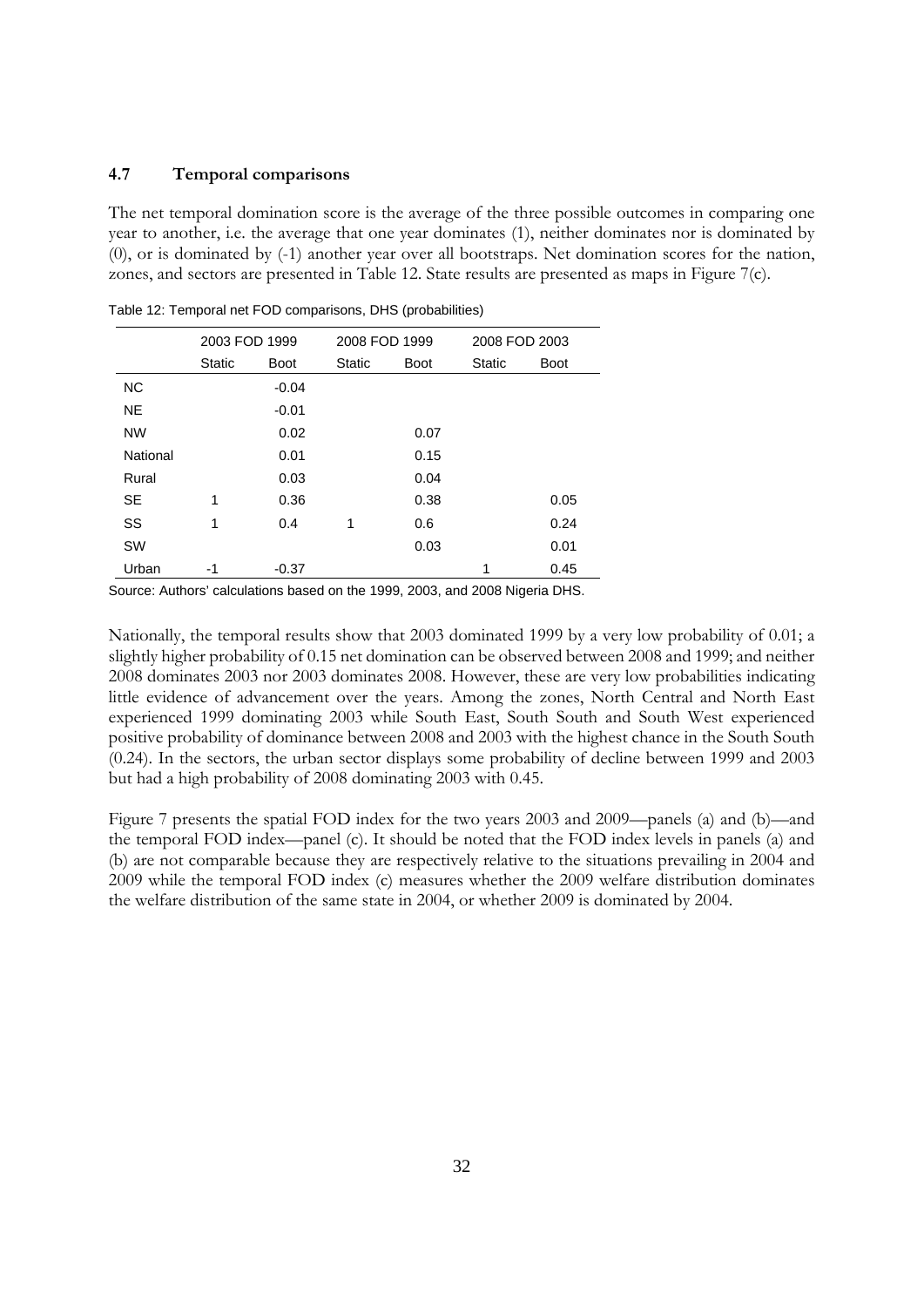### 4.7 Temporal comparisons

The net temporal domination score is the average of the three possible outcomes in comparing one year to another, i.e. the average that one year dominates (1), neither dominates nor is dominated by (0), or is dominated by (-1) another year over all bootstraps. Net domination scores for the nation, zones, and sectors are presented in Table 12. State results are presented as maps in Figure 7(c).

Table 12: Temporal net FOD comparisons, DHS (probabilities)

| | 2003 FOD 1999 | | 2008 FOD 1999 | | 2008 FOD 2003 | |
|---|---|---|---|---|---|---|
| | Static | Boot | Static | Boot | Static | Boot |
| NC | | -0.04 | | | | |
| NE | | -0.01 | | | | |
| NW | | 0.02 | | 0.07 | | |
| National | | 0.01 | | 0.15 | | |
| Rural | | 0.03 | | 0.04 | | |
| SE | 1 | 0.36 | | 0.38 | | 0.05 |
| SS | 1 | 0.4 | 1 | 0.6 | | 0.24 |
| SW | | | | 0.03 | | 0.01 |
| Urban | -1 | -0.37 | | | 1 | 0.45 |

Source: Authors' calculations based on the 1999, 2003, and 2008 Nigeria DHS.

Nationally, the temporal results show that 2003 dominated 1999 by a very low probability of 0.01; a slightly higher probability of 0.15 net domination can be observed between 2008 and 1999; and neither 2008 dominates 2003 nor 2003 dominates 2008. However, these are very low probabilities indicating little evidence of advancement over the years. Among the zones, North Central and North East experienced 1999 dominating 2003 while South East, South South and South West experienced positive probability of dominance between 2008 and 2003 with the highest chance in the South South (0.24). In the sectors, the urban sector displays some probability of decline between 1999 and 2003 but had a high probability of 2008 dominating 2003 with 0.45.

Figure 7 presents the spatial FOD index for the two years 2003 and 2009—panels (a) and (b)—and the temporal FOD index—panel (c). It should be noted that the FOD index levels in panels (a) and (b) are not comparable because they are respectively relative to the situations prevailing in 2004 and 2009 while the temporal FOD index (c) measures whether the 2009 welfare distribution dominates the welfare distribution of the same state in 2004, or whether 2009 is dominated by 2004.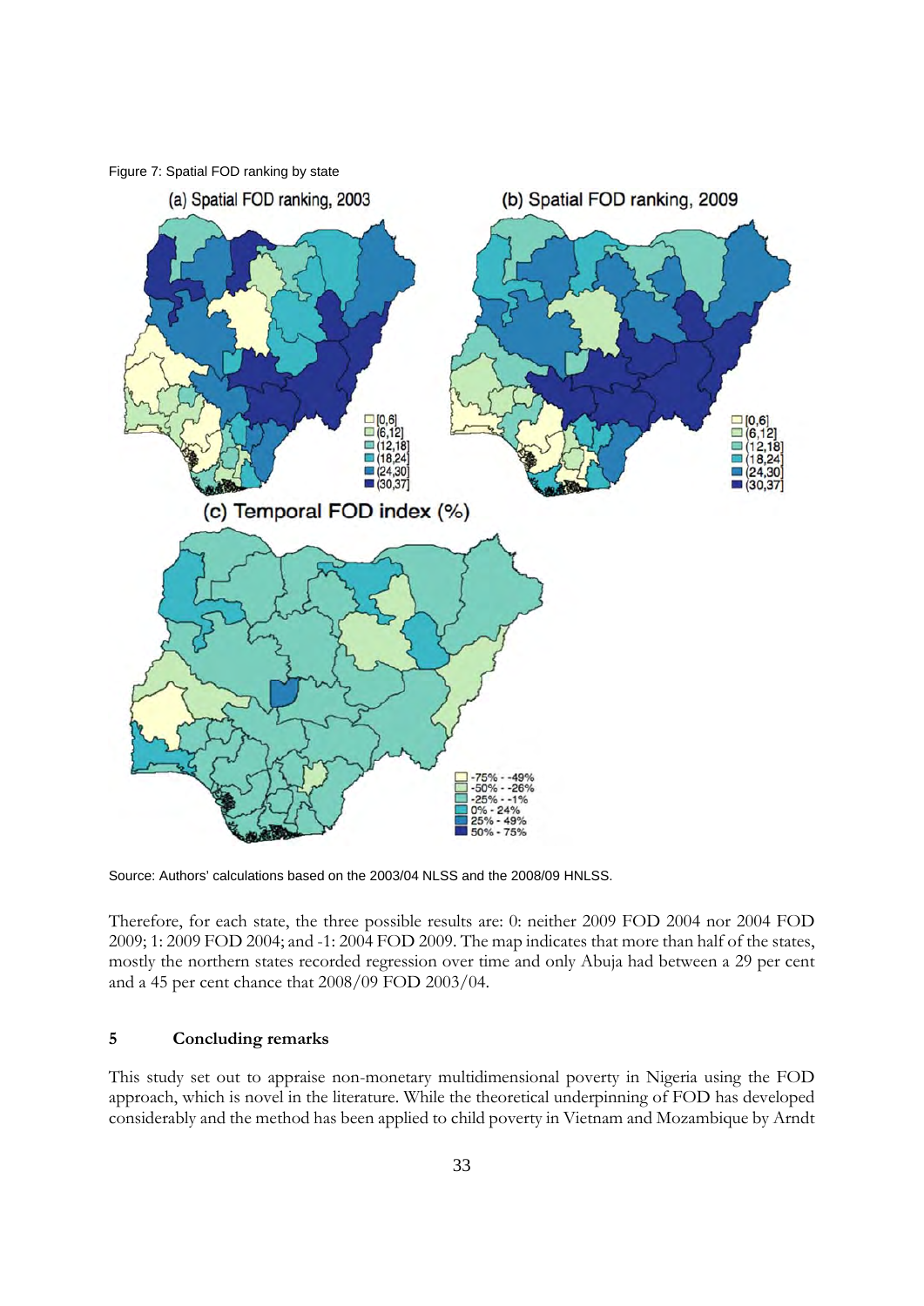Figure 7: Spatial FOD ranking by state

Source: Authors' calculations based on the 2003/04 NLSS and the 2008/09 HNLSS.

Therefore, for each state, the three possible results are: 0: neither 2009 FOD 2004 nor 2004 FOD 2009; 1: 2009 FOD 2004; and -1: 2004 FOD 2009. The map indicates that more than half of the states, mostly the northern states recorded regression over time and only Abuja had between a 29 per cent and a 45 per cent chance that 2008/09 FOD 2003/04.

## 5 Concluding remarks

This study set out to appraise non-monetary multidimensional poverty in Nigeria using the FOD approach, which is novel in the literature. While the theoretical underpinning of FOD has developed considerably and the method has been applied to child poverty in Vietnam and Mozambique by Arndt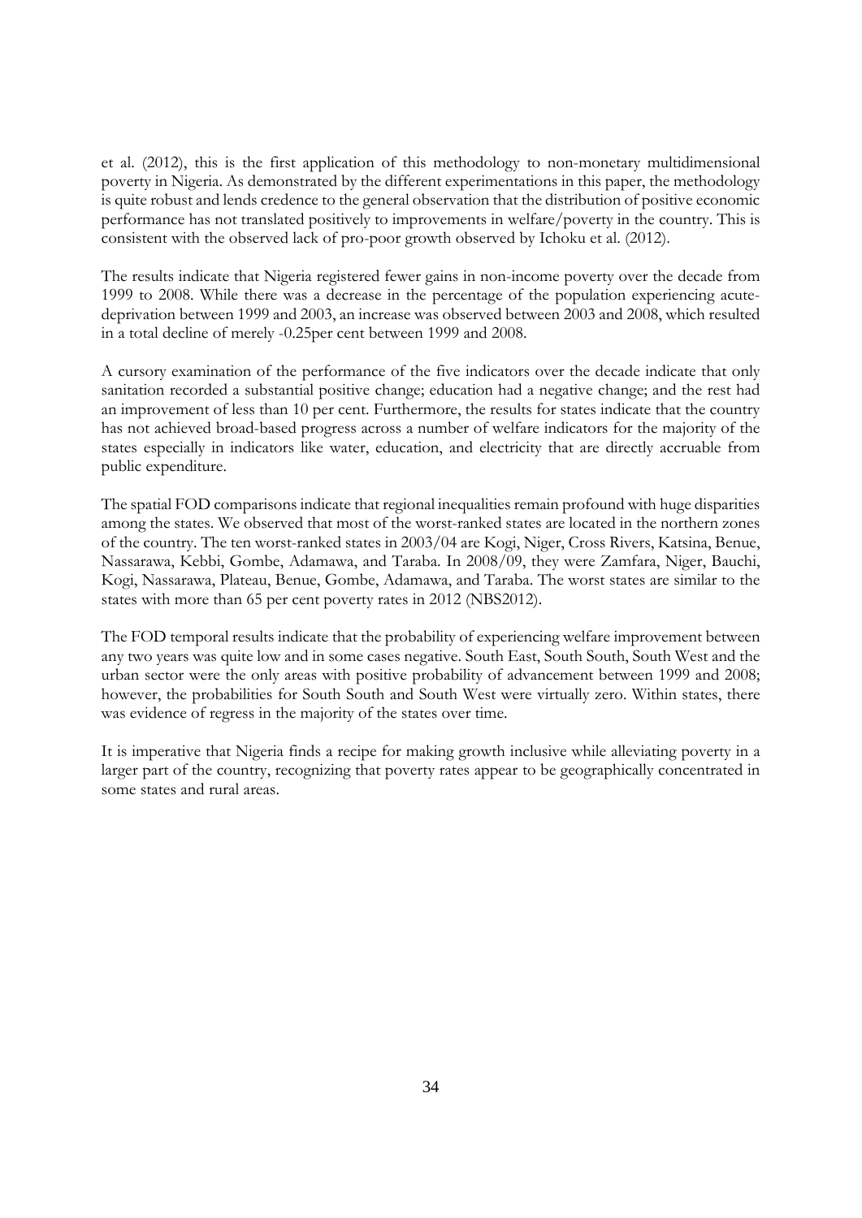et al. (2012), this is the first application of this methodology to non-monetary multidimensional poverty in Nigeria. As demonstrated by the different experimentations in this paper, the methodology is quite robust and lends credence to the general observation that the distribution of positive economic performance has not translated positively to improvements in welfare/poverty in the country. This is consistent with the observed lack of pro-poor growth observed by Ichoku et al. (2012).

The results indicate that Nigeria registered fewer gains in non-income poverty over the decade from 1999 to 2008. While there was a decrease in the percentage of the population experiencing acute-deprivation between 1999 and 2003, an increase was observed between 2003 and 2008, which resulted in a total decline of merely -0.25per cent between 1999 and 2008.

A cursory examination of the performance of the five indicators over the decade indicate that only sanitation recorded a substantial positive change; education had a negative change; and the rest had an improvement of less than 10 per cent. Furthermore, the results for states indicate that the country has not achieved broad-based progress across a number of welfare indicators for the majority of the states especially in indicators like water, education, and electricity that are directly accruable from public expenditure.

The spatial FOD comparisons indicate that regional inequalities remain profound with huge disparities among the states. We observed that most of the worst-ranked states are located in the northern zones of the country. The ten worst-ranked states in 2003/04 are Kogi, Niger, Cross Rivers, Katsina, Benue, Nassarawa, Kebbi, Gombe, Adamawa, and Taraba. In 2008/09, they were Zamfara, Niger, Bauchi, Kogi, Nassarawa, Plateau, Benue, Gombe, Adamawa, and Taraba. The worst states are similar to the states with more than 65 per cent poverty rates in 2012 (NBS2012).

The FOD temporal results indicate that the probability of experiencing welfare improvement between any two years was quite low and in some cases negative. South East, South South, South West and the urban sector were the only areas with positive probability of advancement between 1999 and 2008; however, the probabilities for South South and South West were virtually zero. Within states, there was evidence of regress in the majority of the states over time.

It is imperative that Nigeria finds a recipe for making growth inclusive while alleviating poverty in a larger part of the country, recognizing that poverty rates appear to be geographically concentrated in some states and rural areas.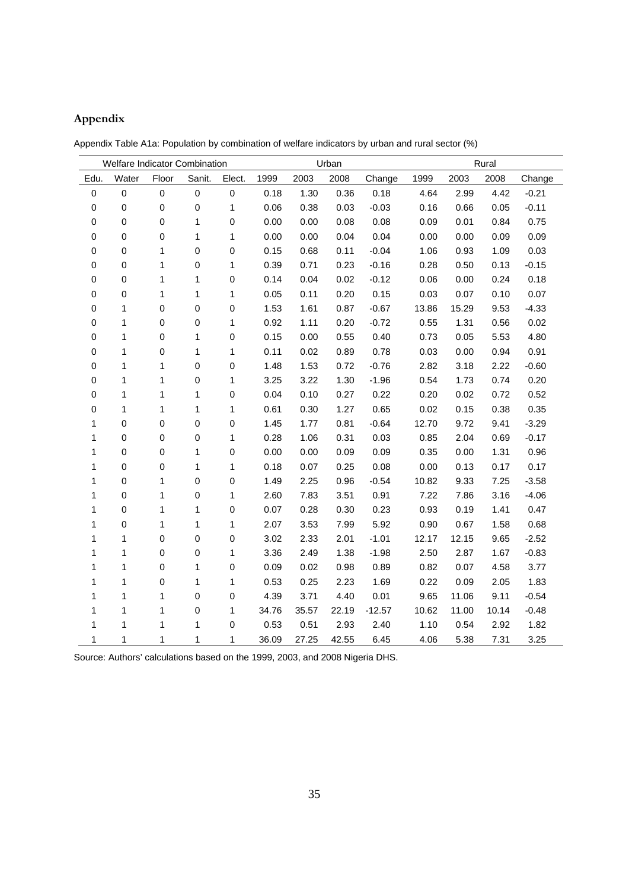## Appendix

Appendix Table A1a: Population by combination of welfare indicators by urban and rural sector (%)

| Welfare Indicator Combination | | | | | Urban | | | | Rural | | | |
|---|---|---|---|---|---|---|---|---|---|---|---|---|
| Edu. | Water | Floor | Sanit. | Elect. | 1999 | 2003 | 2008 | Change | 1999 | 2003 | 2008 | Change |
| 0 | 0 | 0 | 0 | 0 | 0.18 | 1.30 | 0.36 | 0.18 | 4.64 | 2.99 | 4.42 | -0.21 |
| 0 | 0 | 0 | 0 | 1 | 0.06 | 0.38 | 0.03 | -0.03 | 0.16 | 0.66 | 0.05 | -0.11 |
| 0 | 0 | 0 | 1 | 0 | 0.00 | 0.00 | 0.08 | 0.08 | 0.09 | 0.01 | 0.84 | 0.75 |
| 0 | 0 | 0 | 1 | 1 | 0.00 | 0.00 | 0.04 | 0.04 | 0.00 | 0.00 | 0.09 | 0.09 |
| 0 | 0 | 1 | 0 | 0 | 0.15 | 0.68 | 0.11 | -0.04 | 1.06 | 0.93 | 1.09 | 0.03 |
| 0 | 0 | 1 | 0 | 1 | 0.39 | 0.71 | 0.23 | -0.16 | 0.28 | 0.50 | 0.13 | -0.15 |
| 0 | 0 | 1 | 1 | 0 | 0.14 | 0.04 | 0.02 | -0.12 | 0.06 | 0.00 | 0.24 | 0.18 |
| 0 | 0 | 1 | 1 | 1 | 0.05 | 0.11 | 0.20 | 0.15 | 0.03 | 0.07 | 0.10 | 0.07 |
| 0 | 1 | 0 | 0 | 0 | 1.53 | 1.61 | 0.87 | -0.67 | 13.86 | 15.29 | 9.53 | -4.33 |
| 0 | 1 | 0 | 0 | 1 | 0.92 | 1.11 | 0.20 | -0.72 | 0.55 | 1.31 | 0.56 | 0.02 |
| 0 | 1 | 0 | 1 | 0 | 0.15 | 0.00 | 0.55 | 0.40 | 0.73 | 0.05 | 5.53 | 4.80 |
| 0 | 1 | 0 | 1 | 1 | 0.11 | 0.02 | 0.89 | 0.78 | 0.03 | 0.00 | 0.94 | 0.91 |
| 0 | 1 | 1 | 0 | 0 | 1.48 | 1.53 | 0.72 | -0.76 | 2.82 | 3.18 | 2.22 | -0.60 |
| 0 | 1 | 1 | 0 | 1 | 3.25 | 3.22 | 1.30 | -1.96 | 0.54 | 1.73 | 0.74 | 0.20 |
| 0 | 1 | 1 | 1 | 0 | 0.04 | 0.10 | 0.27 | 0.22 | 0.20 | 0.02 | 0.72 | 0.52 |
| 0 | 1 | 1 | 1 | 1 | 0.61 | 0.30 | 1.27 | 0.65 | 0.02 | 0.15 | 0.38 | 0.35 |
| 1 | 0 | 0 | 0 | 0 | 1.45 | 1.77 | 0.81 | -0.64 | 12.70 | 9.72 | 9.41 | -3.29 |
| 1 | 0 | 0 | 0 | 1 | 0.28 | 1.06 | 0.31 | 0.03 | 0.85 | 2.04 | 0.69 | -0.17 |
| 1 | 0 | 0 | 1 | 0 | 0.00 | 0.00 | 0.09 | 0.09 | 0.35 | 0.00 | 1.31 | 0.96 |
| 1 | 0 | 0 | 1 | 1 | 0.18 | 0.07 | 0.25 | 0.08 | 0.00 | 0.13 | 0.17 | 0.17 |
| 1 | 0 | 1 | 0 | 0 | 1.49 | 2.25 | 0.96 | -0.54 | 10.82 | 9.33 | 7.25 | -3.58 |
| 1 | 0 | 1 | 0 | 1 | 2.60 | 7.83 | 3.51 | 0.91 | 7.22 | 7.86 | 3.16 | -4.06 |
| 1 | 0 | 1 | 1 | 0 | 0.07 | 0.28 | 0.30 | 0.23 | 0.93 | 0.19 | 1.41 | 0.47 |
| 1 | 0 | 1 | 1 | 1 | 2.07 | 3.53 | 7.99 | 5.92 | 0.90 | 0.67 | 1.58 | 0.68 |
| 1 | 1 | 0 | 0 | 0 | 3.02 | 2.33 | 2.01 | -1.01 | 12.17 | 12.15 | 9.65 | -2.52 |
| 1 | 1 | 0 | 0 | 1 | 3.36 | 2.49 | 1.38 | -1.98 | 2.50 | 2.87 | 1.67 | -0.83 |
| 1 | 1 | 0 | 1 | 0 | 0.09 | 0.02 | 0.98 | 0.89 | 0.82 | 0.07 | 4.58 | 3.77 |
| 1 | 1 | 0 | 1 | 1 | 0.53 | 0.25 | 2.23 | 1.69 | 0.22 | 0.09 | 2.05 | 1.83 |
| 1 | 1 | 1 | 0 | 0 | 4.39 | 3.71 | 4.40 | 0.01 | 9.65 | 11.06 | 9.11 | -0.54 |
| 1 | 1 | 1 | 0 | 1 | 34.76 | 35.57 | 22.19 | -12.57 | 10.62 | 11.00 | 10.14 | -0.48 |
| 1 | 1 | 1 | 1 | 0 | 0.53 | 0.51 | 2.93 | 2.40 | 1.10 | 0.54 | 2.92 | 1.82 |
| 1 | 1 | 1 | 1 | 1 | 36.09 | 27.25 | 42.55 | 6.45 | 4.06 | 5.38 | 7.31 | 3.25 |

Source: Authors' calculations based on the 1999, 2003, and 2008 Nigeria DHS.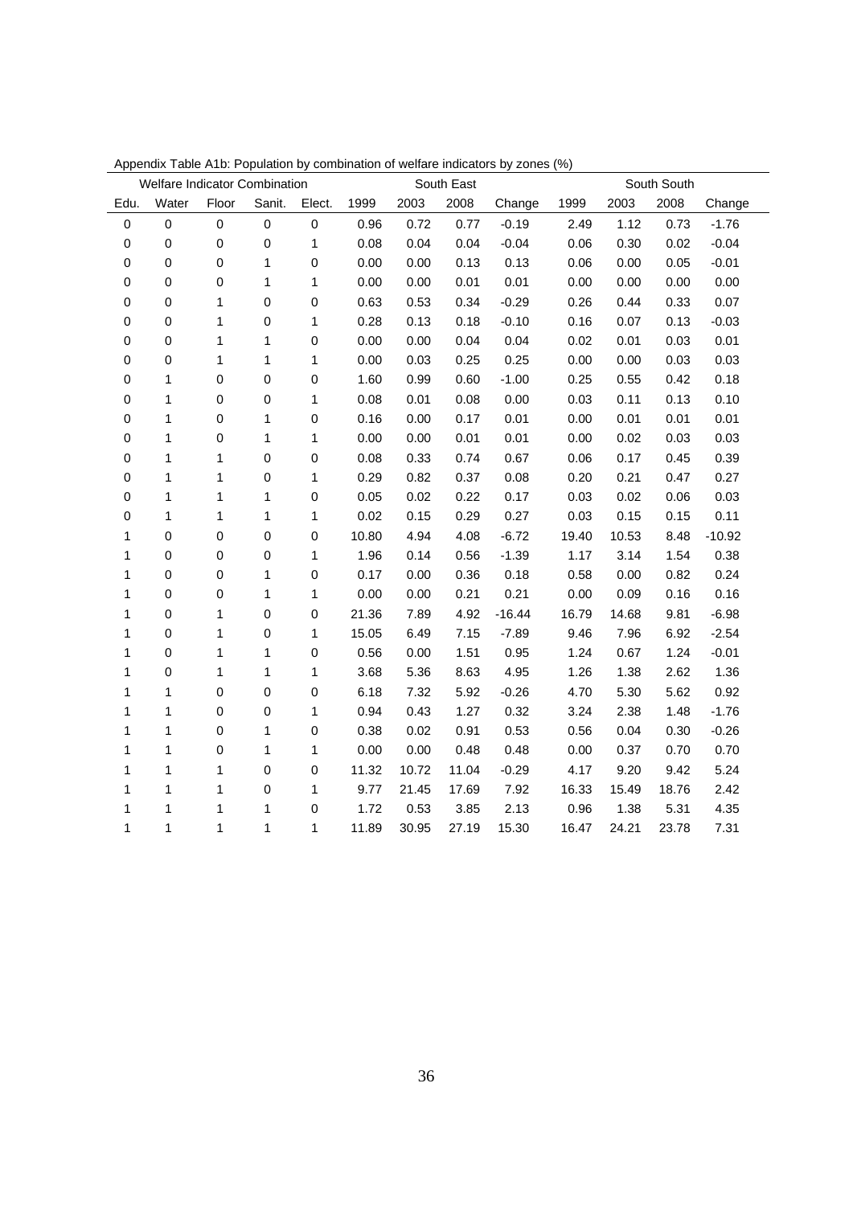Appendix Table A1b: Population by combination of welfare indicators by zones (%)

| Welfare Indicator Combination | | | | | South East | | | | South South | | | |
|---|---|---|---|---|---|---|---|---|---|---|---|---|
| Edu. | Water | Floor | Sanit. | Elect. | 1999 | 2003 | 2008 | Change | 1999 | 2003 | 2008 | Change |
| 0 | 0 | 0 | 0 | 0 | 0.96 | 0.72 | 0.77 | -0.19 | 2.49 | 1.12 | 0.73 | -1.76 |
| 0 | 0 | 0 | 0 | 1 | 0.08 | 0.04 | 0.04 | -0.04 | 0.06 | 0.30 | 0.02 | -0.04 |
| 0 | 0 | 0 | 1 | 0 | 0.00 | 0.00 | 0.13 | 0.13 | 0.06 | 0.00 | 0.05 | -0.01 |
| 0 | 0 | 0 | 1 | 1 | 0.00 | 0.00 | 0.01 | 0.01 | 0.00 | 0.00 | 0.00 | 0.00 |
| 0 | 0 | 1 | 0 | 0 | 0.63 | 0.53 | 0.34 | -0.29 | 0.26 | 0.44 | 0.33 | 0.07 |
| 0 | 0 | 1 | 0 | 1 | 0.28 | 0.13 | 0.18 | -0.10 | 0.16 | 0.07 | 0.13 | -0.03 |
| 0 | 0 | 1 | 1 | 0 | 0.00 | 0.00 | 0.04 | 0.04 | 0.02 | 0.01 | 0.03 | 0.01 |
| 0 | 0 | 1 | 1 | 1 | 0.00 | 0.03 | 0.25 | 0.25 | 0.00 | 0.00 | 0.03 | 0.03 |
| 0 | 1 | 0 | 0 | 0 | 1.60 | 0.99 | 0.60 | -1.00 | 0.25 | 0.55 | 0.42 | 0.18 |
| 0 | 1 | 0 | 0 | 1 | 0.08 | 0.01 | 0.08 | 0.00 | 0.03 | 0.11 | 0.13 | 0.10 |
| 0 | 1 | 0 | 1 | 0 | 0.16 | 0.00 | 0.17 | 0.01 | 0.00 | 0.01 | 0.01 | 0.01 |
| 0 | 1 | 0 | 1 | 1 | 0.00 | 0.00 | 0.01 | 0.01 | 0.00 | 0.02 | 0.03 | 0.03 |
| 0 | 1 | 1 | 0 | 0 | 0.08 | 0.33 | 0.74 | 0.67 | 0.06 | 0.17 | 0.45 | 0.39 |
| 0 | 1 | 1 | 0 | 1 | 0.29 | 0.82 | 0.37 | 0.08 | 0.20 | 0.21 | 0.47 | 0.27 |
| 0 | 1 | 1 | 1 | 0 | 0.05 | 0.02 | 0.22 | 0.17 | 0.03 | 0.02 | 0.06 | 0.03 |
| 0 | 1 | 1 | 1 | 1 | 0.02 | 0.15 | 0.29 | 0.27 | 0.03 | 0.15 | 0.15 | 0.11 |
| 1 | 0 | 0 | 0 | 0 | 10.80 | 4.94 | 4.08 | -6.72 | 19.40 | 10.53 | 8.48 | -10.92 |
| 1 | 0 | 0 | 0 | 1 | 1.96 | 0.14 | 0.56 | -1.39 | 1.17 | 3.14 | 1.54 | 0.38 |
| 1 | 0 | 0 | 1 | 0 | 0.17 | 0.00 | 0.36 | 0.18 | 0.58 | 0.00 | 0.82 | 0.24 |
| 1 | 0 | 0 | 1 | 1 | 0.00 | 0.00 | 0.21 | 0.21 | 0.00 | 0.09 | 0.16 | 0.16 |
| 1 | 0 | 1 | 0 | 0 | 21.36 | 7.89 | 4.92 | -16.44 | 16.79 | 14.68 | 9.81 | -6.98 |
| 1 | 0 | 1 | 0 | 1 | 15.05 | 6.49 | 7.15 | -7.89 | 9.46 | 7.96 | 6.92 | -2.54 |
| 1 | 0 | 1 | 1 | 0 | 0.56 | 0.00 | 1.51 | 0.95 | 1.24 | 0.67 | 1.24 | -0.01 |
| 1 | 0 | 1 | 1 | 1 | 3.68 | 5.36 | 8.63 | 4.95 | 1.26 | 1.38 | 2.62 | 1.36 |
| 1 | 1 | 0 | 0 | 0 | 6.18 | 7.32 | 5.92 | -0.26 | 4.70 | 5.30 | 5.62 | 0.92 |
| 1 | 1 | 0 | 0 | 1 | 0.94 | 0.43 | 1.27 | 0.32 | 3.24 | 2.38 | 1.48 | -1.76 |
| 1 | 1 | 0 | 1 | 0 | 0.38 | 0.02 | 0.91 | 0.53 | 0.56 | 0.04 | 0.30 | -0.26 |
| 1 | 1 | 0 | 1 | 1 | 0.00 | 0.00 | 0.48 | 0.48 | 0.00 | 0.37 | 0.70 | 0.70 |
| 1 | 1 | 1 | 0 | 0 | 11.32 | 10.72 | 11.04 | -0.29 | 4.17 | 9.20 | 9.42 | 5.24 |
| 1 | 1 | 1 | 0 | 1 | 9.77 | 21.45 | 17.69 | 7.92 | 16.33 | 15.49 | 18.76 | 2.42 |
| 1 | 1 | 1 | 1 | 0 | 1.72 | 0.53 | 3.85 | 2.13 | 0.96 | 1.38 | 5.31 | 4.35 |
| 1 | 1 | 1 | 1 | 1 | 11.89 | 30.95 | 27.19 | 15.30 | 16.47 | 24.21 | 23.78 | 7.31 |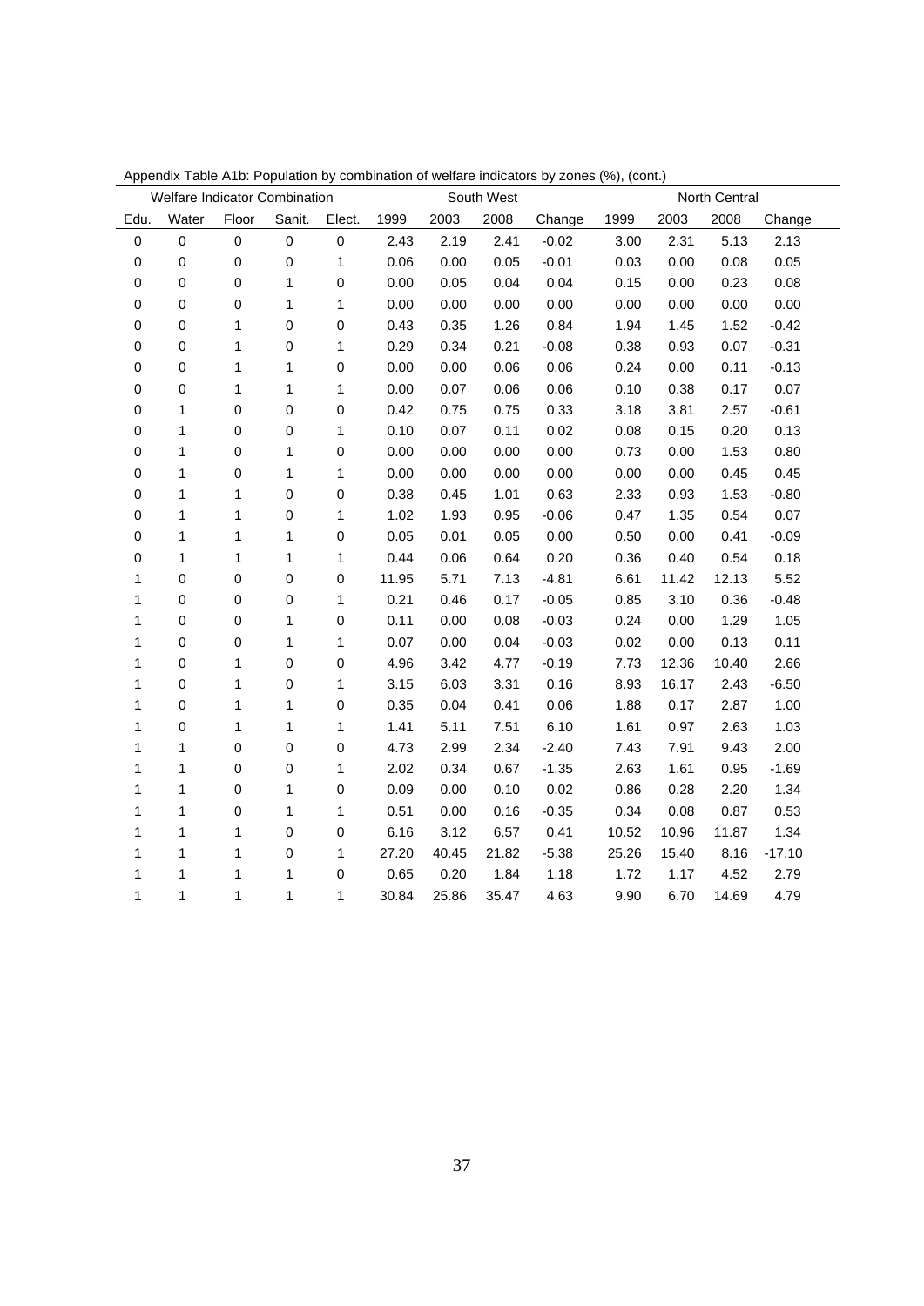Appendix Table A1b: Population by combination of welfare indicators by zones (%), (cont.)

| Welfare Indicator Combination | | | | | South West | | | | North Central | | | |
|---|---|---|---|---|---|---|---|---|---|---|---|---|
| Edu. | Water | Floor | Sanit. | Elect. | 1999 | 2003 | 2008 | Change | 1999 | 2003 | 2008 | Change |
| 0 | 0 | 0 | 0 | 0 | 2.43 | 2.19 | 2.41 | -0.02 | 3.00 | 2.31 | 5.13 | 2.13 |
| 0 | 0 | 0 | 0 | 1 | 0.06 | 0.00 | 0.05 | -0.01 | 0.03 | 0.00 | 0.08 | 0.05 |
| 0 | 0 | 0 | 1 | 0 | 0.00 | 0.05 | 0.04 | 0.04 | 0.15 | 0.00 | 0.23 | 0.08 |
| 0 | 0 | 0 | 1 | 1 | 0.00 | 0.00 | 0.00 | 0.00 | 0.00 | 0.00 | 0.00 | 0.00 |
| 0 | 0 | 1 | 0 | 0 | 0.43 | 0.35 | 1.26 | 0.84 | 1.94 | 1.45 | 1.52 | -0.42 |
| 0 | 0 | 1 | 0 | 1 | 0.29 | 0.34 | 0.21 | -0.08 | 0.38 | 0.93 | 0.07 | -0.31 |
| 0 | 0 | 1 | 1 | 0 | 0.00 | 0.00 | 0.06 | 0.06 | 0.24 | 0.00 | 0.11 | -0.13 |
| 0 | 0 | 1 | 1 | 1 | 0.00 | 0.07 | 0.06 | 0.06 | 0.10 | 0.38 | 0.17 | 0.07 |
| 0 | 1 | 0 | 0 | 0 | 0.42 | 0.75 | 0.75 | 0.33 | 3.18 | 3.81 | 2.57 | -0.61 |
| 0 | 1 | 0 | 0 | 1 | 0.10 | 0.07 | 0.11 | 0.02 | 0.08 | 0.15 | 0.20 | 0.13 |
| 0 | 1 | 0 | 1 | 0 | 0.00 | 0.00 | 0.00 | 0.00 | 0.73 | 0.00 | 1.53 | 0.80 |
| 0 | 1 | 0 | 1 | 1 | 0.00 | 0.00 | 0.00 | 0.00 | 0.00 | 0.00 | 0.45 | 0.45 |
| 0 | 1 | 1 | 0 | 0 | 0.38 | 0.45 | 1.01 | 0.63 | 2.33 | 0.93 | 1.53 | -0.80 |
| 0 | 1 | 1 | 0 | 1 | 1.02 | 1.93 | 0.95 | -0.06 | 0.47 | 1.35 | 0.54 | 0.07 |
| 0 | 1 | 1 | 1 | 0 | 0.05 | 0.01 | 0.05 | 0.00 | 0.50 | 0.00 | 0.41 | -0.09 |
| 0 | 1 | 1 | 1 | 1 | 0.44 | 0.06 | 0.64 | 0.20 | 0.36 | 0.40 | 0.54 | 0.18 |
| 1 | 0 | 0 | 0 | 0 | 11.95 | 5.71 | 7.13 | -4.81 | 6.61 | 11.42 | 12.13 | 5.52 |
| 1 | 0 | 0 | 0 | 1 | 0.21 | 0.46 | 0.17 | -0.05 | 0.85 | 3.10 | 0.36 | -0.48 |
| 1 | 0 | 0 | 1 | 0 | 0.11 | 0.00 | 0.08 | -0.03 | 0.24 | 0.00 | 1.29 | 1.05 |
| 1 | 0 | 0 | 1 | 1 | 0.07 | 0.00 | 0.04 | -0.03 | 0.02 | 0.00 | 0.13 | 0.11 |
| 1 | 0 | 1 | 0 | 0 | 4.96 | 3.42 | 4.77 | -0.19 | 7.73 | 12.36 | 10.40 | 2.66 |
| 1 | 0 | 1 | 0 | 1 | 3.15 | 6.03 | 3.31 | 0.16 | 8.93 | 16.17 | 2.43 | -6.50 |
| 1 | 0 | 1 | 1 | 0 | 0.35 | 0.04 | 0.41 | 0.06 | 1.88 | 0.17 | 2.87 | 1.00 |
| 1 | 0 | 1 | 1 | 1 | 1.41 | 5.11 | 7.51 | 6.10 | 1.61 | 0.97 | 2.63 | 1.03 |
| 1 | 1 | 0 | 0 | 0 | 4.73 | 2.99 | 2.34 | -2.40 | 7.43 | 7.91 | 9.43 | 2.00 |
| 1 | 1 | 0 | 0 | 1 | 2.02 | 0.34 | 0.67 | -1.35 | 2.63 | 1.61 | 0.95 | -1.69 |
| 1 | 1 | 0 | 1 | 0 | 0.09 | 0.00 | 0.10 | 0.02 | 0.86 | 0.28 | 2.20 | 1.34 |
| 1 | 1 | 0 | 1 | 1 | 0.51 | 0.00 | 0.16 | -0.35 | 0.34 | 0.08 | 0.87 | 0.53 |
| 1 | 1 | 1 | 0 | 0 | 6.16 | 3.12 | 6.57 | 0.41 | 10.52 | 10.96 | 11.87 | 1.34 |
| 1 | 1 | 1 | 0 | 1 | 27.20 | 40.45 | 21.82 | -5.38 | 25.26 | 15.40 | 8.16 | -17.10 |
| 1 | 1 | 1 | 1 | 0 | 0.65 | 0.20 | 1.84 | 1.18 | 1.72 | 1.17 | 4.52 | 2.79 |
| 1 | 1 | 1 | 1 | 1 | 30.84 | 25.86 | 35.47 | 4.63 | 9.90 | 6.70 | 14.69 | 4.79 |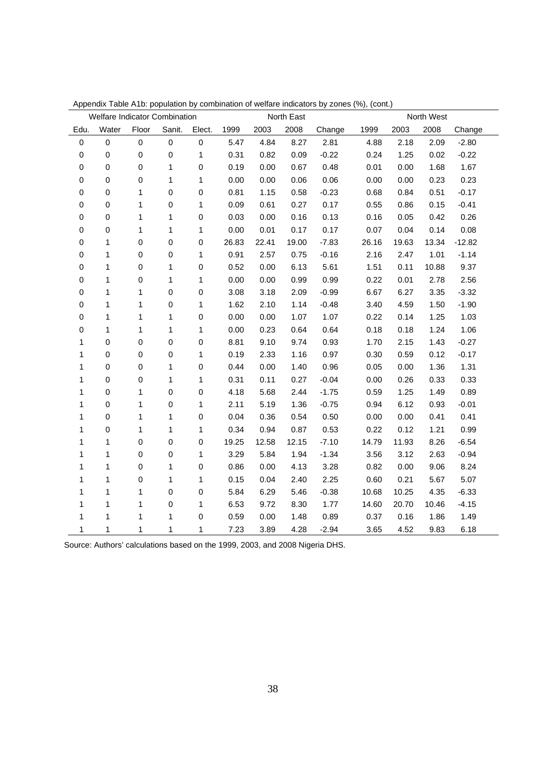Appendix Table A1b: population by combination of welfare indicators by zones (%), (cont.)

| Welfare Indicator Combination | | | | | North East | | | | North West | | | |
|---|---|---|---|---|---|---|---|---|---|---|---|---|
| Edu. | Water | Floor | Sanit. | Elect. | 1999 | 2003 | 2008 | Change | 1999 | 2003 | 2008 | Change |
| 0 | 0 | 0 | 0 | 0 | 5.47 | 4.84 | 8.27 | 2.81 | 4.88 | 2.18 | 2.09 | -2.80 |
| 0 | 0 | 0 | 0 | 1 | 0.31 | 0.82 | 0.09 | -0.22 | 0.24 | 1.25 | 0.02 | -0.22 |
| 0 | 0 | 0 | 1 | 0 | 0.19 | 0.00 | 0.67 | 0.48 | 0.01 | 0.00 | 1.68 | 1.67 |
| 0 | 0 | 0 | 1 | 1 | 0.00 | 0.00 | 0.06 | 0.06 | 0.00 | 0.00 | 0.23 | 0.23 |
| 0 | 0 | 1 | 0 | 0 | 0.81 | 1.15 | 0.58 | -0.23 | 0.68 | 0.84 | 0.51 | -0.17 |
| 0 | 0 | 1 | 0 | 1 | 0.09 | 0.61 | 0.27 | 0.17 | 0.55 | 0.86 | 0.15 | -0.41 |
| 0 | 0 | 1 | 1 | 0 | 0.03 | 0.00 | 0.16 | 0.13 | 0.16 | 0.05 | 0.42 | 0.26 |
| 0 | 0 | 1 | 1 | 1 | 0.00 | 0.01 | 0.17 | 0.17 | 0.07 | 0.04 | 0.14 | 0.08 |
| 0 | 1 | 0 | 0 | 0 | 26.83 | 22.41 | 19.00 | -7.83 | 26.16 | 19.63 | 13.34 | -12.82 |
| 0 | 1 | 0 | 0 | 1 | 0.91 | 2.57 | 0.75 | -0.16 | 2.16 | 2.47 | 1.01 | -1.14 |
| 0 | 1 | 0 | 1 | 0 | 0.52 | 0.00 | 6.13 | 5.61 | 1.51 | 0.11 | 10.88 | 9.37 |
| 0 | 1 | 0 | 1 | 1 | 0.00 | 0.00 | 0.99 | 0.99 | 0.22 | 0.01 | 2.78 | 2.56 |
| 0 | 1 | 1 | 0 | 0 | 3.08 | 3.18 | 2.09 | -0.99 | 6.67 | 6.27 | 3.35 | -3.32 |
| 0 | 1 | 1 | 0 | 1 | 1.62 | 2.10 | 1.14 | -0.48 | 3.40 | 4.59 | 1.50 | -1.90 |
| 0 | 1 | 1 | 1 | 0 | 0.00 | 0.00 | 1.07 | 1.07 | 0.22 | 0.14 | 1.25 | 1.03 |
| 0 | 1 | 1 | 1 | 1 | 0.00 | 0.23 | 0.64 | 0.64 | 0.18 | 0.18 | 1.24 | 1.06 |
| 1 | 0 | 0 | 0 | 0 | 8.81 | 9.10 | 9.74 | 0.93 | 1.70 | 2.15 | 1.43 | -0.27 |
| 1 | 0 | 0 | 0 | 1 | 0.19 | 2.33 | 1.16 | 0.97 | 0.30 | 0.59 | 0.12 | -0.17 |
| 1 | 0 | 0 | 1 | 0 | 0.44 | 0.00 | 1.40 | 0.96 | 0.05 | 0.00 | 1.36 | 1.31 |
| 1 | 0 | 0 | 1 | 1 | 0.31 | 0.11 | 0.27 | -0.04 | 0.00 | 0.26 | 0.33 | 0.33 |
| 1 | 0 | 1 | 0 | 0 | 4.18 | 5.68 | 2.44 | -1.75 | 0.59 | 1.25 | 1.49 | 0.89 |
| 1 | 0 | 1 | 0 | 1 | 2.11 | 5.19 | 1.36 | -0.75 | 0.94 | 6.12 | 0.93 | -0.01 |
| 1 | 0 | 1 | 1 | 0 | 0.04 | 0.36 | 0.54 | 0.50 | 0.00 | 0.00 | 0.41 | 0.41 |
| 1 | 0 | 1 | 1 | 1 | 0.34 | 0.94 | 0.87 | 0.53 | 0.22 | 0.12 | 1.21 | 0.99 |
| 1 | 1 | 0 | 0 | 0 | 19.25 | 12.58 | 12.15 | -7.10 | 14.79 | 11.93 | 8.26 | -6.54 |
| 1 | 1 | 0 | 0 | 1 | 3.29 | 5.84 | 1.94 | -1.34 | 3.56 | 3.12 | 2.63 | -0.94 |
| 1 | 1 | 0 | 1 | 0 | 0.86 | 0.00 | 4.13 | 3.28 | 0.82 | 0.00 | 9.06 | 8.24 |
| 1 | 1 | 0 | 1 | 1 | 0.15 | 0.04 | 2.40 | 2.25 | 0.60 | 0.21 | 5.67 | 5.07 |
| 1 | 1 | 1 | 0 | 0 | 5.84 | 6.29 | 5.46 | -0.38 | 10.68 | 10.25 | 4.35 | -6.33 |
| 1 | 1 | 1 | 0 | 1 | 6.53 | 9.72 | 8.30 | 1.77 | 14.60 | 20.70 | 10.46 | -4.15 |
| 1 | 1 | 1 | 1 | 0 | 0.59 | 0.00 | 1.48 | 0.89 | 0.37 | 0.16 | 1.86 | 1.49 |
| 1 | 1 | 1 | 1 | 1 | 7.23 | 3.89 | 4.28 | -2.94 | 3.65 | 4.52 | 9.83 | 6.18 |

Source: Authors' calculations based on the 1999, 2003, and 2008 Nigeria DHS.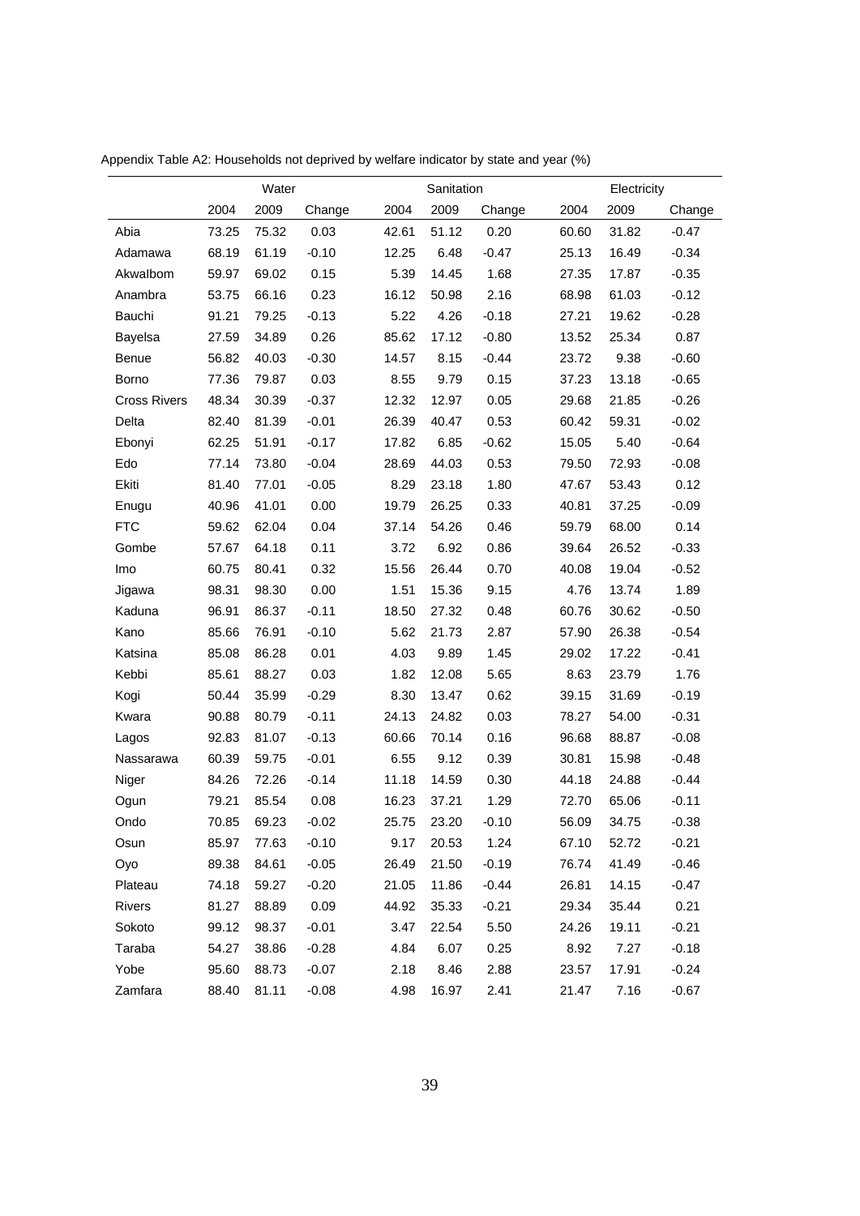Appendix Table A2: Households not deprived by welfare indicator by state and year (%)

| | Water | | | Sanitation | | | Electricity | | |
|---|---|---|---|---|---|---|---|---|---|
| | 2004 | 2009 | Change | 2004 | 2009 | Change | 2004 | 2009 | Change |
| Abia | 73.25 | 75.32 | 0.03 | 42.61 | 51.12 | 0.20 | 60.60 | 31.82 | -0.47 |
| Adamawa | 68.19 | 61.19 | -0.10 | 12.25 | 6.48 | -0.47 | 25.13 | 16.49 | -0.34 |
| AkwaIbom | 59.97 | 69.02 | 0.15 | 5.39 | 14.45 | 1.68 | 27.35 | 17.87 | -0.35 |
| Anambra | 53.75 | 66.16 | 0.23 | 16.12 | 50.98 | 2.16 | 68.98 | 61.03 | -0.12 |
| Bauchi | 91.21 | 79.25 | -0.13 | 5.22 | 4.26 | -0.18 | 27.21 | 19.62 | -0.28 |
| Bayelsa | 27.59 | 34.89 | 0.26 | 85.62 | 17.12 | -0.80 | 13.52 | 25.34 | 0.87 |
| Benue | 56.82 | 40.03 | -0.30 | 14.57 | 8.15 | -0.44 | 23.72 | 9.38 | -0.60 |
| Borno | 77.36 | 79.87 | 0.03 | 8.55 | 9.79 | 0.15 | 37.23 | 13.18 | -0.65 |
| Cross Rivers | 48.34 | 30.39 | -0.37 | 12.32 | 12.97 | 0.05 | 29.68 | 21.85 | -0.26 |
| Delta | 82.40 | 81.39 | -0.01 | 26.39 | 40.47 | 0.53 | 60.42 | 59.31 | -0.02 |
| Ebonyi | 62.25 | 51.91 | -0.17 | 17.82 | 6.85 | -0.62 | 15.05 | 5.40 | -0.64 |
| Edo | 77.14 | 73.80 | -0.04 | 28.69 | 44.03 | 0.53 | 79.50 | 72.93 | -0.08 |
| Ekiti | 81.40 | 77.01 | -0.05 | 8.29 | 23.18 | 1.80 | 47.67 | 53.43 | 0.12 |
| Enugu | 40.96 | 41.01 | 0.00 | 19.79 | 26.25 | 0.33 | 40.81 | 37.25 | -0.09 |
| FTC | 59.62 | 62.04 | 0.04 | 37.14 | 54.26 | 0.46 | 59.79 | 68.00 | 0.14 |
| Gombe | 57.67 | 64.18 | 0.11 | 3.72 | 6.92 | 0.86 | 39.64 | 26.52 | -0.33 |
| Imo | 60.75 | 80.41 | 0.32 | 15.56 | 26.44 | 0.70 | 40.08 | 19.04 | -0.52 |
| Jigawa | 98.31 | 98.30 | 0.00 | 1.51 | 15.36 | 9.15 | 4.76 | 13.74 | 1.89 |
| Kaduna | 96.91 | 86.37 | -0.11 | 18.50 | 27.32 | 0.48 | 60.76 | 30.62 | -0.50 |
| Kano | 85.66 | 76.91 | -0.10 | 5.62 | 21.73 | 2.87 | 57.90 | 26.38 | -0.54 |
| Katsina | 85.08 | 86.28 | 0.01 | 4.03 | 9.89 | 1.45 | 29.02 | 17.22 | -0.41 |
| Kebbi | 85.61 | 88.27 | 0.03 | 1.82 | 12.08 | 5.65 | 8.63 | 23.79 | 1.76 |
| Kogi | 50.44 | 35.99 | -0.29 | 8.30 | 13.47 | 0.62 | 39.15 | 31.69 | -0.19 |
| Kwara | 90.88 | 80.79 | -0.11 | 24.13 | 24.82 | 0.03 | 78.27 | 54.00 | -0.31 |
| Lagos | 92.83 | 81.07 | -0.13 | 60.66 | 70.14 | 0.16 | 96.68 | 88.87 | -0.08 |
| Nassarawa | 60.39 | 59.75 | -0.01 | 6.55 | 9.12 | 0.39 | 30.81 | 15.98 | -0.48 |
| Niger | 84.26 | 72.26 | -0.14 | 11.18 | 14.59 | 0.30 | 44.18 | 24.88 | -0.44 |
| Ogun | 79.21 | 85.54 | 0.08 | 16.23 | 37.21 | 1.29 | 72.70 | 65.06 | -0.11 |
| Ondo | 70.85 | 69.23 | -0.02 | 25.75 | 23.20 | -0.10 | 56.09 | 34.75 | -0.38 |
| Osun | 85.97 | 77.63 | -0.10 | 9.17 | 20.53 | 1.24 | 67.10 | 52.72 | -0.21 |
| Oyo | 89.38 | 84.61 | -0.05 | 26.49 | 21.50 | -0.19 | 76.74 | 41.49 | -0.46 |
| Plateau | 74.18 | 59.27 | -0.20 | 21.05 | 11.86 | -0.44 | 26.81 | 14.15 | -0.47 |
| Rivers | 81.27 | 88.89 | 0.09 | 44.92 | 35.33 | -0.21 | 29.34 | 35.44 | 0.21 |
| Sokoto | 99.12 | 98.37 | -0.01 | 3.47 | 22.54 | 5.50 | 24.26 | 19.11 | -0.21 |
| Taraba | 54.27 | 38.86 | -0.28 | 4.84 | 6.07 | 0.25 | 8.92 | 7.27 | -0.18 |
| Yobe | 95.60 | 88.73 | -0.07 | 2.18 | 8.46 | 2.88 | 23.57 | 17.91 | -0.24 |
| Zamfara | 88.40 | 81.11 | -0.08 | 4.98 | 16.97 | 2.41 | 21.47 | 7.16 | -0.67 |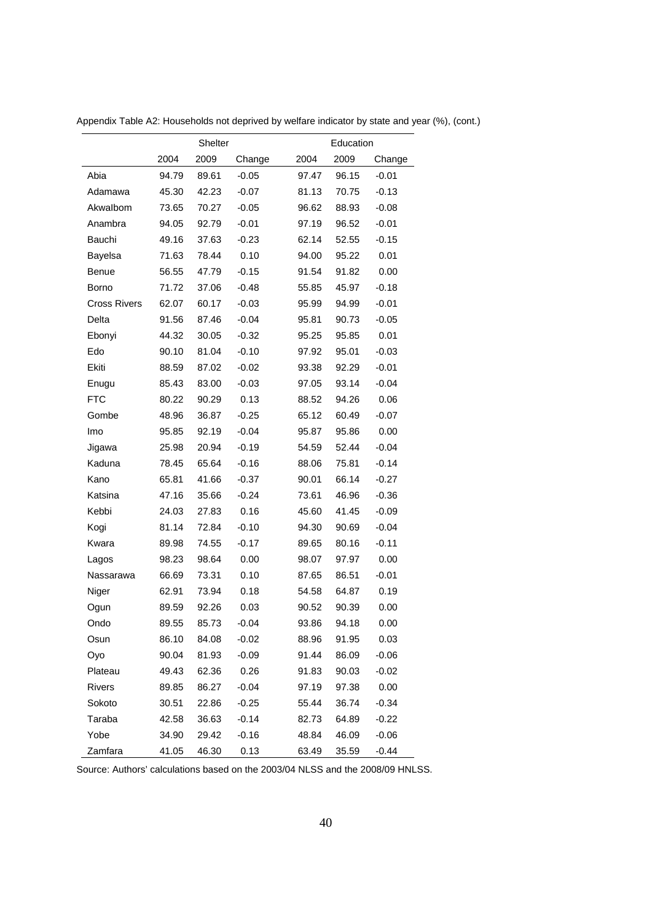Appendix Table A2: Households not deprived by welfare indicator by state and year (%), (cont.)

| | Shelter | | | Education | | |
|---|---|---|---|---|---|---|
| | 2004 | 2009 | Change | 2004 | 2009 | Change |
| Abia | 94.79 | 89.61 | -0.05 | 97.47 | 96.15 | -0.01 |
| Adamawa | 45.30 | 42.23 | -0.07 | 81.13 | 70.75 | -0.13 |
| AkwaIbom | 73.65 | 70.27 | -0.05 | 96.62 | 88.93 | -0.08 |
| Anambra | 94.05 | 92.79 | -0.01 | 97.19 | 96.52 | -0.01 |
| Bauchi | 49.16 | 37.63 | -0.23 | 62.14 | 52.55 | -0.15 |
| Bayelsa | 71.63 | 78.44 | 0.10 | 94.00 | 95.22 | 0.01 |
| Benue | 56.55 | 47.79 | -0.15 | 91.54 | 91.82 | 0.00 |
| Borno | 71.72 | 37.06 | -0.48 | 55.85 | 45.97 | -0.18 |
| Cross Rivers | 62.07 | 60.17 | -0.03 | 95.99 | 94.99 | -0.01 |
| Delta | 91.56 | 87.46 | -0.04 | 95.81 | 90.73 | -0.05 |
| Ebonyi | 44.32 | 30.05 | -0.32 | 95.25 | 95.85 | 0.01 |
| Edo | 90.10 | 81.04 | -0.10 | 97.92 | 95.01 | -0.03 |
| Ekiti | 88.59 | 87.02 | -0.02 | 93.38 | 92.29 | -0.01 |
| Enugu | 85.43 | 83.00 | -0.03 | 97.05 | 93.14 | -0.04 |
| FTC | 80.22 | 90.29 | 0.13 | 88.52 | 94.26 | 0.06 |
| Gombe | 48.96 | 36.87 | -0.25 | 65.12 | 60.49 | -0.07 |
| Imo | 95.85 | 92.19 | -0.04 | 95.87 | 95.86 | 0.00 |
| Jigawa | 25.98 | 20.94 | -0.19 | 54.59 | 52.44 | -0.04 |
| Kaduna | 78.45 | 65.64 | -0.16 | 88.06 | 75.81 | -0.14 |
| Kano | 65.81 | 41.66 | -0.37 | 90.01 | 66.14 | -0.27 |
| Katsina | 47.16 | 35.66 | -0.24 | 73.61 | 46.96 | -0.36 |
| Kebbi | 24.03 | 27.83 | 0.16 | 45.60 | 41.45 | -0.09 |
| Kogi | 81.14 | 72.84 | -0.10 | 94.30 | 90.69 | -0.04 |
| Kwara | 89.98 | 74.55 | -0.17 | 89.65 | 80.16 | -0.11 |
| Lagos | 98.23 | 98.64 | 0.00 | 98.07 | 97.97 | 0.00 |
| Nassarawa | 66.69 | 73.31 | 0.10 | 87.65 | 86.51 | -0.01 |
| Niger | 62.91 | 73.94 | 0.18 | 54.58 | 64.87 | 0.19 |
| Ogun | 89.59 | 92.26 | 0.03 | 90.52 | 90.39 | 0.00 |
| Ondo | 89.55 | 85.73 | -0.04 | 93.86 | 94.18 | 0.00 |
| Osun | 86.10 | 84.08 | -0.02 | 88.96 | 91.95 | 0.03 |
| Oyo | 90.04 | 81.93 | -0.09 | 91.44 | 86.09 | -0.06 |
| Plateau | 49.43 | 62.36 | 0.26 | 91.83 | 90.03 | -0.02 |
| Rivers | 89.85 | 86.27 | -0.04 | 97.19 | 97.38 | 0.00 |
| Sokoto | 30.51 | 22.86 | -0.25 | 55.44 | 36.74 | -0.34 |
| Taraba | 42.58 | 36.63 | -0.14 | 82.73 | 64.89 | -0.22 |
| Yobe | 34.90 | 29.42 | -0.16 | 48.84 | 46.09 | -0.06 |
| Zamfara | 41.05 | 46.30 | 0.13 | 63.49 | 35.59 | -0.44 |

Source: Authors' calculations based on the 2003/04 NLSS and the 2008/09 HNLSS.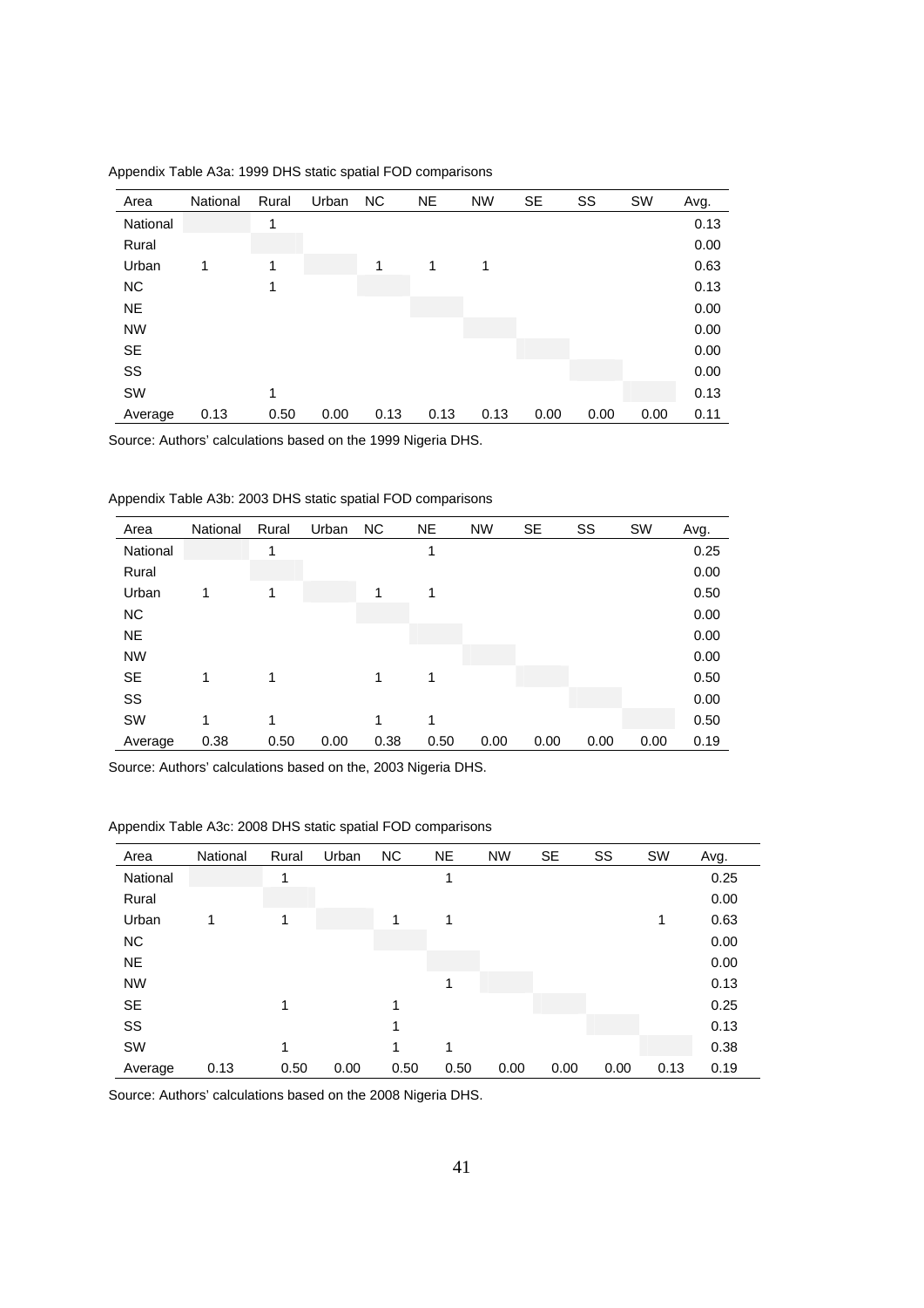Appendix Table A3a: 1999 DHS static spatial FOD comparisons

| Area | National | Rural | Urban | NC | NE | NW | SE | SS | SW | Avg. |
|---|---|---|---|---|---|---|---|---|---|---|
| National | | 1 | | | | | | | | 0.13 |
| Rural | | | | | | | | | | 0.00 |
| Urban | 1 | 1 | | 1 | 1 | 1 | | | | 0.63 |
| NC | | 1 | | | | | | | | 0.13 |
| NE | | | | | | | | | | 0.00 |
| NW | | | | | | | | | | 0.00 |
| SE | | | | | | | | | | 0.00 |
| SS | | | | | | | | | | 0.00 |
| SW | | 1 | | | | | | | | 0.13 |
| Average | 0.13 | 0.50 | 0.00 | 0.13 | 0.13 | 0.13 | 0.00 | 0.00 | 0.00 | 0.11 |

Source: Authors' calculations based on the 1999 Nigeria DHS.

Appendix Table A3b: 2003 DHS static spatial FOD comparisons

| Area | National | Rural | Urban | NC | NE | NW | SE | SS | SW | Avg. |
|---|---|---|---|---|---|---|---|---|---|---|
| National | | 1 | | | 1 | | | | | 0.25 |
| Rural | | | | | | | | | | 0.00 |
| Urban | 1 | 1 | | 1 | 1 | | | | | 0.50 |
| NC | | | | | | | | | | 0.00 |
| NE | | | | | | | | | | 0.00 |
| NW | | | | | | | | | | 0.00 |
| SE | 1 | 1 | | 1 | 1 | | | | | 0.50 |
| SS | | | | | | | | | | 0.00 |
| SW | 1 | 1 | | 1 | 1 | | | | | 0.50 |
| Average | 0.38 | 0.50 | 0.00 | 0.38 | 0.50 | 0.00 | 0.00 | 0.00 | 0.00 | 0.19 |

Source: Authors' calculations based on the, 2003 Nigeria DHS.

Appendix Table A3c: 2008 DHS static spatial FOD comparisons

| Area | National | Rural | Urban | NC | NE | NW | SE | SS | SW | Avg. |
|---|---|---|---|---|---|---|---|---|---|---|
| National | | 1 | | | 1 | | | | | 0.25 |
| Rural | | | | | | | | | | 0.00 |
| Urban | 1 | 1 | | 1 | 1 | | | | 1 | 0.63 |
| NC | | | | | | | | | | 0.00 |
| NE | | | | | | | | | | 0.00 |
| NW | | | | | 1 | | | | | 0.13 |
| SE | | 1 | | 1 | | | | | | 0.25 |
| SS | | | | 1 | | | | | | 0.13 |
| SW | | 1 | | 1 | 1 | | | | | 0.38 |
| Average | 0.13 | 0.50 | 0.00 | 0.50 | 0.50 | 0.00 | 0.00 | 0.00 | 0.13 | 0.19 |

Source: Authors' calculations based on the 2008 Nigeria DHS.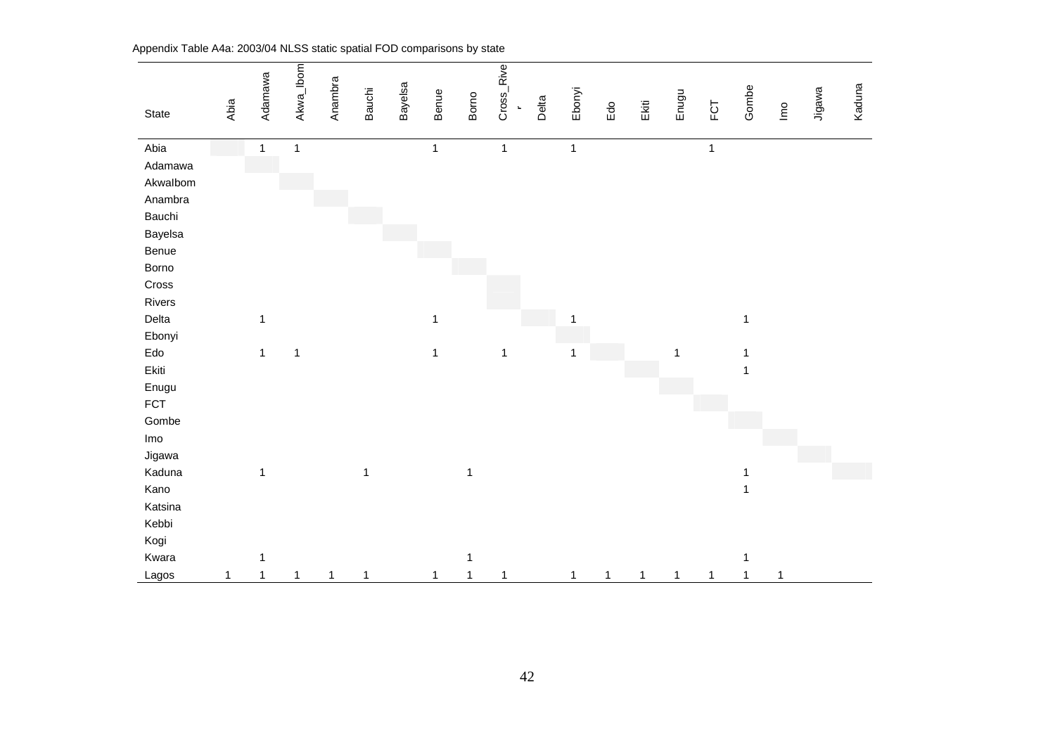Appendix Table A4a: 2003/04 NLSS static spatial FOD comparisons by state

| State | Abia | Adamawa | Akwa_Ibom | Anambra | Bauchi | Bayelsa | Benue | Borno | Cross_River | Delta | Ebonyi | Edo | Ekiti | Enugu | FCT | Gombe | Imo | Jigawa | Kaduna |
|---|---|---|---|---|---|---|---|---|---|---|---|---|---|---|---|---|---|---|---|
| Abia | | 1 | 1 | | | | 1 | | 1 | | 1 | | | | 1 | | | | |
| Adamawa | | | | | | | | | | | | | | | | | | | |
| AkwaIbom | | | | | | | | | | | | | | | | | | | |
| Anambra | | | | | | | | | | | | | | | | | | | |
| Bauchi | | | | | | | | | | | | | | | | | | | |
| Bayelsa | | | | | | | | | | | | | | | | | | | |
| Benue | | | | | | | | | | | | | | | | | | | |
| Borno | | | | | | | | | | | | | | | | | | | |
| Cross Rivers | | | | | | | | | | | | | | | | | | | |
| Delta | | 1 | | | | | 1 | | | | 1 | | | | | 1 | | | |
| Ebonyi | | | | | | | | | | | | | | | | | | | |
| Edo | | 1 | 1 | | | | 1 | | 1 | | 1 | | | 1 | | 1 | | | |
| Ekiti | | | | | | | | | | | | | | | | 1 | | | |
| Enugu | | | | | | | | | | | | | | | | | | | |
| FCT | | | | | | | | | | | | | | | | | | | |
| Gombe | | | | | | | | | | | | | | | | | | | |
| Imo | | | | | | | | | | | | | | | | | | | |
| Jigawa | | | | | | | | | | | | | | | | | | | |
| Kaduna | | 1 | | | 1 | | | 1 | | | | | | | | 1 | | | |
| Kano | | | | | | | | | | | | | | | | 1 | | | |
| Katsina | | | | | | | | | | | | | | | | | | | |
| Kebbi | | | | | | | | | | | | | | | | | | | |
| Kogi | | | | | | | | | | | | | | | | | | | |
| Kwara | | 1 | | | | | | 1 | | | | | | | | 1 | | | |
| Lagos | 1 | 1 | 1 | 1 | 1 | | 1 | 1 | 1 | | 1 | 1 | 1 | 1 | 1 | 1 | 1 | | |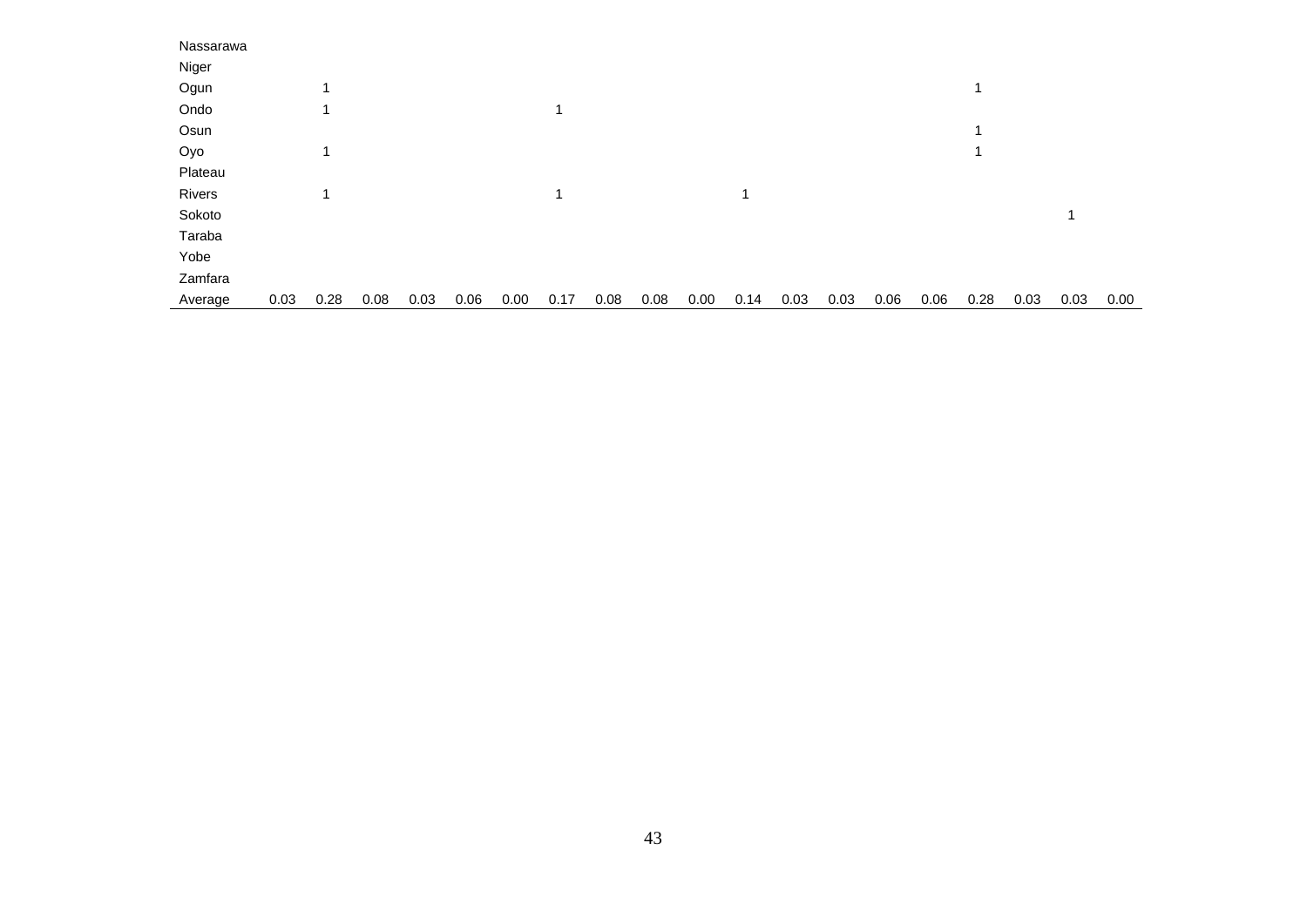| | | | | | | | | | | | | | | | | | | | |
|---|---|---|---|---|---|---|---|---|---|---|---|---|---|---|---|---|---|---|---|
| Nassarawa | | | | | | | | | | | | | | | | | | | |
| Niger | | | | | | | | | | | | | | | | | | | |
| Ogun | | 1 | | | | | | | | | | | | | | 1 | | | |
| Ondo | | 1 | | | | | 1 | | | | | | | | | | | | |
| Osun | | | | | | | | | | | | | | | | 1 | | | |
| Oyo | | 1 | | | | | | | | | | | | | | 1 | | | |
| Plateau | | | | | | | | | | | | | | | | | | | |
| Rivers | | 1 | | | | | 1 | | | | 1 | | | | | | | | |
| Sokoto | | | | | | | | | | | | | | | | | | 1 | |
| Taraba | | | | | | | | | | | | | | | | | | | |
| Yobe | | | | | | | | | | | | | | | | | | | |
| Zamfara | | | | | | | | | | | | | | | | | | | |
| Average | 0.03 | 0.28 | 0.08 | 0.03 | 0.06 | 0.00 | 0.17 | 0.08 | 0.08 | 0.00 | 0.14 | 0.03 | 0.03 | 0.06 | 0.06 | 0.28 | 0.03 | 0.03 | 0.00 |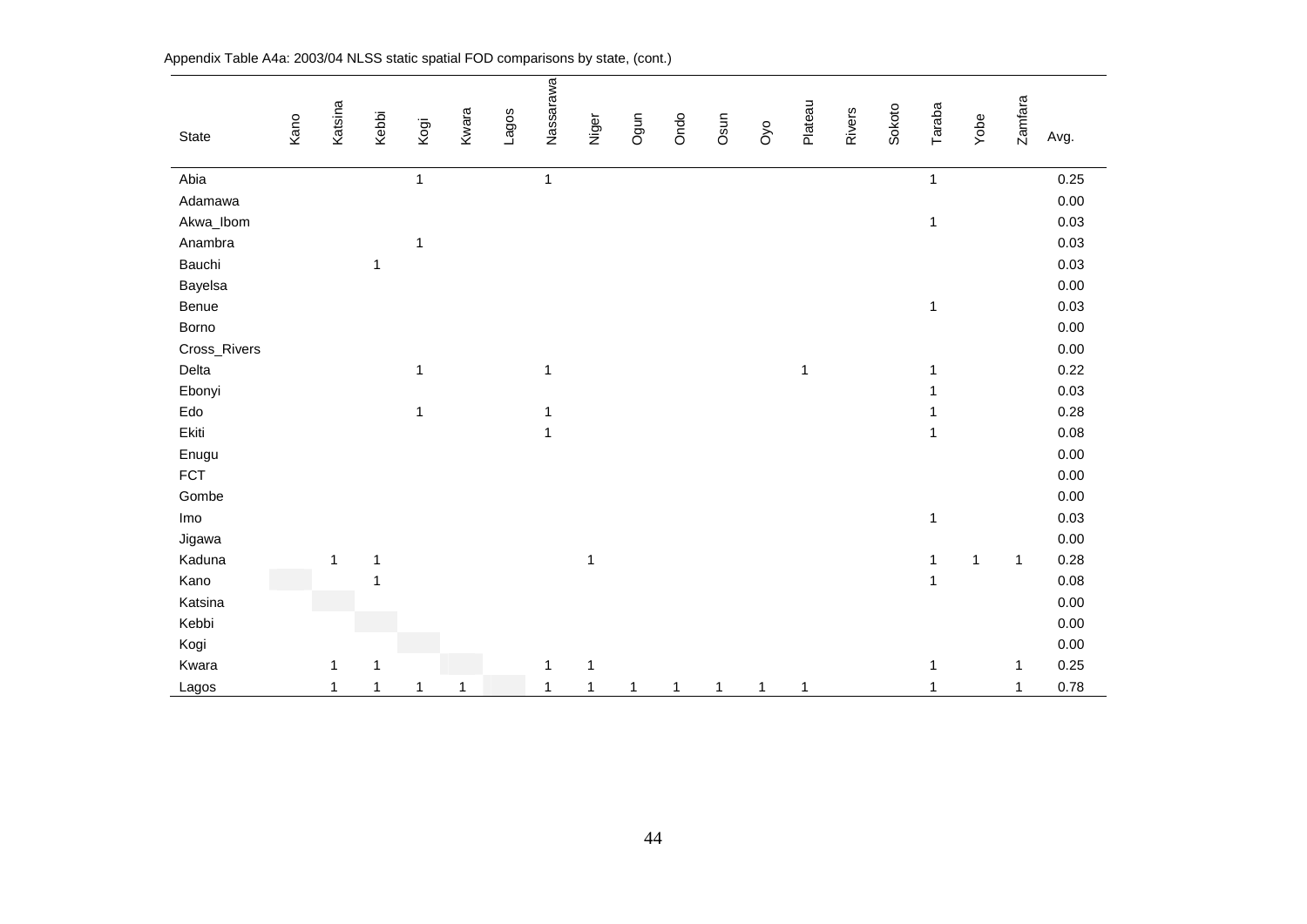Appendix Table A4a: 2003/04 NLSS static spatial FOD comparisons by state, (cont.)

| State | Kano | Katsina | Kebbi | Kogi | Kwara | Lagos | Nassarawa | Niger | Ogun | Ondo | Osun | Oyo | Plateau | Rivers | Sokoto | Taraba | Yobe | Zamfara | Avg. |
|---|---|---|---|---|---|---|---|---|---|---|---|---|---|---|---|---|---|---|---|
| Abia | | | | 1 | | | 1 | | | | | | | | | 1 | | | 0.25 |
| Adamawa | | | | | | | | | | | | | | | | | | | 0.00 |
| Akwa_Ibom | | | | | | | | | | | | | | | | 1 | | | 0.03 |
| Anambra | | | | 1 | | | | | | | | | | | | | | | 0.03 |
| Bauchi | | | 1 | | | | | | | | | | | | | | | | 0.03 |
| Bayelsa | | | | | | | | | | | | | | | | | | | 0.00 |
| Benue | | | | | | | | | | | | | | | | 1 | | | 0.03 |
| Borno | | | | | | | | | | | | | | | | | | | 0.00 |
| Cross_Rivers | | | | | | | | | | | | | | | | | | | 0.00 |
| Delta | | | | 1 | | | 1 | | | | | | 1 | | | 1 | | | 0.22 |
| Ebonyi | | | | | | | | | | | | | | | | 1 | | | 0.03 |
| Edo | | | | 1 | | | 1 | | | | | | | | | 1 | | | 0.28 |
| Ekiti | | | | | | | 1 | | | | | | | | | 1 | | | 0.08 |
| Enugu | | | | | | | | | | | | | | | | | | | 0.00 |
| FCT | | | | | | | | | | | | | | | | | | | 0.00 |
| Gombe | | | | | | | | | | | | | | | | | | | 0.00 |
| Imo | | | | | | | | | | | | | | | | 1 | | | 0.03 |
| Jigawa | | | | | | | | | | | | | | | | | | | 0.00 |
| Kaduna | | 1 | 1 | | | | | 1 | | | | | | | | 1 | 1 | 1 | 0.28 |
| Kano | | | 1 | | | | | | | | | | | | | 1 | | | 0.08 |
| Katsina | | | | | | | | | | | | | | | | | | | 0.00 |
| Kebbi | | | | | | | | | | | | | | | | | | | 0.00 |
| Kogi | | | | | | | | | | | | | | | | | | | 0.00 |
| Kwara | | 1 | 1 | | | | 1 | 1 | | | | | | | | 1 | | 1 | 0.25 |
| Lagos | | 1 | 1 | 1 | 1 | | 1 | 1 | 1 | 1 | 1 | 1 | 1 | | | 1 | | 1 | 0.78 |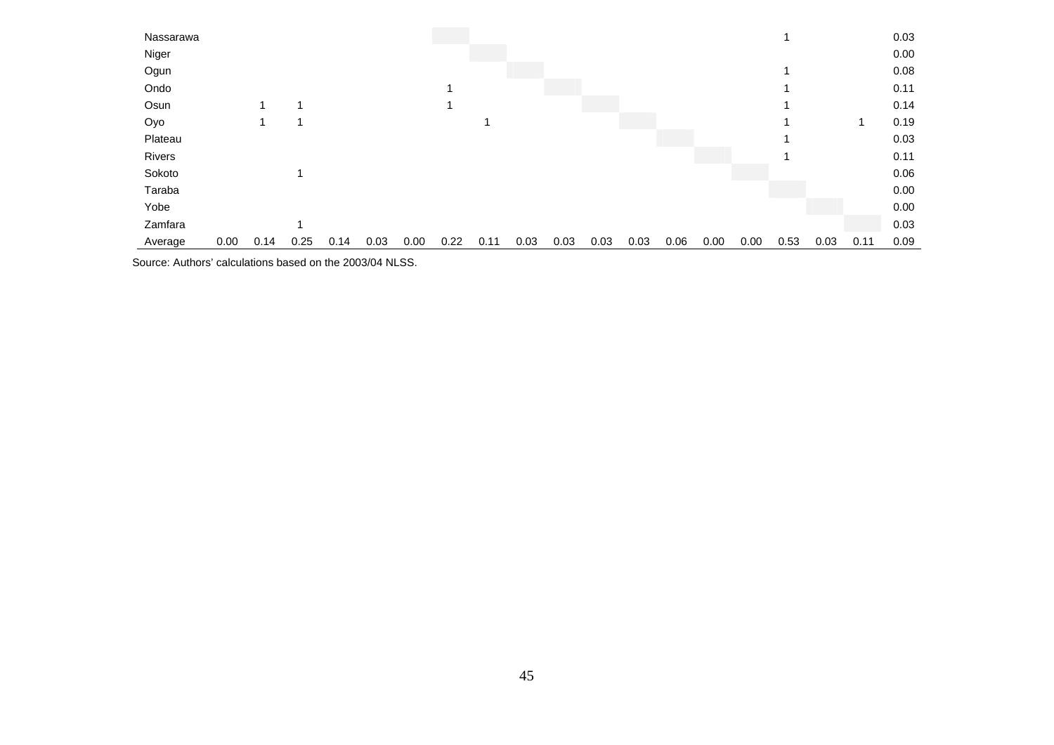| | | | | | | | | | | | | | | | | | | | |
|---|---|---|---|---|---|---|---|---|---|---|---|---|---|---|---|---|---|---|---|
| Nassarawa | | | | | | | | | | | | | | | 1 | | | | 0.03 |
| Niger | | | | | | | | | | | | | | | | | | | 0.00 |
| Ogun | | | | | | | | | | | | | | | 1 | | | | 0.08 |
| Ondo | | | | | | | 1 | | | | | | | | | 1 | | | 0.11 |
| Osun | | 1 | 1 | | | | 1 | | | | | | | | | 1 | | | 0.14 |
| Oyo | | 1 | 1 | | | | | 1 | | | | | | | | 1 | | 1 | 0.19 |
| Plateau | | | | | | | | | | | | | | | | 1 | | | 0.03 |
| Rivers | | | | | | | | | | | | | | | | 1 | | | 0.11 |
| Sokoto | | | 1 | | | | | | | | | | | | | | | | 0.06 |
| Taraba | | | | | | | | | | | | | | | | | | | 0.00 |
| Yobe | | | | | | | | | | | | | | | | | | | 0.00 |
| Zamfara | | | 1 | | | | | | | | | | | | | | | | 0.03 |
| Average | 0.00 | 0.14 | 0.25 | 0.14 | 0.03 | 0.00 | 0.22 | 0.11 | 0.03 | 0.03 | 0.03 | 0.03 | 0.06 | 0.00 | 0.00 | 0.53 | 0.03 | 0.11 | 0.09 |

Source: Authors' calculations based on the 2003/04 NLSS.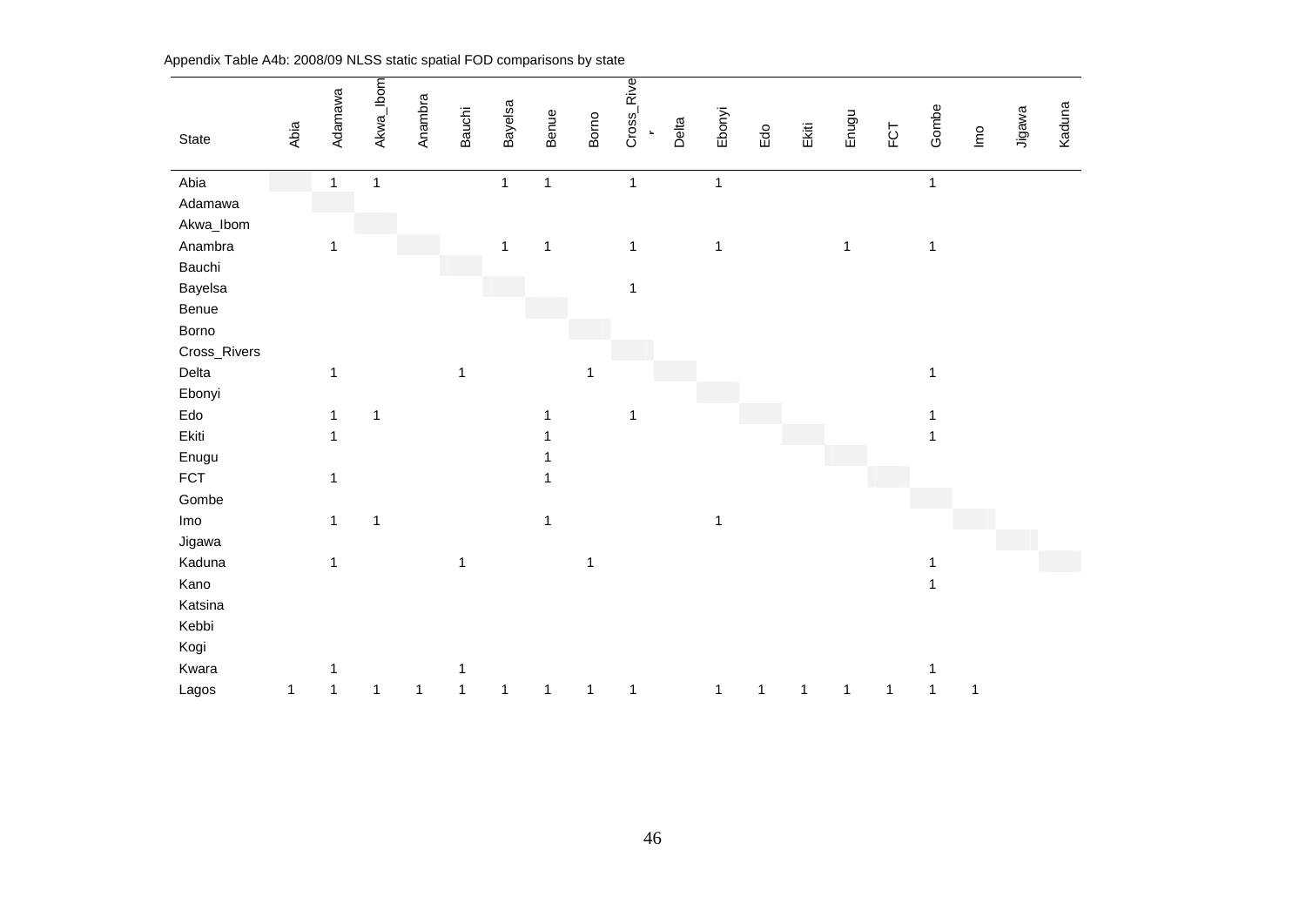Appendix Table A4b: 2008/09 NLSS static spatial FOD comparisons by state

| State | Abia | Adamawa | Akwa_Ibom | Anambra | Bauchi | Bayelsa | Benue | Borno | Cross_River | Delta | Ebonyi | Edo | Ekiti | Enugu | FCT | Gombe | Imo | Jigawa | Kaduna |
|---|---|---|---|---|---|---|---|---|---|---|---|---|---|---|---|---|---|---|---|
| Abia | | 1 | 1 | | | 1 | 1 | | 1 | | 1 | | | | | 1 | | | |
| Adamawa | | | | | | | | | | | | | | | | | | | |
| Akwa_Ibom | | | | | | | | | | | | | | | | | | | |
| Anambra | | 1 | | | | 1 | 1 | | 1 | | 1 | | | 1 | | 1 | | | |
| Bauchi | | | | | | | | | | | | | | | | | | | |
| Bayelsa | | | | | | | | | 1 | | | | | | | | | | |
| Benue | | | | | | | | | | | | | | | | | | | |
| Borno | | | | | | | | | | | | | | | | | | | |
| Cross_Rivers | | | | | | | | | | | | | | | | | | | |
| Delta | | 1 | | | 1 | | | 1 | | | | | | | | 1 | | | |
| Ebonyi | | | | | | | | | | | | | | | | | | | |
| Edo | | 1 | 1 | | | | 1 | | 1 | | | | | | | 1 | | | |
| Ekiti | | 1 | | | | | 1 | | | | | | | | | 1 | | | |
| Enugu | | | | | | | 1 | | | | | | | | | | | | |
| FCT | | 1 | | | | | 1 | | | | | | | | | | | | |
| Gombe | | | | | | | | | | | | | | | | | | | |
| Imo | | 1 | 1 | | | | 1 | | | | 1 | | | | | | | | |
| Jigawa | | | | | | | | | | | | | | | | | | | |
| Kaduna | | 1 | | | 1 | | | 1 | | | | | | | | 1 | | | |
| Kano | | | | | | | | | | | | | | | | 1 | | | |
| Katsina | | | | | | | | | | | | | | | | | | | |
| Kebbi | | | | | | | | | | | | | | | | | | | |
| Kogi | | | | | | | | | | | | | | | | | | | |
| Kwara | | 1 | | | 1 | | | | | | | | | | | 1 | | | |
| Lagos | 1 | 1 | 1 | 1 | 1 | 1 | 1 | 1 | 1 | | 1 | 1 | 1 | 1 | 1 | 1 | 1 | | |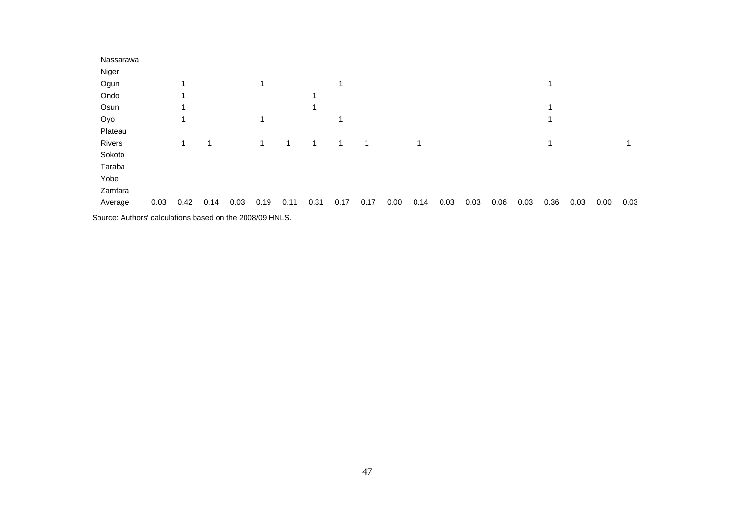| | | | | | | | | | | | | | | | | | | | |
|---|---|---|---|---|---|---|---|---|---|---|---|---|---|---|---|---|---|---|---|
| Nassarawa | | | | | | | | | | | | | | | | | | | |
| Niger | | | | | | | | | | | | | | | | | | | |
| Ogun | | 1 | | | 1 | | | 1 | | | | | | | | 1 | | | |
| Ondo | | 1 | | | | | 1 | | | | | | | | | | | | |
| Osun | | 1 | | | | | 1 | | | | | | | | | 1 | | | |
| Oyo | | 1 | | | 1 | | | 1 | | | | | | | | 1 | | | |
| Plateau | | | | | | | | | | | | | | | | | | | |
| Rivers | | 1 | 1 | | 1 | 1 | 1 | 1 | 1 | | 1 | | | | | 1 | | | 1 |
| Sokoto | | | | | | | | | | | | | | | | | | | |
| Taraba | | | | | | | | | | | | | | | | | | | |
| Yobe | | | | | | | | | | | | | | | | | | | |
| Zamfara | | | | | | | | | | | | | | | | | | | |
| Average | 0.03 | 0.42 | 0.14 | 0.03 | 0.19 | 0.11 | 0.31 | 0.17 | 0.17 | 0.00 | 0.14 | 0.03 | 0.03 | 0.06 | 0.03 | 0.36 | 0.03 | 0.00 | 0.03 |

Source: Authors' calculations based on the 2008/09 HNLS.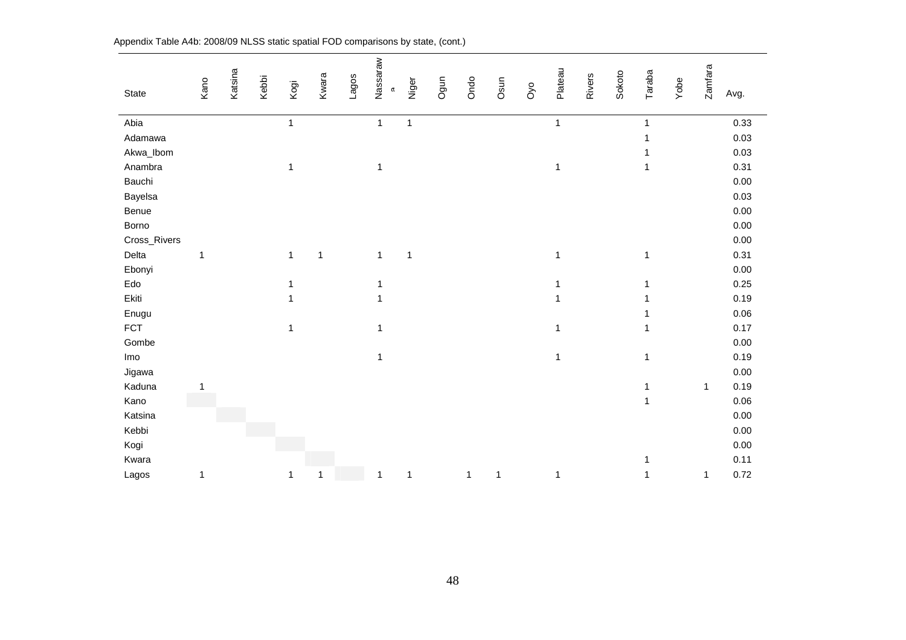Appendix Table A4b: 2008/09 NLSS static spatial FOD comparisons by state, (cont.)

| State | Kano | Katsina | Kebbi | Kogi | Kwara | Lagos | Nassarawa | Niger | Ogun | Ondo | Osun | Oyo | Plateau | Rivers | Sokoto | Taraba | Yobe | Zamfara | Avg. |
|---|---|---|---|---|---|---|---|---|---|---|---|---|---|---|---|---|---|---|---|
| Abia | | | | 1 | | | 1 | 1 | | | | | 1 | | | 1 | | | 0.33 |
| Adamawa | | | | | | | | | | | | | | | | 1 | | | 0.03 |
| Akwa_Ibom | | | | | | | | | | | | | | | | 1 | | | 0.03 |
| Anambra | | | | 1 | | | 1 | | | | | | 1 | | | 1 | | | 0.31 |
| Bauchi | | | | | | | | | | | | | | | | | | | 0.00 |
| Bayelsa | | | | | | | | | | | | | | | | | | | 0.03 |
| Benue | | | | | | | | | | | | | | | | | | | 0.00 |
| Borno | | | | | | | | | | | | | | | | | | | 0.00 |
| Cross_Rivers | | | | | | | | | | | | | | | | | | | 0.00 |
| Delta | 1 | | | 1 | 1 | | 1 | 1 | | | | | 1 | | | 1 | | | 0.31 |
| Ebonyi | | | | | | | | | | | | | | | | | | | 0.00 |
| Edo | | | | 1 | | | 1 | | | | | | 1 | | | 1 | | | 0.25 |
| Ekiti | | | | 1 | | | 1 | | | | | | 1 | | | 1 | | | 0.19 |
| Enugu | | | | | | | | | | | | | | | | 1 | | | 0.06 |
| FCT | | | | 1 | | | 1 | | | | | | 1 | | | 1 | | | 0.17 |
| Gombe | | | | | | | | | | | | | | | | | | | 0.00 |
| Imo | | | | | | | 1 | | | | | | 1 | | | 1 | | | 0.19 |
| Jigawa | | | | | | | | | | | | | | | | | | | 0.00 |
| Kaduna | 1 | | | | | | | | | | | | | | | 1 | | 1 | 0.19 |
| Kano | | | | | | | | | | | | | | | | 1 | | | 0.06 |
| Katsina | | | | | | | | | | | | | | | | | | | 0.00 |
| Kebbi | | | | | | | | | | | | | | | | | | | 0.00 |
| Kogi | | | | | | | | | | | | | | | | | | | 0.00 |
| Kwara | | | | | | | | | | | | | | | | 1 | | | 0.11 |
| Lagos | 1 | | | 1 | 1 | | 1 | 1 | | 1 | 1 | | 1 | | | 1 | | 1 | 0.72 |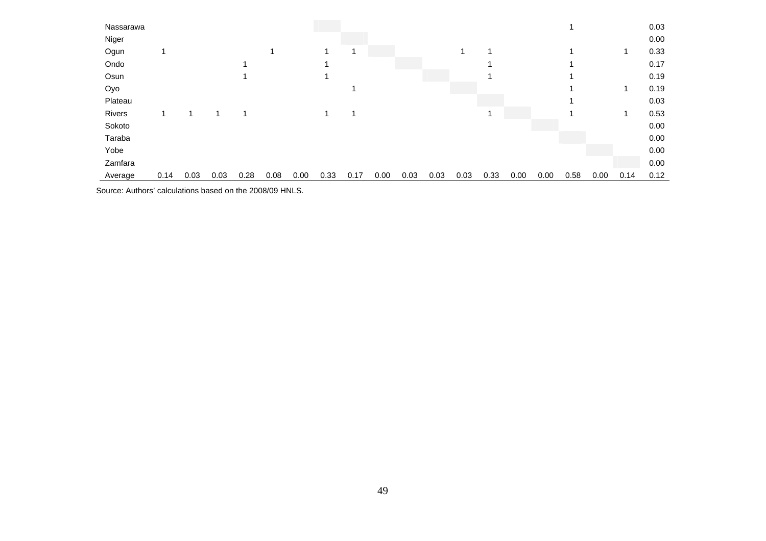| | | | | | | | | | | | | | | | | | | | |
|---|---|---|---|---|---|---|---|---|---|---|---|---|---|---|---|---|---|---|---|
| Nassarawa | | | | | | | | | | | | | | | | 1 | | | 0.03 |
| Niger | | | | | | | | | | | | | | | | | | | 0.00 |
| Ogun | 1 | | | | 1 | | 1 | 1 | | | | 1 | 1 | | | 1 | | 1 | 0.33 |
| Ondo | | | | 1 | | | 1 | | | | | | 1 | | | 1 | | | 0.17 |
| Osun | | | | 1 | | | 1 | | | | | | 1 | | | 1 | | | 0.19 |
| Oyo | | | | | | | | 1 | | | | | | | | 1 | | 1 | 0.19 |
| Plateau | | | | | | | | | | | | | | | | 1 | | | 0.03 |
| Rivers | 1 | 1 | 1 | 1 | | | 1 | 1 | | | | | 1 | | | 1 | | 1 | 0.53 |
| Sokoto | | | | | | | | | | | | | | | | | | | 0.00 |
| Taraba | | | | | | | | | | | | | | | | | | | 0.00 |
| Yobe | | | | | | | | | | | | | | | | | | | 0.00 |
| Zamfara | | | | | | | | | | | | | | | | | | | 0.00 |
| Average | 0.14 | 0.03 | 0.03 | 0.28 | 0.08 | 0.00 | 0.33 | 0.17 | 0.00 | 0.03 | 0.03 | 0.03 | 0.33 | 0.00 | 0.00 | 0.58 | 0.00 | 0.14 | 0.12 |

Source: Authors' calculations based on the 2008/09 HNLS.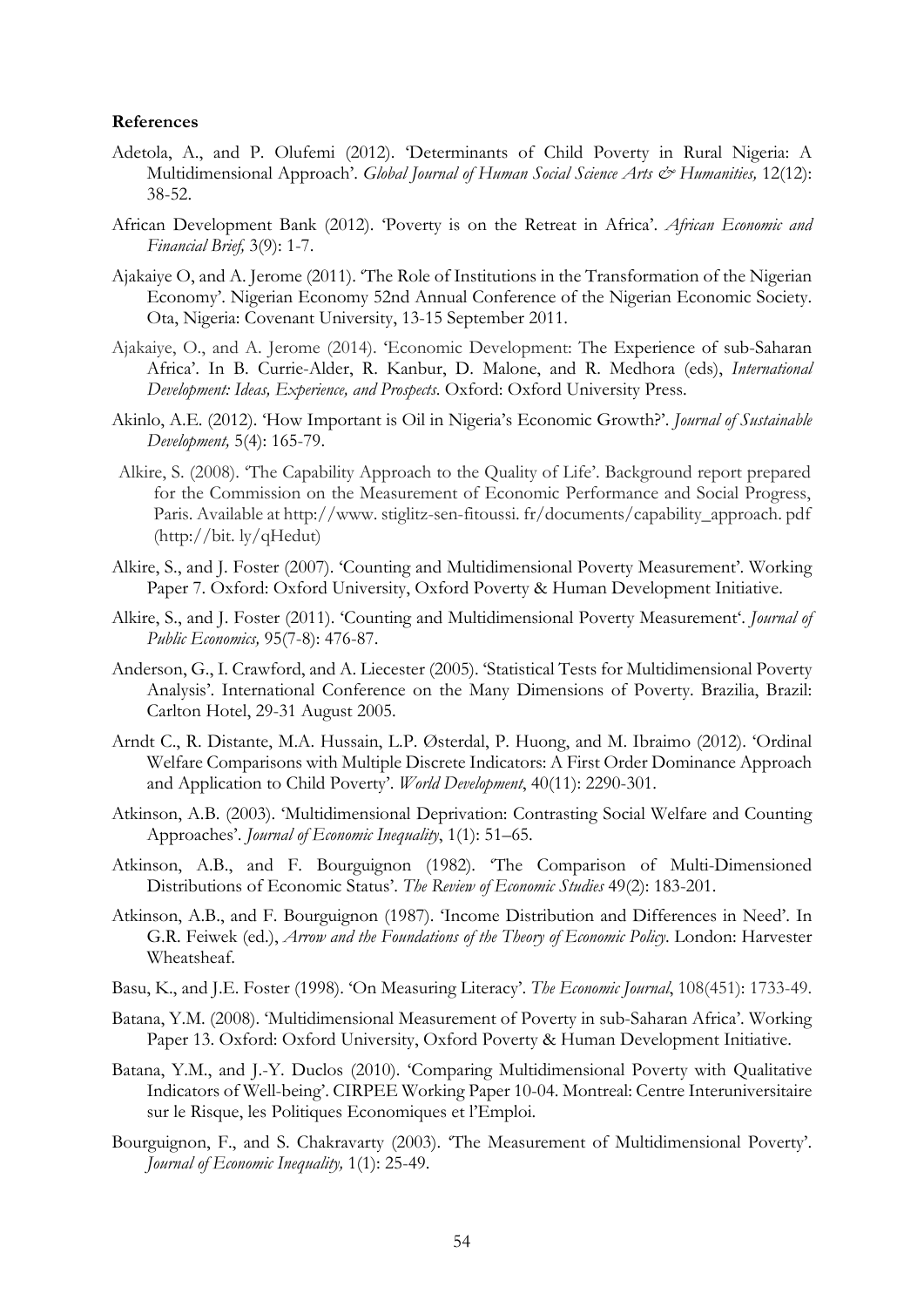**References**

Adetola, A., and P. Olufemi (2012). 'Determinants of Child Poverty in Rural Nigeria: A Multidimensional Approach'. *Global Journal of Human Social Science Arts & Humanities,* 12(12): 38-52.

African Development Bank (2012). 'Poverty is on the Retreat in Africa'. *African Economic and Financial Brief,* 3(9): 1-7.

Ajakaiye O, and A. Jerome (2011). 'The Role of Institutions in the Transformation of the Nigerian Economy'. Nigerian Economy 52nd Annual Conference of the Nigerian Economic Society. Ota, Nigeria: Covenant University, 13-15 September 2011.

Ajakaiye, O., and A. Jerome (2014). 'Economic Development: The Experience of sub-Saharan Africa'. In B. Currie-Alder, R. Kanbur, D. Malone, and R. Medhora (eds), *International Development: Ideas, Experience, and Prospects*. Oxford: Oxford University Press.

Akinlo, A.E. (2012). 'How Important is Oil in Nigeria's Economic Growth?'. *Journal of Sustainable Development,* 5(4): 165-79.

Alkire, S. (2008). 'The Capability Approach to the Quality of Life'. Background report prepared for the Commission on the Measurement of Economic Performance and Social Progress, Paris. Available at http://www. stiglitz-sen-fitoussi. fr/documents/capability_approach. pdf (http://bit. ly/qHedut)

Alkire, S., and J. Foster (2007). 'Counting and Multidimensional Poverty Measurement'. Working Paper 7. Oxford: Oxford University, Oxford Poverty & Human Development Initiative.

Alkire, S., and J. Foster (2011). 'Counting and Multidimensional Poverty Measurement'. *Journal of Public Economics,* 95(7-8): 476-87.

Anderson, G., I. Crawford, and A. Liecester (2005). 'Statistical Tests for Multidimensional Poverty Analysis'. International Conference on the Many Dimensions of Poverty. Brazilia, Brazil: Carlton Hotel, 29-31 August 2005.

Arndt C., R. Distante, M.A. Hussain, L.P. Østerdal, P. Huong, and M. Ibraimo (2012). 'Ordinal Welfare Comparisons with Multiple Discrete Indicators: A First Order Dominance Approach and Application to Child Poverty'. *World Development*, 40(11): 2290-301.

Atkinson, A.B. (2003). 'Multidimensional Deprivation: Contrasting Social Welfare and Counting Approaches'. *Journal of Economic Inequality*, 1(1): 51–65.

Atkinson, A.B., and F. Bourguignon (1982). 'The Comparison of Multi-Dimensioned Distributions of Economic Status'. *The Review of Economic Studies* 49(2): 183-201.

Atkinson, A.B., and F. Bourguignon (1987). 'Income Distribution and Differences in Need'. In G.R. Feiwek (ed.), *Arrow and the Foundations of the Theory of Economic Policy*. London: Harvester Wheatsheaf.

Basu, K., and J.E. Foster (1998). 'On Measuring Literacy'. *The Economic Journal*, 108(451): 1733-49.

Batana, Y.M. (2008). 'Multidimensional Measurement of Poverty in sub-Saharan Africa'. Working Paper 13. Oxford: Oxford University, Oxford Poverty & Human Development Initiative.

Batana, Y.M., and J.-Y. Duclos (2010). 'Comparing Multidimensional Poverty with Qualitative Indicators of Well-being'. CIRPEE Working Paper 10-04. Montreal: Centre Interuniversitaire sur le Risque, les Politiques Economiques et l'Emploi.

Bourguignon, F., and S. Chakravarty (2003). 'The Measurement of Multidimensional Poverty'. *Journal of Economic Inequality,* 1(1): 25-49.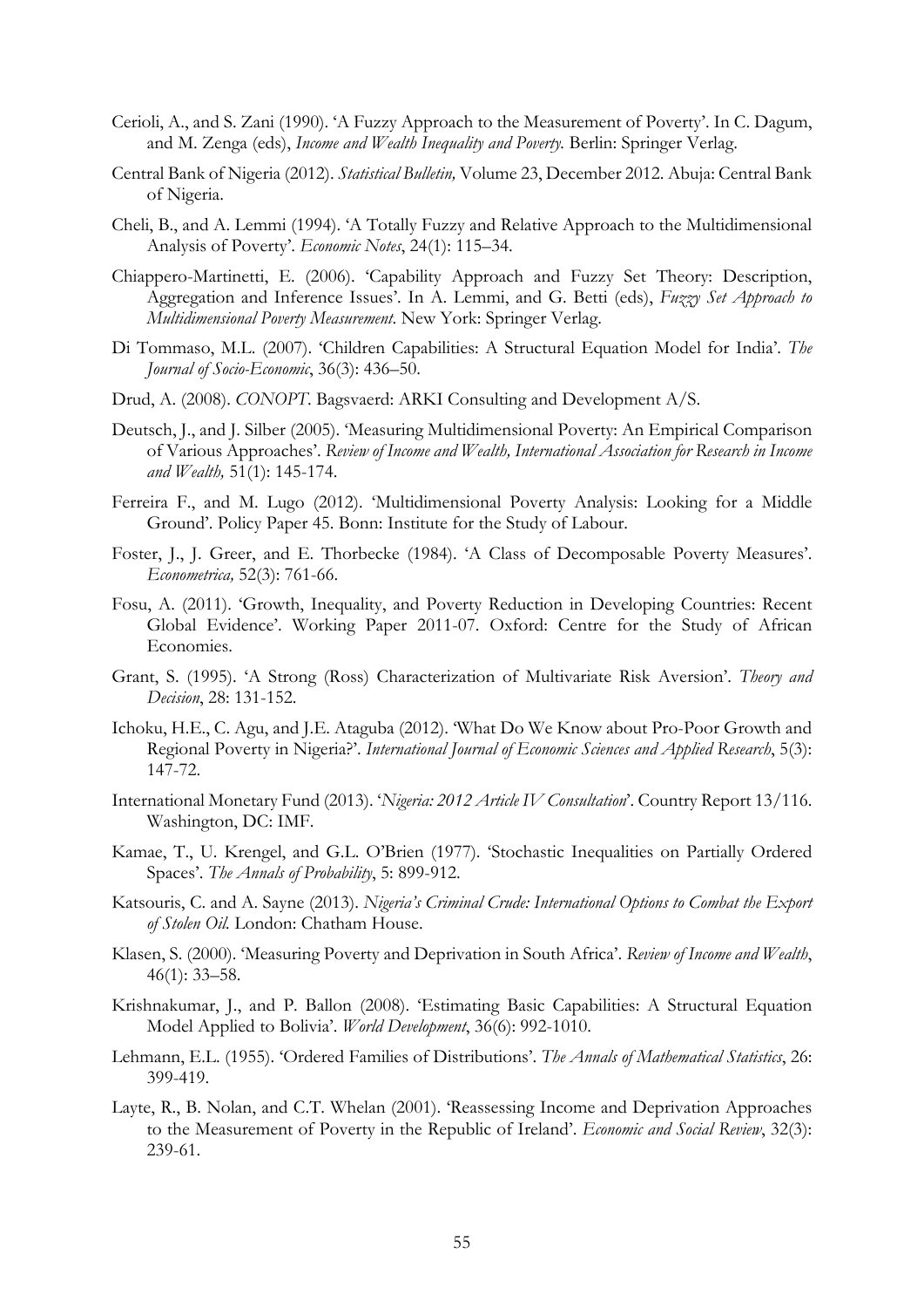Cerioli, A., and S. Zani (1990). 'A Fuzzy Approach to the Measurement of Poverty'. In C. Dagum, and M. Zenga (eds), *Income and Wealth Inequality and Poverty.* Berlin: Springer Verlag.

Central Bank of Nigeria (2012). *Statistical Bulletin,* Volume 23, December 2012. Abuja: Central Bank of Nigeria.

Cheli, B., and A. Lemmi (1994). 'A Totally Fuzzy and Relative Approach to the Multidimensional Analysis of Poverty'. *Economic Notes*, 24(1): 115–34.

Chiappero-Martinetti, E. (2006). 'Capability Approach and Fuzzy Set Theory: Description, Aggregation and Inference Issues'. In A. Lemmi, and G. Betti (eds), *Fuzzy Set Approach to Multidimensional Poverty Measurement*. New York: Springer Verlag.

Di Tommaso, M.L. (2007). 'Children Capabilities: A Structural Equation Model for India'. *The Journal of Socio-Economic*, 36(3): 436–50.

Drud, A. (2008). *CONOPT*. Bagsvaerd: ARKI Consulting and Development A/S.

Deutsch, J., and J. Silber (2005). 'Measuring Multidimensional Poverty: An Empirical Comparison of Various Approaches'. *Review of Income and Wealth, International Association for Research in Income and Wealth,* 51(1): 145-174.

Ferreira F., and M. Lugo (2012). 'Multidimensional Poverty Analysis: Looking for a Middle Ground'. Policy Paper 45. Bonn: Institute for the Study of Labour.

Foster, J., J. Greer, and E. Thorbecke (1984). 'A Class of Decomposable Poverty Measures'. *Econometrica,* 52(3): 761-66.

Fosu, A. (2011). 'Growth, Inequality, and Poverty Reduction in Developing Countries: Recent Global Evidence'. Working Paper 2011-07. Oxford: Centre for the Study of African Economies.

Grant, S. (1995). 'A Strong (Ross) Characterization of Multivariate Risk Aversion'. *Theory and Decision*, 28: 131-152.

Ichoku, H.E., C. Agu, and J.E. Ataguba (2012). 'What Do We Know about Pro-Poor Growth and Regional Poverty in Nigeria?'. *International Journal of Economic Sciences and Applied Research*, 5(3): 147-72.

International Monetary Fund (2013). '*Nigeria: 2012 Article IV Consultation*'. Country Report 13/116. Washington, DC: IMF.

Kamae, T., U. Krengel, and G.L. O'Brien (1977). 'Stochastic Inequalities on Partially Ordered Spaces'. *The Annals of Probability*, 5: 899-912.

Katsouris, C. and A. Sayne (2013). *Nigeria's Criminal Crude: International Options to Combat the Export of Stolen Oil.* London: Chatham House.

Klasen, S. (2000). 'Measuring Poverty and Deprivation in South Africa'. *Review of Income and Wealth*, 46(1): 33–58.

Krishnakumar, J., and P. Ballon (2008). 'Estimating Basic Capabilities: A Structural Equation Model Applied to Bolivia'. *World Development*, 36(6): 992-1010.

Lehmann, E.L. (1955). 'Ordered Families of Distributions'. *The Annals of Mathematical Statistics*, 26: 399-419.

Layte, R., B. Nolan, and C.T. Whelan (2001). 'Reassessing Income and Deprivation Approaches to the Measurement of Poverty in the Republic of Ireland'. *Economic and Social Review*, 32(3): 239-61.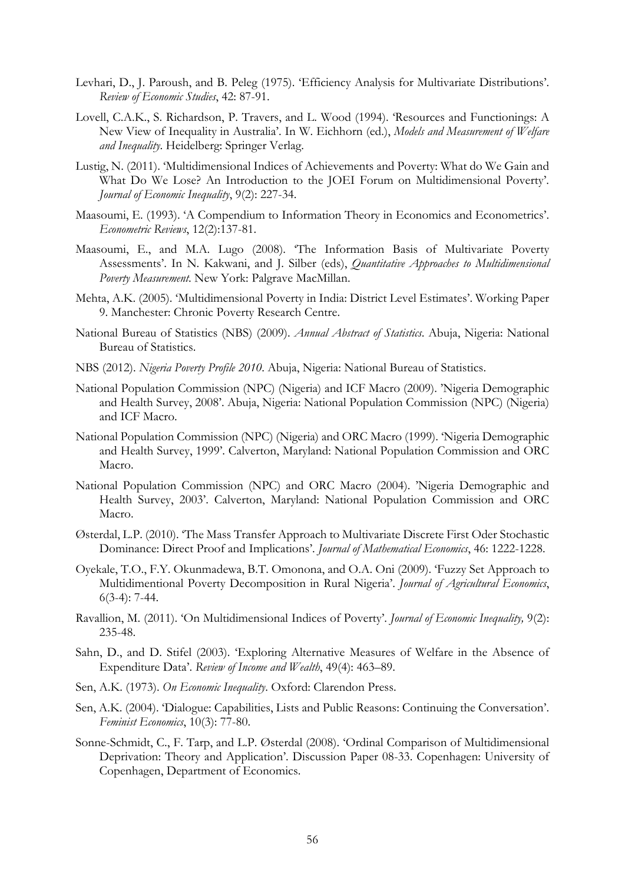Levhari, D., J. Paroush, and B. Peleg (1975). 'Efficiency Analysis for Multivariate Distributions'. *Review of Economic Studies*, 42: 87-91.

Lovell, C.A.K., S. Richardson, P. Travers, and L. Wood (1994). 'Resources and Functionings: A New View of Inequality in Australia'. In W. Eichhorn (ed.), *Models and Measurement of Welfare and Inequality*. Heidelberg: Springer Verlag.

Lustig, N. (2011). 'Multidimensional Indices of Achievements and Poverty: What do We Gain and What Do We Lose? An Introduction to the JOEI Forum on Multidimensional Poverty'. *Journal of Economic Inequality*, 9(2): 227-34.

Maasoumi, E. (1993). 'A Compendium to Information Theory in Economics and Econometrics'. *Econometric Reviews*, 12(2):137-81.

Maasoumi, E., and M.A. Lugo (2008). 'The Information Basis of Multivariate Poverty Assessments'. In N. Kakwani, and J. Silber (eds), *Quantitative Approaches to Multidimensional Poverty Measurement*. New York: Palgrave MacMillan.

Mehta, A.K. (2005). 'Multidimensional Poverty in India: District Level Estimates'. Working Paper 9. Manchester: Chronic Poverty Research Centre.

National Bureau of Statistics (NBS) (2009). *Annual Abstract of Statistics*. Abuja, Nigeria: National Bureau of Statistics.

NBS (2012). *Nigeria Poverty Profile 2010*. Abuja, Nigeria: National Bureau of Statistics.

National Population Commission (NPC) (Nigeria) and ICF Macro (2009). 'Nigeria Demographic and Health Survey, 2008'. Abuja, Nigeria: National Population Commission (NPC) (Nigeria) and ICF Macro.

National Population Commission (NPC) (Nigeria) and ORC Macro (1999). 'Nigeria Demographic and Health Survey, 1999'. Calverton, Maryland: National Population Commission and ORC Macro.

National Population Commission (NPC) and ORC Macro (2004). 'Nigeria Demographic and Health Survey, 2003'. Calverton, Maryland: National Population Commission and ORC Macro.

Østerdal, L.P. (2010). 'The Mass Transfer Approach to Multivariate Discrete First Oder Stochastic Dominance: Direct Proof and Implications'. *Journal of Mathematical Economics*, 46: 1222-1228.

Oyekale, T.O., F.Y. Okunmadewa, B.T. Omonona, and O.A. Oni (2009). 'Fuzzy Set Approach to Multidimentional Poverty Decomposition in Rural Nigeria'. *Journal of Agricultural Economics*, 6(3-4): 7-44.

Ravallion, M. (2011). 'On Multidimensional Indices of Poverty'. *Journal of Economic Inequality,* 9(2): 235-48.

Sahn, D., and D. Stifel (2003). 'Exploring Alternative Measures of Welfare in the Absence of Expenditure Data'. *Review of Income and Wealth*, 49(4): 463–89.

Sen, A.K. (1973). *On Economic Inequality*. Oxford: Clarendon Press.

Sen, A.K. (2004). 'Dialogue: Capabilities, Lists and Public Reasons: Continuing the Conversation'. *Feminist Economics*, 10(3): 77-80.

Sonne-Schmidt, C., F. Tarp, and L.P. Østerdal (2008). 'Ordinal Comparison of Multidimensional Deprivation: Theory and Application'. Discussion Paper 08-33. Copenhagen: University of Copenhagen, Department of Economics.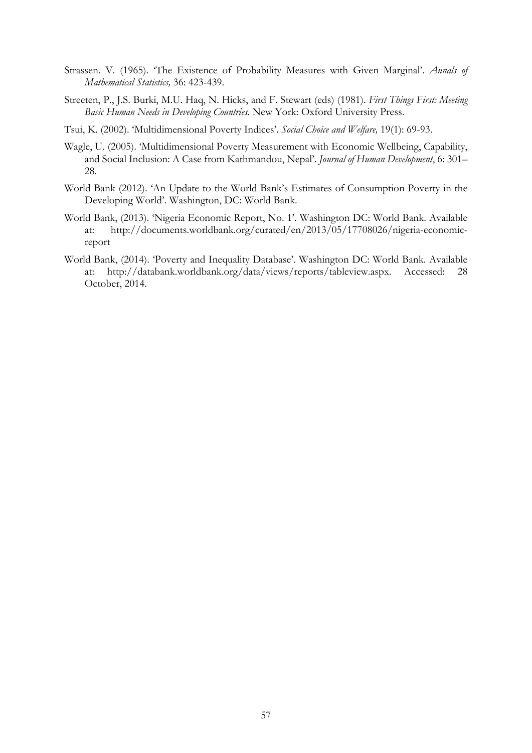Strassen. V. (1965). 'The Existence of Probability Measures with Given Marginal'. *Annals of Mathematical Statistics,* 36: 423-439.

Streeten, P., J.S. Burki, M.U. Haq, N. Hicks, and F. Stewart (eds) (1981). *First Things First: Meeting Basic Human Needs in Developing Countries.* New York: Oxford University Press.

Tsui, K. (2002). 'Multidimensional Poverty Indices'. *Social Choice and Welfare,* 19(1): 69-93.

Wagle, U. (2005). 'Multidimensional Poverty Measurement with Economic Wellbeing, Capability, and Social Inclusion: A Case from Kathmandou, Nepal'. *Journal of Human Development*, 6: 301–28.

World Bank (2012). 'An Update to the World Bank's Estimates of Consumption Poverty in the Developing World'. Washington, DC: World Bank.

World Bank, (2013). 'Nigeria Economic Report, No. 1'. Washington DC: World Bank. Available at: http://documents.worldbank.org/curated/en/2013/05/17708026/nigeria-economic-report

World Bank, (2014). 'Poverty and Inequality Database'. Washington DC: World Bank. Available at: http://databank.worldbank.org/data/views/reports/tableview.aspx. Accessed: 28 October, 2014.